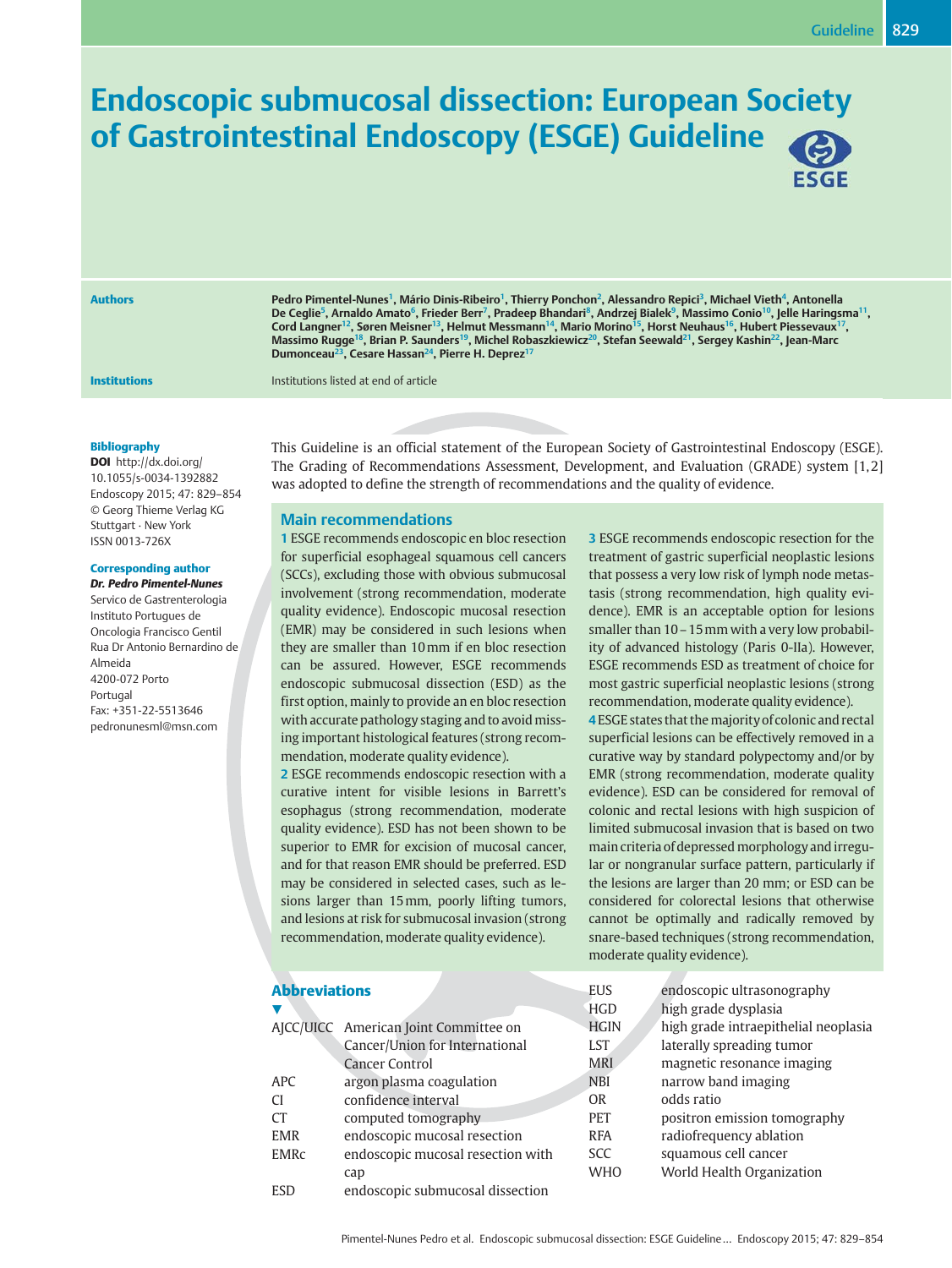# Endoscopic submucosal dissection: European Society of Gastrointestinal Endoscopy (ESGE) Guideline

**Authors**

Pedro Pimentel-Nunes[1], Mário Dinis-Ribeiro[1], Thierry Ponchon[2], Alessandro Repici[3], Michael Vieth[4], Antonella De Ceglie[5], Arnaldo Amato[6], Frieder Berr[7], Pradeep Bhandari[8], Andrzej Bialek[9], Massimo Conio[10], Jelle Haringsma[11], Cord Langner[12], Søren Meisner[13], Helmut Messmann[14], Mario Morino[15], Horst Neuhaus[16], Hubert Piessevaux[17], Massimo Rugge[18], Brian P. Saunders[19], Michel Robaszkiewicz[20], Stefan Seewald[21], Sergey Kashin[22], Jean-Marc Dumonceau[23], Cesare Hassan[24], Pierre H. Deprez[17]

**Institutions**

Institutions listed at end of article

**Bibliography**

**DOI** http://dx.doi.org/10.1055/s-0034-1392882
Endoscopy 2015; 47: 829–854
© Georg Thieme Verlag KG Stuttgart · New York
ISSN 0013-726X

**Corresponding author**

***Dr. Pedro Pimentel-Nunes***
Servico de Gastrenterologia
Instituto Portugues de Oncologia Francisco Gentil
Rua Dr Antonio Bernardino de Almeida
4200-072 Porto
Portugal
Fax: +351-22-5513646
pedronunesml@msn.com

This Guideline is an official statement of the European Society of Gastrointestinal Endoscopy (ESGE). The Grading of Recommendations Assessment, Development, and Evaluation (GRADE) system [1,2] was adopted to define the strength of recommendations and the quality of evidence.

## Main recommendations

**1** ESGE recommends endoscopic en bloc resection for superficial esophageal squamous cell cancers (SCCs), excluding those with obvious submucosal involvement (strong recommendation, moderate quality evidence). Endoscopic mucosal resection (EMR) may be considered in such lesions when they are smaller than 10 mm if en bloc resection can be assured. However, ESGE recommends endoscopic submucosal dissection (ESD) as the first option, mainly to provide an en bloc resection with accurate pathology staging and to avoid missing important histological features (strong recommendation, moderate quality evidence).

**2** ESGE recommends endoscopic resection with a curative intent for visible lesions in Barrett's esophagus (strong recommendation, moderate quality evidence). ESD has not been shown to be superior to EMR for excision of mucosal cancer, and for that reason EMR should be preferred. ESD may be considered in selected cases, such as lesions larger than 15 mm, poorly lifting tumors, and lesions at risk for submucosal invasion (strong recommendation, moderate quality evidence).

**3** ESGE recommends endoscopic resection for the treatment of gastric superficial neoplastic lesions that possess a very low risk of lymph node metastasis (strong recommendation, high quality evidence). EMR is an acceptable option for lesions smaller than 10 – 15 mm with a very low probability of advanced histology (Paris 0-IIa). However, ESGE recommends ESD as treatment of choice for most gastric superficial neoplastic lesions (strong recommendation, moderate quality evidence).

**4** ESGE states that the majority of colonic and rectal superficial lesions can be effectively removed in a curative way by standard polypectomy and/or by EMR (strong recommendation, moderate quality evidence). ESD can be considered for removal of colonic and rectal lesions with high suspicion of limited submucosal invasion that is based on two main criteria of depressed morphology and irregular or nongranular surface pattern, particularly if the lesions are larger than 20 mm; or ESD can be considered for colorectal lesions that otherwise cannot be optimally and radically removed by snare-based techniques (strong recommendation, moderate quality evidence).

## Abbreviations

| | |
|---|---|
| AJCC/UICC | American Joint Committee on Cancer/Union for International Cancer Control |
| APC | argon plasma coagulation |
| CI | confidence interval |
| CT | computed tomography |
| EMR | endoscopic mucosal resection |
| EMRc | endoscopic mucosal resection with cap |
| ESD | endoscopic submucosal dissection |
| EUS | endoscopic ultrasonography |
| HGD | high grade dysplasia |
| HGIN | high grade intraepithelial neoplasia |
| LST | laterally spreading tumor |
| MRI | magnetic resonance imaging |
| NBI | narrow band imaging |
| OR | odds ratio |
| PET | positron emission tomography |
| RFA | radiofrequency ablation |
| SCC | squamous cell cancer |
| WHO | World Health Organization |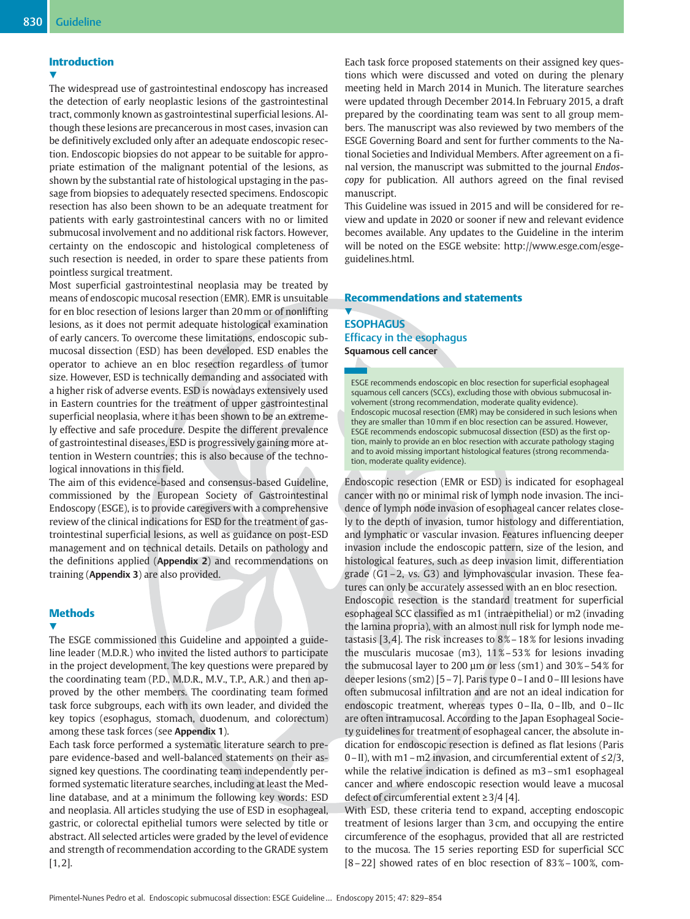## Introduction

The widespread use of gastrointestinal endoscopy has increased the detection of early neoplastic lesions of the gastrointestinal tract, commonly known as gastrointestinal superficial lesions. Although these lesions are precancerous in most cases, invasion can be definitively excluded only after an adequate endoscopic resection. Endoscopic biopsies do not appear to be suitable for appropriate estimation of the malignant potential of the lesions, as shown by the substantial rate of histological upstaging in the passage from biopsies to adequately resected specimens. Endoscopic resection has also been shown to be an adequate treatment for patients with early gastrointestinal cancers with no or limited submucosal involvement and no additional risk factors. However, certainty on the endoscopic and histological completeness of such resection is needed, in order to spare these patients from pointless surgical treatment.

Most superficial gastrointestinal neoplasia may be treated by means of endoscopic mucosal resection (EMR). EMR is unsuitable for en bloc resection of lesions larger than 20 mm or of nonlifting lesions, as it does not permit adequate histological examination of early cancers. To overcome these limitations, endoscopic submucosal dissection (ESD) has been developed. ESD enables the operator to achieve an en bloc resection regardless of tumor size. However, ESD is technically demanding and associated with a higher risk of adverse events. ESD is nowadays extensively used in Eastern countries for the treatment of upper gastrointestinal superficial neoplasia, where it has been shown to be an extremely effective and safe procedure. Despite the different prevalence of gastrointestinal diseases, ESD is progressively gaining more attention in Western countries; this is also because of the technological innovations in this field.

The aim of this evidence-based and consensus-based Guideline, commissioned by the European Society of Gastrointestinal Endoscopy (ESGE), is to provide caregivers with a comprehensive review of the clinical indications for ESD for the treatment of gastrointestinal superficial lesions, as well as guidance on post-ESD management and on technical details. Details on pathology and the definitions applied (**Appendix 2**) and recommendations on training (**Appendix 3**) are also provided.

## Methods

The ESGE commissioned this Guideline and appointed a guideline leader (M.D.R.) who invited the listed authors to participate in the project development. The key questions were prepared by the coordinating team (P.D., M.D.R., M.V., T.P., A.R.) and then approved by the other members. The coordinating team formed task force subgroups, each with its own leader, and divided the key topics (esophagus, stomach, duodenum, and colorectum) among these task forces (see **Appendix 1**).

Each task force performed a systematic literature search to prepare evidence-based and well-balanced statements on their assigned key questions. The coordinating team independently performed systematic literature searches, including at least the Medline database, and at a minimum the following key words: ESD and neoplasia. All articles studying the use of ESD in esophageal, gastric, or colorectal epithelial tumors were selected by title or abstract. All selected articles were graded by the level of evidence and strength of recommendation according to the GRADE system [1, 2].

Each task force proposed statements on their assigned key questions which were discussed and voted on during the plenary meeting held in March 2014 in Munich. The literature searches were updated through December 2014. In February 2015, a draft prepared by the coordinating team was sent to all group members. The manuscript was also reviewed by two members of the ESGE Governing Board and sent for further comments to the National Societies and Individual Members. After agreement on a final version, the manuscript was submitted to the journal *Endoscopy* for publication. All authors agreed on the final revised manuscript.

This Guideline was issued in 2015 and will be considered for review and update in 2020 or sooner if new and relevant evidence becomes available. Any updates to the Guideline in the interim will be noted on the ESGE website: http://www.esge.com/esge-guidelines.html.

## Recommendations and statements

## ESOPHAGUS

### Efficacy in the esophagus

**Squamous cell cancer**

> ESGE recommends endoscopic en bloc resection for superficial esophageal squamous cell cancers (SCCs), excluding those with obvious submucosal involvement (strong recommendation, moderate quality evidence). Endoscopic mucosal resection (EMR) may be considered in such lesions when they are smaller than 10 mm if en bloc resection can be assured. However, ESGE recommends endoscopic submucosal dissection (ESD) as the first option, mainly to provide an en bloc resection with accurate pathology staging and to avoid missing important histological features (strong recommendation, moderate quality evidence).

Endoscopic resection (EMR or ESD) is indicated for esophageal cancer with no or minimal risk of lymph node invasion. The incidence of lymph node invasion of esophageal cancer relates closely to the depth of invasion, tumor histology and differentiation, and lymphatic or vascular invasion. Features influencing deeper invasion include the endoscopic pattern, size of the lesion, and histological features, such as deep invasion limit, differentiation grade (G1 – 2, vs. G3) and lymphovascular invasion. These features can only be accurately assessed with an en bloc resection.

Endoscopic resection is the standard treatment for superficial esophageal SCC classified as m1 (intraepithelial) or m2 (invading the lamina propria), with an almost null risk for lymph node metastasis [3, 4]. The risk increases to 8 % – 18 % for lesions invading the muscularis mucosae (m3), 11 % – 53 % for lesions invading the submucosal layer to 200 µm or less (sm1) and 30 % – 54 % for deeper lesions (sm2) [5 – 7]. Paris type 0 – I and 0 – III lesions have often submucosal infiltration and are not an ideal indication for endoscopic treatment, whereas types 0 – IIa, 0 – IIb, and 0 – IIc are often intramucosal. According to the Japan Esophageal Society guidelines for treatment of esophageal cancer, the absolute indication for endoscopic resection is defined as flat lesions (Paris 0 – II), with m1 – m2 invasion, and circumferential extent of ≤ 2/3, while the relative indication is defined as m3 – sm1 esophageal cancer and where endoscopic resection would leave a mucosal defect of circumferential extent ≥ 3/4 [4].

With ESD, these criteria tend to expand, accepting endoscopic treatment of lesions larger than 3 cm, and occupying the entire circumference of the esophagus, provided that all are restricted to the mucosa. The 15 series reporting ESD for superficial SCC [8 – 22] showed rates of en bloc resection of 83 % – 100 %, com-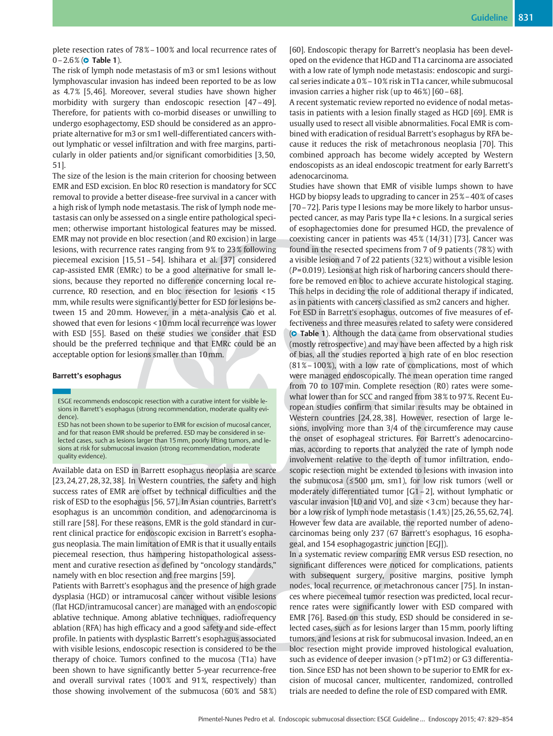plete resection rates of 78 % – 100 % and local recurrence rates of 0 – 2.6 % (Table 1).

The risk of lymph node metastasis of m3 or sm1 lesions without lymphovascular invasion has indeed been reported to be as low as 4.7 % [5, 46]. Moreover, several studies have shown higher morbidity with surgery than endoscopic resection [47 – 49]. Therefore, for patients with co-morbid diseases or unwilling to undergo esophagectomy, ESD should be considered as an appropriate alternative for m3 or sm1 well-differentiated cancers without lymphatic or vessel infiltration and with free margins, particularly in older patients and/or significant comorbidities [3, 50, 51].

The size of the lesion is the main criterion for choosing between EMR and ESD excision. En bloc R0 resection is mandatory for SCC removal to provide a better disease-free survival in a cancer with a high risk of lymph node metastasis. The risk of lymph node metastasis can only be assessed on a single entire pathological specimen; otherwise important histological features may be missed. EMR may not provide en bloc resection (and R0 excision) in large lesions, with recurrence rates ranging from 9 % to 23 % following piecemeal excision [15, 51 – 54]. Ishihara et al. [37] considered cap-assisted EMR (EMRc) to be a good alternative for small lesions, because they reported no difference concerning local recurrence, R0 resection, and en bloc resection for lesions < 15 mm, while results were significantly better for ESD for lesions between 15 and 20 mm. However, in a meta-analysis Cao et al. showed that even for lesions < 10 mm local recurrence was lower with ESD [55]. Based on these studies we consider that ESD should be the preferred technique and that EMRc could be an acceptable option for lesions smaller than 10 mm.

#### Barrett's esophagus

> ESGE recommends endoscopic resection with a curative intent for visible lesions in Barrett's esophagus (strong recommendation, moderate quality evidence).
> ESD has not been shown to be superior to EMR for excision of mucosal cancer, and for that reason EMR should be preferred. ESD may be considered in selected cases, such as lesions larger than 15 mm, poorly lifting tumors, and lesions at risk for submucosal invasion (strong recommendation, moderate quality evidence).

Available data on ESD in Barrett esophagus neoplasia are scarce [23, 24, 27, 28, 32, 38]. In Western countries, the safety and high success rates of EMR are offset by technical difficulties and the risk of ESD to the esophagus [56, 57]. In Asian countries, Barrett's esophagus is an uncommon condition, and adenocarcinoma is still rare [58]. For these reasons, EMR is the gold standard in current clinical practice for endoscopic excision in Barrett's esophagus neoplasia. The main limitation of EMR is that it usually entails piecemeal resection, thus hampering histopathological assessment and curative resection as defined by "oncology standards," namely with en bloc resection and free margins [59].

Patients with Barrett's esophagus and the presence of high grade dysplasia (HGD) or intramucosal cancer without visible lesions (flat HGD/intramucosal cancer) are managed with an endoscopic ablative technique. Among ablative techniques, radiofrequency ablation (RFA) has high efficacy and a good safety and side-effect profile. In patients with dysplastic Barrett's esophagus associated with visible lesions, endoscopic resection is considered to be the therapy of choice. Tumors confined to the mucosa (T1a) have been shown to have significantly better 5-year recurrence-free and overall survival rates (100 % and 91 %, respectively) than those showing involvement of the submucosa (60 % and 58 %) [60]. Endoscopic therapy for Barrett's neoplasia has been developed on the evidence that HGD and T1a carcinoma are associated with a low rate of lymph node metastasis: endoscopic and surgical series indicate a 0 % – 10 % risk in T1a cancer, while submucosal invasion carries a higher risk (up to 46 %) [60 – 68].

A recent systematic review reported no evidence of nodal metastasis in patients with a lesion finally staged as HGD [69]. EMR is usually used to resect all visible abnormalities. Focal EMR is combined with eradication of residual Barrett's esophagus by RFA because it reduces the risk of metachronous neoplasia [70]. This combined approach has become widely accepted by Western endoscopists as an ideal endoscopic treatment for early Barrett's adenocarcinoma.

Studies have shown that EMR of visible lumps shown to have HGD by biopsy leads to upgrading to cancer in 25 % – 40 % of cases [70 – 72]. Paris type I lesions may be more likely to harbor unsuspected cancer, as may Paris type IIa + c lesions. In a surgical series of esophagectomies done for presumed HGD, the prevalence of coexisting cancer in patients was 45 % (14/31) [73]. Cancer was found in the resected specimens from 7 of 9 patients (78 %) with a visible lesion and 7 of 22 patients (32 %) without a visible lesion ($P = 0.019$). Lesions at high risk of harboring cancers should therefore be removed en bloc to achieve accurate histological staging. This helps in deciding the role of additional therapy if indicated, as in patients with cancers classified as sm2 cancers and higher.

For ESD in Barrett's esophagus, outcomes of five measures of effectiveness and three measures related to safety were considered (Table 1). Although the data came from observational studies (mostly retrospective) and may have been affected by a high risk of bias, all the studies reported a high rate of en bloc resection (81 % – 100 %), with a low rate of complications, most of which were managed endoscopically. The mean operation time ranged from 70 to 107 min. Complete resection (R0) rates were somewhat lower than for SCC and ranged from 38 % to 97 %. Recent European studies confirm that similar results may be obtained in Western countries [24, 28, 38]. However, resection of large lesions, involving more than 3/4 of the circumference may cause the onset of esophageal strictures. For Barrett's adenocarcinomas, according to reports that analyzed the rate of lymph node involvement relative to the depth of tumor infiltration, endoscopic resection might be extended to lesions with invasion into the submucosa (≤ 500 μm, sm1), for low risk tumors (well or moderately differentiated tumor [G1 – 2], without lymphatic or vascular invasion [L0 and V0], and size < 3 cm) because they harbor a low risk of lymph node metastasis (1.4 %) [25, 26, 55, 62, 74]. However few data are available, the reported number of adenocarcinomas being only 237 (67 Barrett's esophagus, 16 esophageal, and 154 esophagogastric junction [EGJ]).

In a systematic review comparing EMR versus ESD resection, no significant differences were noticed for complications, patients with subsequent surgery, positive margins, positive lymph nodes, local recurrence, or metachronous cancer [75]. In instances where piecemeal tumor resection was predicted, local recurrence rates were significantly lower with ESD compared with EMR [76]. Based on this study, ESD should be considered in selected cases, such as for lesions larger than 15 mm, poorly lifting tumors, and lesions at risk for submucosal invasion. Indeed, an en bloc resection might provide improved histological evaluation, such as evidence of deeper invasion (> pT1m2) or G3 differentiation. Since ESD has not been shown to be superior to EMR for excision of mucosal cancer, multicenter, randomized, controlled trials are needed to define the role of ESD compared with EMR.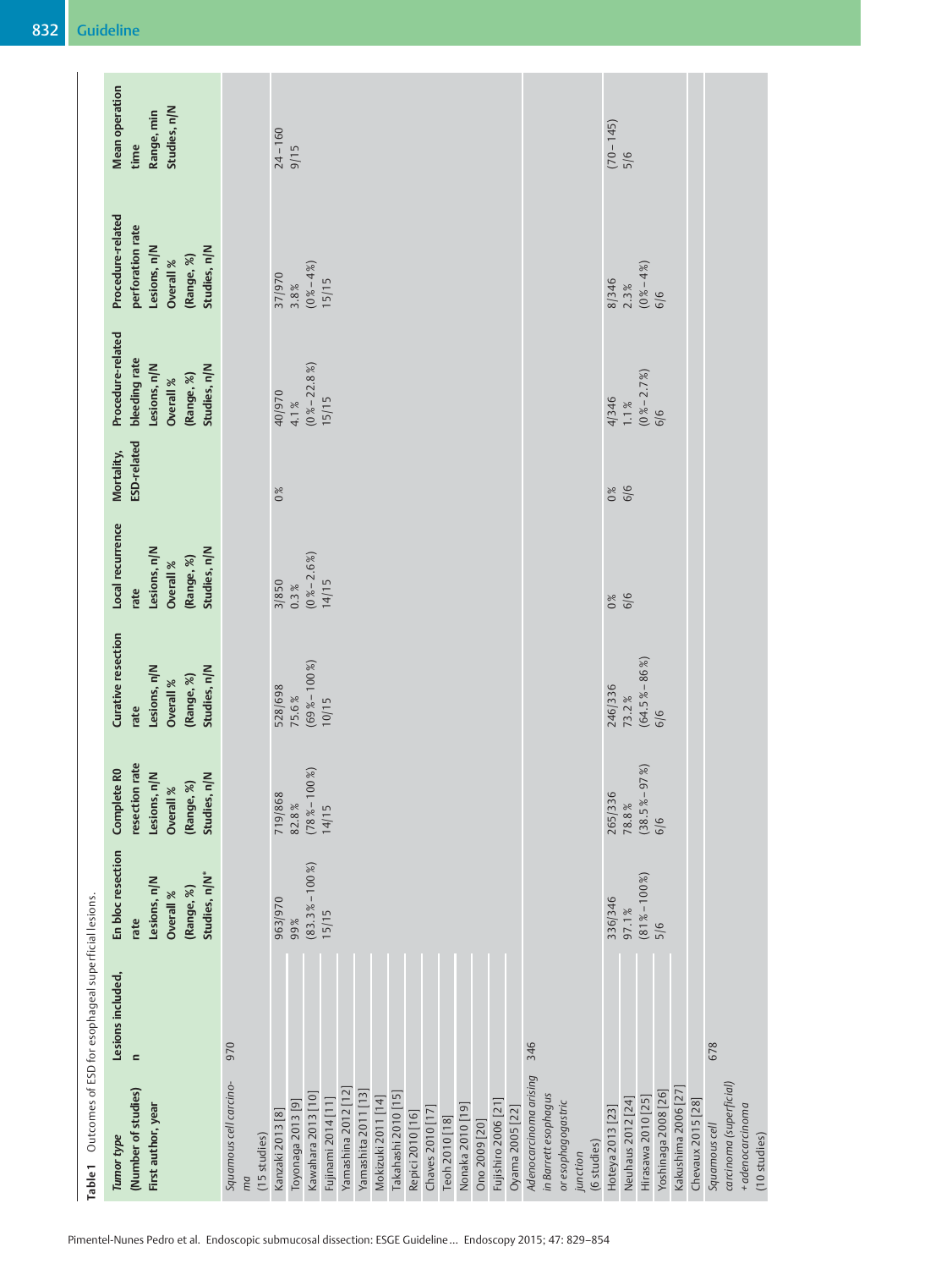**Table 1** Outcomes of ESD for esophageal superficial lesions.

| Tumor type (Number of studies) First author, year | Lesions included, n | En bloc resection rate Lesions, n/N Overall % (Range, %) Studies, n/N* | Complete R0 resection rate Lesions, n/N Overall % (Range, %) Studies, n/N | Curative resection rate Lesions, n/N Overall % (Range, %) Studies, n/N | Local recurrence rate Lesions, n/N Overall % (Range, %) Studies, n/N | Mortality, ESD-related | Procedure-related bleeding rate Lesions, n/N Overall % (Range, %) Studies, n/N | Procedure-related perforation rate Lesions, n/N Overall % (Range, %) Studies, n/N | Mean operation time Range, min Studies, n/N |
|---|---|---|---|---|---|---|---|---|---|
| *Squamous cell carcinoma* (15 studies) | 970 | | | | | | | | |
| Kanzaki 2013 [8] | | 963/970 99% (83.3% – 100%) 15/15 | 719/868 82.8% (78% – 100%) 14/15 | 528/698 75.6% (69% – 100%) 10/15 | 3/850 0.3% (0% – 2.6%) 14/15 | 0% | 40/970 4.1% (0% – 22.8%) 15/15 | 37/970 3.8% (0% – 4%) 15/15 | 24 – 160 9/15 |
| Toyonaga 2013 [9] | | | | | | | | | |
| Kawahara 2013 [10] | | | | | | | | | |
| Fujinami 2014 [11] | | | | | | | | | |
| Yamashina 2012 [12] | | | | | | | | | |
| Yamashita 2011 [13] | | | | | | | | | |
| Mokizuki 2011 [14] | | | | | | | | | |
| Takahashi 2010 [15] | | | | | | | | | |
| Repici 2010 [16] | | | | | | | | | |
| Chaves 2010 [17] | | | | | | | | | |
| Teoh 2010 [18] | | | | | | | | | |
| Nonaka 2010 [19] | | | | | | | | | |
| Ono 2009 [20] | | | | | | | | | |
| Fujishiro 2006 [21] | | | | | | | | | |
| Oyama 2005 [22] | | | | | | | | | |
| *Adenocarcinoma arising in Barrett esophagus or esophagogastric junction* (6 studies) | 346 | | | | | | | | |
| Hoteya 2013 [23] | | 336/346 97.1% (81% – 100%) 5/6 | 265/336 78.8% (38.5% – 97%) 6/6 | 246/336 73.2% (64.5% – 86%) 6/6 | 0% 6/6 | 0% 6/6 | 4/346 1.1% (0% – 2.7%) 6/6 | 8/346 2.3% (0% – 4%) 6/6 | (70 – 145) 5/6 |
| Neuhaus 2012 [24] | | | | | | | | | |
| Hirasawa 2010 [25] | | | | | | | | | |
| Yoshinaga 2008 [26] | | | | | | | | | |
| Kakushima 2006 [27] | | | | | | | | | |
| Chevaux 2015 [28] | | | | | | | | | |
| *Squamous cell carcinoma (superficial) + adenocarcinoma* (10 studies) | 678 | | | | | | | | |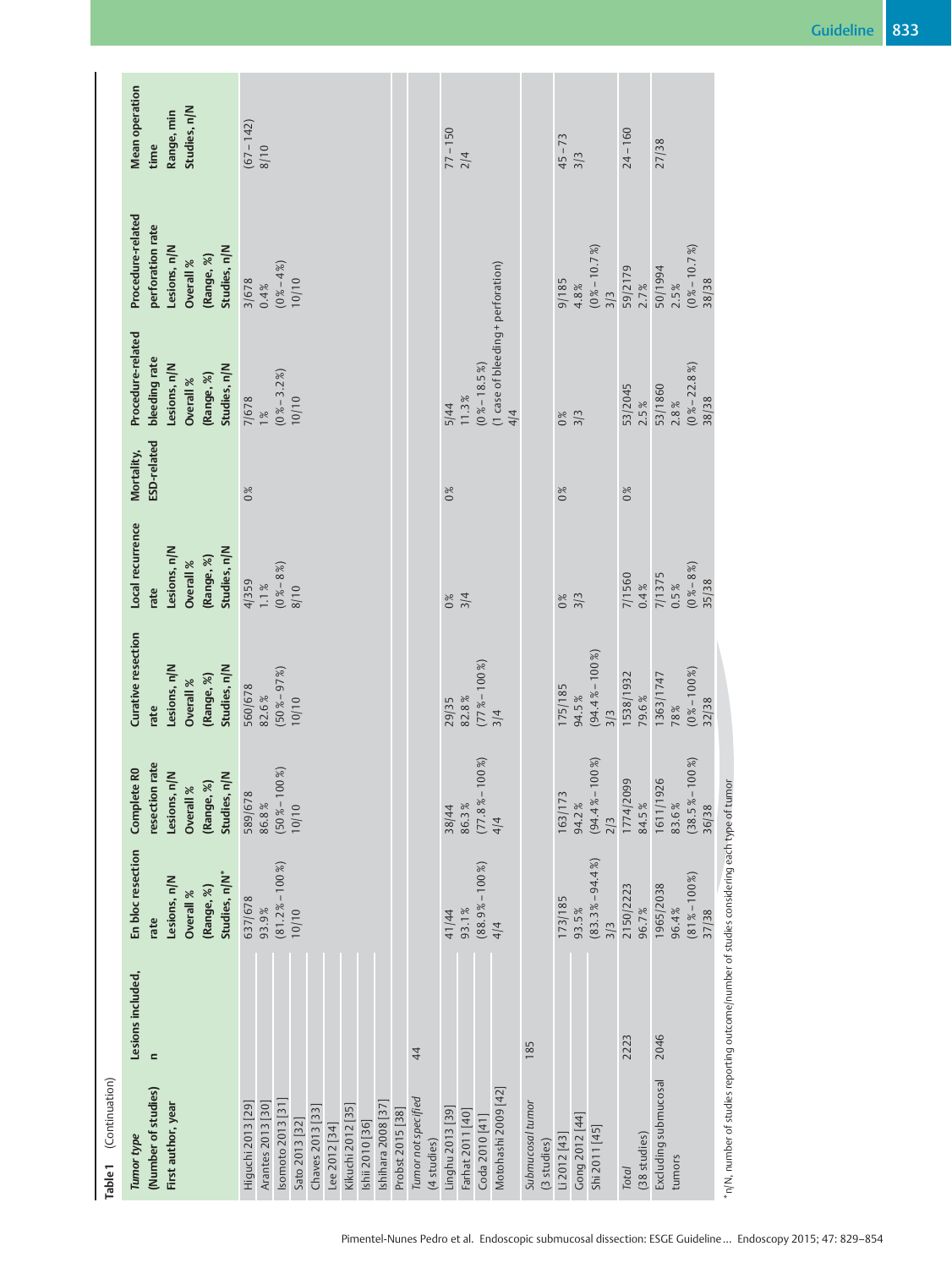**Table 1** (Continuation)

| Tumor type (Number of studies) First author, year | Lesions included, n | En bloc resection rate Lesions, n/N Overall % (Range, %) Studies, n/N* | Complete R0 resection rate Lesions, n/N Overall % (Range, %) Studies, n/N | Curative resection rate Lesions, n/N Overall % (Range, %) Studies, n/N | Local recurrence rate Lesions, n/N Overall % (Range, %) Studies, n/N | Mortality, ESD-related | Procedure-related bleeding rate Lesions, n/N Overall % (Range, %) Studies, n/N | Procedure-related perforation rate Lesions, n/N Overall % (Range, %) Studies, n/N | Mean operation time Range, min Studies, n/N |
|---|---|---|---|---|---|---|---|---|---|
| Higuchi 2013 [29] | | 637/678 93.9% (81.2% – 100%) 10/10 | 589/678 86.8% (50% – 100%) 10/10 | 560/678 82.6% (50% – 97%) 10/10 | 4/359 1.1% (0% – 8%) 8/10 | 0% | 7/678 1% (0% – 3.2%) 10/10 | 3/678 0.4% (0% – 4%) 10/10 | (67 – 142) 8/10 |
| Arantes 2013 [30] | | | | | | | | | |
| Isomoto 2013 [31] | | | | | | | | | |
| Sato 2013 [32] | | | | | | | | | |
| Chaves 2013 [33] | | | | | | | | | |
| Lee 2012 [34] | | | | | | | | | |
| Kikuchi 2012 [35] | | | | | | | | | |
| Ishii 2010 [36] | | | | | | | | | |
| Ishihara 2008 [37] | | | | | | | | | |
| Probst 2015 [38] | | | | | | | | | |
| *Tumor not specified (4 studies)* | 44 | | | | | | | | |
| Linghu 2013 [39] | | 41/44 93.1% (88.9% – 100%) 4/4 | 38/44 86.3% (77.8% – 100%) 4/4 | 29/35 82.8% (77% – 100%) 3/4 | 0% 3/4 | 0% | 5/44 11.3% (0% – 18.5%) (1 case of bleeding + perforation) 4/4 | | 77 – 150 2/4 |
| Farhat 2011 [40] | | | | | | | | | |
| Coda 2010 [41] | | | | | | | | | |
| Motohashi 2009 [42] | | | | | | | | | |
| *Submucosal tumor (3 studies)* | 185 | | | | | | | | |
| Li 2012 [43] | | 173/185 93.5% (83.3% – 94.4%) 3/3 | 163/173 94.2% (94.4% – 100%) 2/3 | 175/185 94.5% (94.4% – 100%) 3/3 | 0% 3/3 | 0% | 0% 3/3 | 9/185 4.8% (0% – 10.7%) 3/3 | 45 – 73 3/3 |
| Gong 2012 [44] | | | | | | | | | |
| Shi 2011 [45] | | | | | | | | | |
| *Total (38 studies)* | 2223 | 2150/2223 96.7% | 1774/2099 84.5% | 1538/1932 79.6% | 7/1560 0.4% | 0% | 53/2045 2.5% | 59/2179 2.7% | 24 – 160 |
| Excluding submucosal tumors | 2046 | 1965/2038 96.4% (81% – 100%) 37/38 | 1611/1926 83.6% (38.5% – 100%) 36/38 | 1363/1747 78% (0% – 100%) 32/38 | 7/1375 0.5% (0% – 8%) 35/38 | | 53/1860 2.8% (0% – 22.8%) 38/38 | 50/1994 2.5% (0% – 10.7%) 38/38 | 27/38 |

* n/N, number of studies reporting outcome/number of studies considering each type of tumor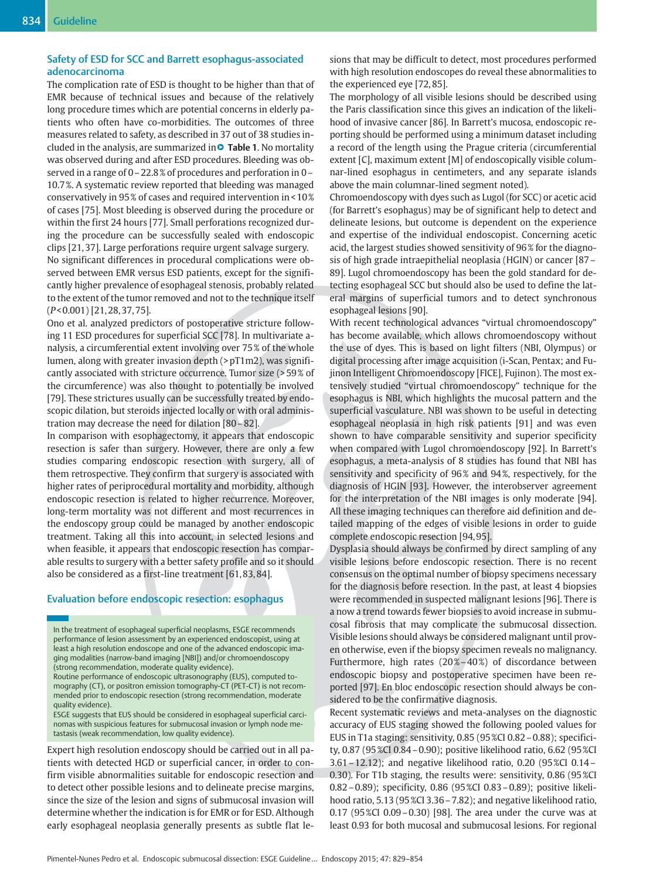## Safety of ESD for SCC and Barrett esophagus-associated adenocarcinoma

The complication rate of ESD is thought to be higher than that of EMR because of technical issues and because of the relatively long procedure times which are potential concerns in elderly patients who often have co-morbidities. The outcomes of three measures related to safety, as described in 37 out of 38 studies included in the analysis, are summarized in **Table 1**. No mortality was observed during and after ESD procedures. Bleeding was observed in a range of 0 – 22.8 % of procedures and perforation in 0 – 10.7 %. A systematic review reported that bleeding was managed conservatively in 95 % of cases and required intervention in < 10 % of cases [75]. Most bleeding is observed during the procedure or within the first 24 hours [77]. Small perforations recognized during the procedure can be successfully sealed with endoscopic clips [21, 37]. Large perforations require urgent salvage surgery.

No significant differences in procedural complications were observed between EMR versus ESD patients, except for the significantly higher prevalence of esophageal stenosis, probably related to the extent of the tumor removed and not to the technique itself ($P$ < 0.001) [21, 28, 37, 75].

Ono et al. analyzed predictors of postoperative stricture following 11 ESD procedures for superficial SCC [78]. In multivariate analysis, a circumferential extent involving over 75 % of the whole lumen, along with greater invasion depth (> pT1m2), was significantly associated with stricture occurrence. Tumor size (> 59 % of the circumference) was also thought to potentially be involved [79]. These strictures usually can be successfully treated by endoscopic dilation, but steroids injected locally or with oral administration may decrease the need for dilation [80 – 82].

In comparison with esophagectomy, it appears that endoscopic resection is safer than surgery. However, there are only a few studies comparing endoscopic resection with surgery, all of them retrospective. They confirm that surgery is associated with higher rates of periprocedural mortality and morbidity, although endoscopic resection is related to higher recurrence. Moreover, long-term mortality was not different and most recurrences in the endoscopy group could be managed by another endoscopic treatment. Taking all this into account, in selected lesions and when feasible, it appears that endoscopic resection has comparable results to surgery with a better safety profile and so it should also be considered as a first-line treatment [61, 83, 84].

## Evaluation before endoscopic resection: esophagus

> In the treatment of esophageal superficial neoplasms, ESGE recommends performance of lesion assessment by an experienced endoscopist, using at least a high resolution endoscope and one of the advanced endoscopic imaging modalities (narrow-band imaging [NBI]) and/or chromoendoscopy (strong recommendation, moderate quality evidence).
> Routine performance of endoscopic ultrasonography (EUS), computed tomography (CT), or positron emission tomography-CT (PET-CT) is not recommended prior to endoscopic resection (strong recommendation, moderate quality evidence).
> ESGE suggests that EUS should be considered in esophageal superficial carcinomas with suspicious features for submucosal invasion or lymph node metastasis (weak recommendation, low quality evidence).

Expert high resolution endoscopy should be carried out in all patients with detected HGD or superficial cancer, in order to confirm visible abnormalities suitable for endoscopic resection and to detect other possible lesions and to delineate precise margins, since the size of the lesion and signs of submucosal invasion will determine whether the indication is for EMR or for ESD. Although early esophageal neoplasia generally presents as subtle flat lesions that may be difficult to detect, most procedures performed with high resolution endoscopes do reveal these abnormalities to the experienced eye [72, 85].

The morphology of all visible lesions should be described using the Paris classification since this gives an indication of the likelihood of invasive cancer [86]. In Barrett's mucosa, endoscopic reporting should be performed using a minimum dataset including a record of the length using the Prague criteria (circumferential extent [C], maximum extent [M] of endoscopically visible columnar-lined esophagus in centimeters, and any separate islands above the main columnar-lined segment noted).

Chromoendoscopy with dyes such as Lugol (for SCC) or acetic acid (for Barrett's esophagus) may be of significant help to detect and delineate lesions, but outcome is dependent on the experience and expertise of the individual endoscopist. Concerning acetic acid, the largest studies showed sensitivity of 96 % for the diagnosis of high grade intraepithelial neoplasia (HGIN) or cancer [87 – 89]. Lugol chromoendoscopy has been the gold standard for detecting esophageal SCC but should also be used to define the lateral margins of superficial tumors and to detect synchronous esophageal lesions [90].

With recent technological advances "virtual chromoendoscopy" has become available, which allows chromoendoscopy without the use of dyes. This is based on light filters (NBI, Olympus) or digital processing after image acquisition (i-Scan, Pentax; and Fujinon Intelligent Chromoendoscopy [FICE], Fujinon). The most extensively studied "virtual chromoendoscopy" technique for the esophagus is NBI, which highlights the mucosal pattern and the superficial vasculature. NBI was shown to be useful in detecting esophageal neoplasia in high risk patients [91] and was even shown to have comparable sensitivity and superior specificity when compared with Lugol chromoendoscopy [92]. In Barrett's esophagus, a meta-analysis of 8 studies has found that NBI has sensitivity and specificity of 96 % and 94 %, respectively, for the diagnosis of HGIN [93]. However, the interobserver agreement for the interpretation of the NBI images is only moderate [94]. All these imaging techniques can therefore aid definition and detailed mapping of the edges of visible lesions in order to guide complete endoscopic resection [94, 95].

Dysplasia should always be confirmed by direct sampling of any visible lesions before endoscopic resection. There is no recent consensus on the optimal number of biopsy specimens necessary for the diagnosis before resection. In the past, at least 4 biopsies were recommended in suspected malignant lesions [96]. There is a now a trend towards fewer biopsies to avoid increase in submucosal fibrosis that may complicate the submucosal dissection. Visible lesions should always be considered malignant until proven otherwise, even if the biopsy specimen reveals no malignancy. Furthermore, high rates (20 % – 40 %) of discordance between endoscopic biopsy and postoperative specimen have been reported [97]. En bloc endoscopic resection should always be considered to be the confirmative diagnosis.

Recent systematic reviews and meta-analyses on the diagnostic accuracy of EUS staging showed the following pooled values for EUS in T1a staging: sensitivity, 0.85 (95 %CI 0.82 – 0.88); specificity, 0.87 (95 %CI 0.84 – 0.90); positive likelihood ratio, 6.62 (95 %CI 3.61 – 12.12); and negative likelihood ratio, 0.20 (95 %CI 0.14 – 0.30). For T1b staging, the results were: sensitivity, 0.86 (95 %CI 0.82 – 0.89); specificity, 0.86 (95 %CI 0.83 – 0.89); positive likelihood ratio, 5.13 (95 %CI 3.36 – 7.82); and negative likelihood ratio, 0.17 (95 %CI 0.09 – 0.30) [98]. The area under the curve was at least 0.93 for both mucosal and submucosal lesions. For regional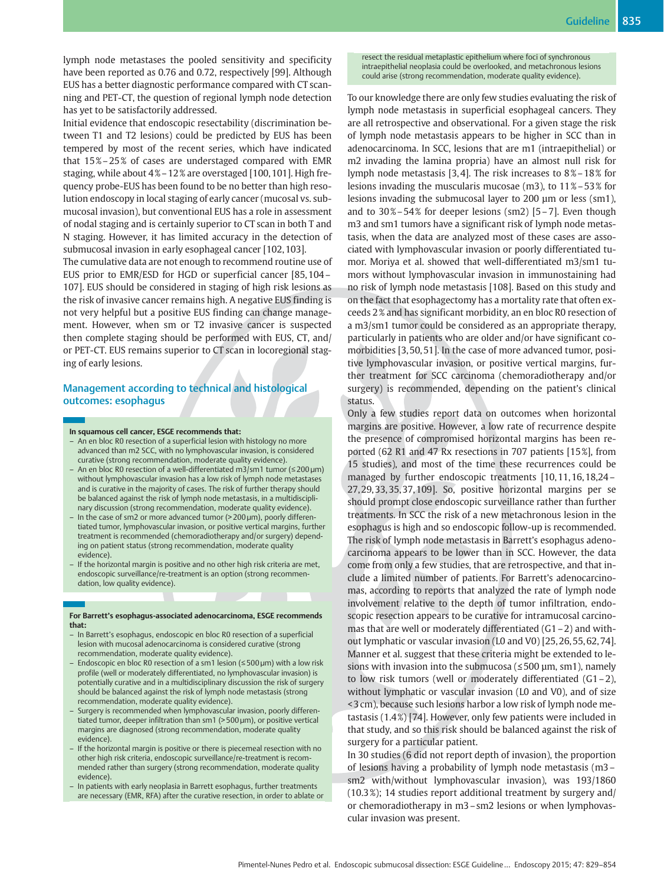lymph node metastases the pooled sensitivity and specificity have been reported as 0.76 and 0.72, respectively [99]. Although EUS has a better diagnostic performance compared with CT scanning and PET-CT, the question of regional lymph node detection has yet to be satisfactorily addressed.

Initial evidence that endoscopic resectability (discrimination between T1 and T2 lesions) could be predicted by EUS has been tempered by most of the recent series, which have indicated that 15%–25% of cases are understaged compared with EMR staging, while about 4%–12% are overstaged [100, 101]. High frequency probe-EUS has been found to be no better than high resolution endoscopy in local staging of early cancer (mucosal vs. submucosal invasion), but conventional EUS has a role in assessment of nodal staging and is certainly superior to CT scan in both T and N staging. However, it has limited accuracy in the detection of submucosal invasion in early esophageal cancer [102, 103].

The cumulative data are not enough to recommend routine use of EUS prior to EMR/ESD for HGD or superficial cancer [85, 104–107]. EUS should be considered in staging of high risk lesions as the risk of invasive cancer remains high. A negative EUS finding is not very helpful but a positive EUS finding can change management. However, when sm or T2 invasive cancer is suspected then complete staging should be performed with EUS, CT, and/or PET-CT. EUS remains superior to CT scan in locoregional staging of early lesions.

## Management according to technical and histological outcomes: esophagus

**In squamous cell cancer, ESGE recommends that:**

- An en bloc R0 resection of a superficial lesion with histology no more advanced than m2 SCC, with no lymphovascular invasion, is considered curative (strong recommendation, moderate quality evidence).
- An en bloc R0 resection of a well-differentiated m3/sm1 tumor (≤200 µm) without lymphovascular invasion has a low risk of lymph node metastases and is curative in the majority of cases. The risk of further therapy should be balanced against the risk of lymph node metastasis, in a multidisciplinary discussion (strong recommendation, moderate quality evidence).
- In the case of sm2 or more advanced tumor (>200 µm), poorly differentiated tumor, lymphovascular invasion, or positive vertical margins, further treatment is recommended (chemoradiotherapy and/or surgery) depending on patient status (strong recommendation, moderate quality evidence).
- If the horizontal margin is positive and no other high risk criteria are met, endoscopic surveillance/re-treatment is an option (strong recommendation, low quality evidence).

**For Barrett's esophagus-associated adenocarcinoma, ESGE recommends that:**

- In Barrett's esophagus, endoscopic en bloc R0 resection of a superficial lesion with mucosal adenocarcinoma is considered curative (strong recommendation, moderate quality evidence).
- Endoscopic en bloc R0 resection of a sm1 lesion (≤500 µm) with a low risk profile (well or moderately differentiated, no lymphovascular invasion) is potentially curative and in a multidisciplinary discussion the risk of surgery should be balanced against the risk of lymph node metastasis (strong recommendation, moderate quality evidence).
- Surgery is recommended when lymphovascular invasion, poorly differentiated tumor, deeper infiltration than sm1 (>500 µm), or positive vertical margins are diagnosed (strong recommendation, moderate quality evidence).
- If the horizontal margin is positive or there is piecemeal resection with no other high risk criteria, endoscopic surveillance/re-treatment is recommended rather than surgery (strong recommendation, moderate quality evidence).
- In patients with early neoplasia in Barrett esophagus, further treatments are necessary (EMR, RFA) after the curative resection, in order to ablate or resect the residual metaplastic epithelium where foci of synchronous intraepithelial neoplasia could be overlooked, and metachronous lesions could arise (strong recommendation, moderate quality evidence).

To our knowledge there are only few studies evaluating the risk of lymph node metastasis in superficial esophageal cancers. They are all retrospective and observational. For a given stage the risk of lymph node metastasis appears to be higher in SCC than in adenocarcinoma. In SCC, lesions that are m1 (intraepithelial) or m2 invading the lamina propria) have an almost null risk for lymph node metastasis [3, 4]. The risk increases to 8%–18% for lesions invading the muscularis mucosae (m3), to 11%–53% for lesions invading the submucosal layer to 200 µm or less (sm1), and to 30%–54% for deeper lesions (sm2) [5–7]. Even though m3 and sm1 tumors have a significant risk of lymph node metastasis, when the data are analyzed most of these cases are associated with lymphovascular invasion or poorly differentiated tumor. Moriya et al. showed that well-differentiated m3/sm1 tumors without lymphovascular invasion in immunostaining had no risk of lymph node metastasis [108]. Based on this study and on the fact that esophagectomy has a mortality rate that often exceeds 2% and has significant morbidity, an en bloc R0 resection of a m3/sm1 tumor could be considered as an appropriate therapy, particularly in patients who are older and/or have significant comorbidities [3, 50, 51]. In the case of more advanced tumor, positive lymphovascular invasion, or positive vertical margins, further treatment for SCC carcinoma (chemoradiotherapy and/or surgery) is recommended, depending on the patient's clinical status.

Only a few studies report data on outcomes when horizontal margins are positive. However, a low rate of recurrence despite the presence of compromised horizontal margins has been reported (62 R1 and 47 Rx resections in 707 patients [15%], from 15 studies), and most of the time these recurrences could be managed by further endoscopic treatments [10, 11, 16, 18, 24–27, 29, 33, 35, 37, 109]. So, positive horizontal margins per se should prompt close endoscopic surveillance rather than further treatments. In SCC the risk of a new metachronous lesion in the esophagus is high and so endoscopic follow-up is recommended.

The risk of lymph node metastasis in Barrett's esophagus adenocarcinoma appears to be lower than in SCC. However, the data come from only a few studies, that are retrospective, and that include a limited number of patients. For Barrett's adenocarcinomas, according to reports that analyzed the rate of lymph node involvement relative to the depth of tumor infiltration, endoscopic resection appears to be curative for intramucosal carcinomas that are well or moderately differentiated (G1–2) and without lymphatic or vascular invasion (L0 and V0) [25, 26, 55, 62, 74]. Manner et al. suggest that these criteria might be extended to lesions with invasion into the submucosa (≤500 µm, sm1), namely to low risk tumors (well or moderately differentiated (G1–2), without lymphatic or vascular invasion (L0 and V0), and of size <3 cm), because such lesions harbor a low risk of lymph node metastasis (1.4%) [74]. However, only few patients were included in that study, and so this risk should be balanced against the risk of surgery for a particular patient.

In 30 studies (6 did not report depth of invasion), the proportion of lesions having a probability of lymph node metastasis (m3–sm2 with/without lymphovascular invasion), was 193/1860 (10.3%); 14 studies report additional treatment by surgery and/or chemoradiotherapy in m3–sm2 lesions or when lymphovascular invasion was present.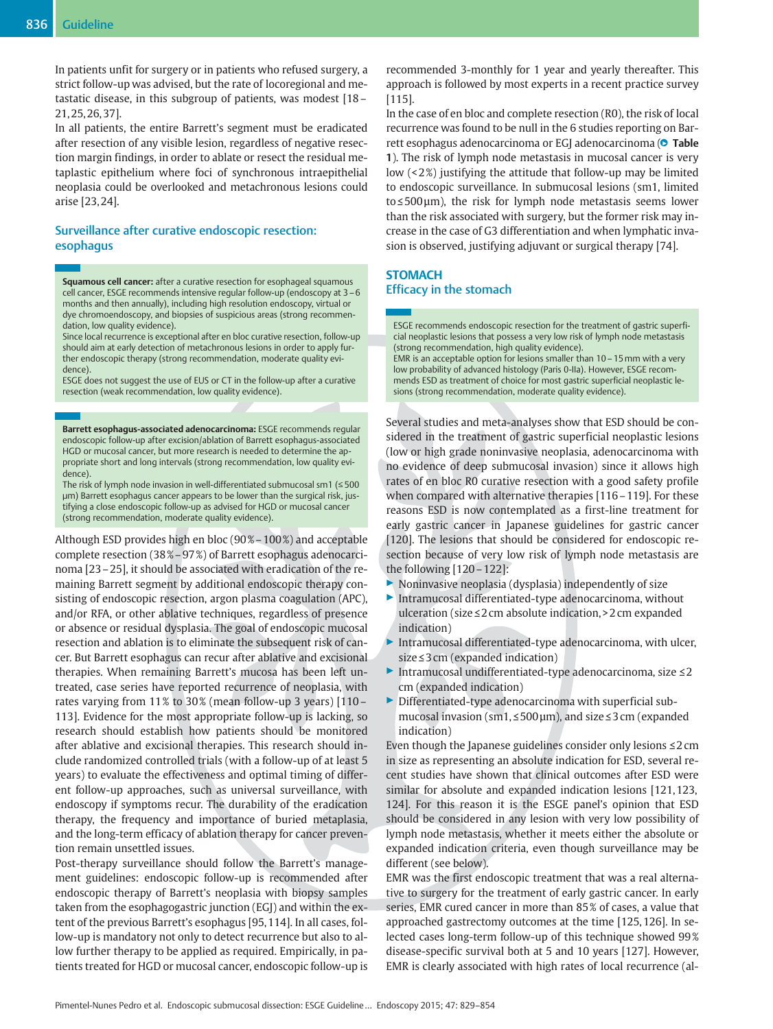In patients unfit for surgery or in patients who refused surgery, a strict follow-up was advised, but the rate of locoregional and metastatic disease, in this subgroup of patients, was modest [18–21,25,26,37].

In all patients, the entire Barrett's segment must be eradicated after resection of any visible lesion, regardless of negative resection margin findings, in order to ablate or resect the residual metaplastic epithelium where foci of synchronous intraepithelial neoplasia could be overlooked and metachronous lesions could arise [23,24].

## Surveillance after curative endoscopic resection: esophagus

> **Squamous cell cancer:** after a curative resection for esophageal squamous cell cancer, ESGE recommends intensive regular follow-up (endoscopy at 3–6 months and then annually), including high resolution endoscopy, virtual or dye chromoendoscopy, and biopsies of suspicious areas (strong recommendation, low quality evidence).
> Since local recurrence is exceptional after en bloc curative resection, follow-up should aim at early detection of metachronous lesions in order to apply further endoscopic therapy (strong recommendation, moderate quality evidence).
> ESGE does not suggest the use of EUS or CT in the follow-up after a curative resection (weak recommendation, low quality evidence).

> **Barrett esophagus-associated adenocarcinoma:** ESGE recommends regular endoscopic follow-up after excision/ablation of Barrett esophagus-associated HGD or mucosal cancer, but more research is needed to determine the appropriate short and long intervals (strong recommendation, low quality evidence).
> The risk of lymph node invasion in well-differentiated submucosal sm1 (≤ 500 μm) Barrett esophagus cancer appears to be lower than the surgical risk, justifying a close endoscopic follow-up as advised for HGD or mucosal cancer (strong recommendation, moderate quality evidence).

Although ESD provides high en bloc (90%–100%) and acceptable complete resection (38%–97%) of Barrett esophagus adenocarcinoma [23–25], it should be associated with eradication of the remaining Barrett segment by additional endoscopic therapy consisting of endoscopic resection, argon plasma coagulation (APC), and/or RFA, or other ablative techniques, regardless of presence or absence or residual dysplasia. The goal of endoscopic mucosal resection and ablation is to eliminate the subsequent risk of cancer. But Barrett esophagus can recur after ablative and excisional therapies. When remaining Barrett's mucosa has been left untreated, case series have reported recurrence of neoplasia, with rates varying from 11% to 30% (mean follow-up 3 years) [110–113]. Evidence for the most appropriate follow-up is lacking, so research should establish how patients should be monitored after ablative and excisional therapies. This research should include randomized controlled trials (with a follow-up of at least 5 years) to evaluate the effectiveness and optimal timing of different follow-up approaches, such as universal surveillance, with endoscopy if symptoms recur. The durability of the eradication therapy, the frequency and importance of buried metaplasia, and the long-term efficacy of ablation therapy for cancer prevention remain unsettled issues.

Post-therapy surveillance should follow the Barrett's management guidelines: endoscopic follow-up is recommended after endoscopic therapy of Barrett's neoplasia with biopsy samples taken from the esophagogastric junction (EGJ) and within the extent of the previous Barrett's esophagus [95,114]. In all cases, follow-up is mandatory not only to detect recurrence but also to allow further therapy to be applied as required. Empirically, in patients treated for HGD or mucosal cancer, endoscopic follow-up is recommended 3-monthly for 1 year and yearly thereafter. This approach is followed by most experts in a recent practice survey [115].

In the case of en bloc and complete resection (R0), the risk of local recurrence was found to be null in the 6 studies reporting on Barrett esophagus adenocarcinoma or EGJ adenocarcinoma (**Table 1**). The risk of lymph node metastasis in mucosal cancer is very low (< 2%) justifying the attitude that follow-up may be limited to endoscopic surveillance. In submucosal lesions (sm1, limited to ≤ 500 μm), the risk for lymph node metastasis seems lower than the risk associated with surgery, but the former risk may increase in the case of G3 differentiation and when lymphatic invasion is observed, justifying adjuvant or surgical therapy [74].

# STOMACH

## Efficacy in the stomach

> ESGE recommends endoscopic resection for the treatment of gastric superficial neoplastic lesions that possess a very low risk of lymph node metastasis (strong recommendation, high quality evidence).
> EMR is an acceptable option for lesions smaller than 10–15 mm with a very low probability of advanced histology (Paris 0-IIa). However, ESGE recommends ESD as treatment of choice for most gastric superficial neoplastic lesions (strong recommendation, moderate quality evidence).

Several studies and meta-analyses show that ESD should be considered in the treatment of gastric superficial neoplastic lesions (low or high grade noninvasive neoplasia, adenocarcinoma with no evidence of deep submucosal invasion) since it allows high rates of en bloc R0 curative resection with a good safety profile when compared with alternative therapies [116–119]. For these reasons ESD is now contemplated as a first-line treatment for early gastric cancer in Japanese guidelines for gastric cancer [120]. The lesions that should be considered for endoscopic resection because of very low risk of lymph node metastasis are the following [120–122]:

- Noninvasive neoplasia (dysplasia) independently of size
- Intramucosal differentiated-type adenocarcinoma, without ulceration (size ≤ 2 cm absolute indication, > 2 cm expanded indication)
- Intramucosal differentiated-type adenocarcinoma, with ulcer, size ≤ 3 cm (expanded indication)
- Intramucosal undifferentiated-type adenocarcinoma, size ≤ 2 cm (expanded indication)
- Differentiated-type adenocarcinoma with superficial submucosal invasion (sm1, ≤ 500 μm), and size ≤ 3 cm (expanded indication)

Even though the Japanese guidelines consider only lesions ≤ 2 cm in size as representing an absolute indication for ESD, several recent studies have shown that clinical outcomes after ESD were similar for absolute and expanded indication lesions [121,123,124]. For this reason it is the ESGE panel's opinion that ESD should be considered in any lesion with very low possibility of lymph node metastasis, whether it meets either the absolute or expanded indication criteria, even though surveillance may be different (see below).

EMR was the first endoscopic treatment that was a real alternative to surgery for the treatment of early gastric cancer. In early series, EMR cured cancer in more than 85% of cases, a value that approached gastrectomy outcomes at the time [125,126]. In selected cases long-term follow-up of this technique showed 99% disease-specific survival both at 5 and 10 years [127]. However, EMR is clearly associated with high rates of local recurrence (al-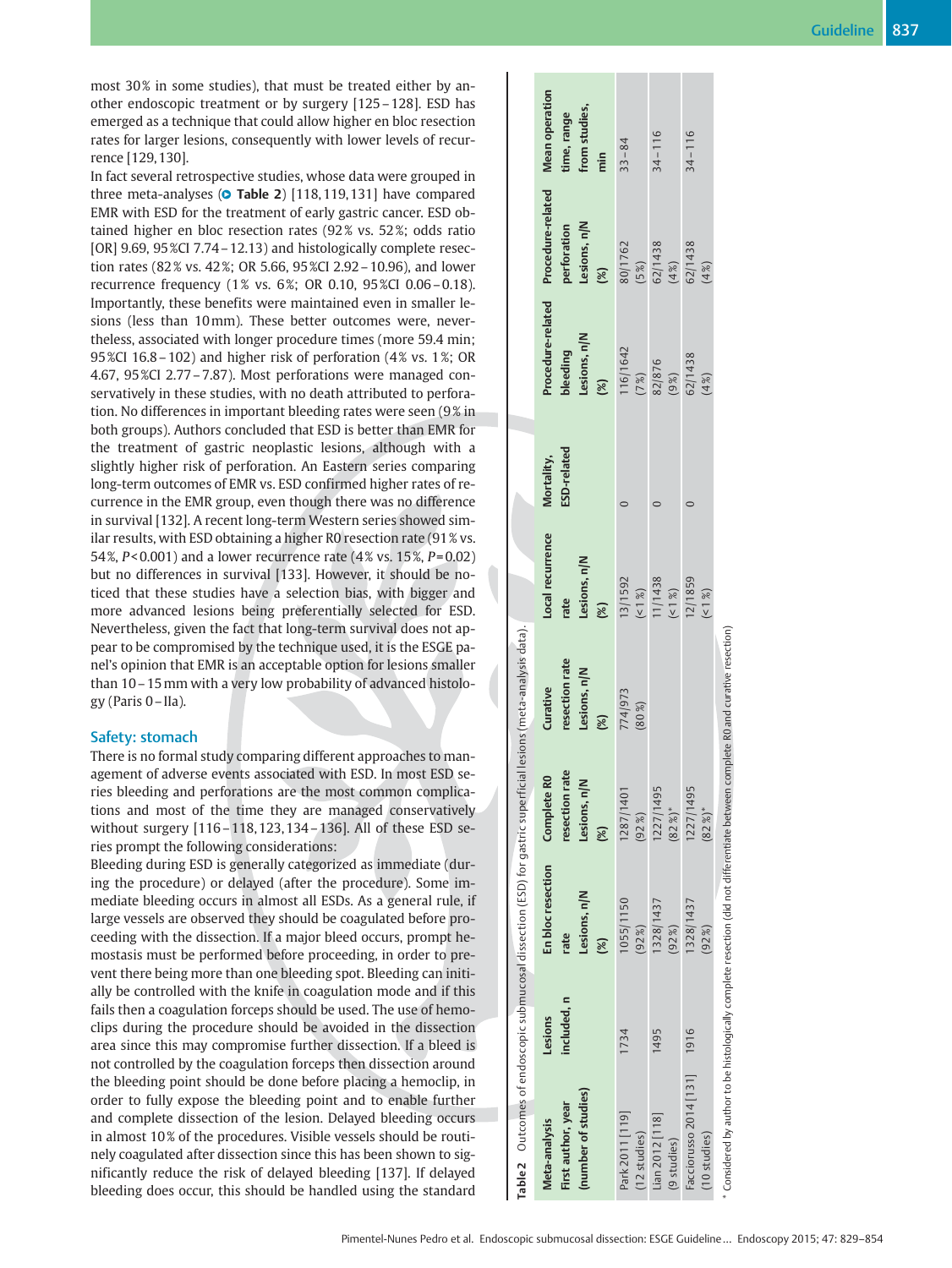most 30% in some studies), that must be treated either by another endoscopic treatment or by surgery [125–128]. ESD has emerged as a technique that could allow higher en bloc resection rates for larger lesions, consequently with lower levels of recurrence [129, 130].

In fact several retrospective studies, whose data were grouped in three meta-analyses (Table 2) [118, 119, 131] have compared EMR with ESD for the treatment of early gastric cancer. ESD obtained higher en bloc resection rates (92% vs. 52%; odds ratio [OR] 9.69, 95%CI 7.74–12.13) and histologically complete resection rates (82% vs. 42%; OR 5.66, 95%CI 2.92–10.96), and lower recurrence frequency (1% vs. 6%; OR 0.10, 95%CI 0.06–0.18). Importantly, these benefits were maintained even in smaller lesions (less than 10mm). These better outcomes were, nevertheless, associated with longer procedure times (more 59.4 min; 95%CI 16.8–102) and higher risk of perforation (4% vs. 1%; OR 4.67, 95%CI 2.77–7.87). Most perforations were managed conservatively in these studies, with no death attributed to perforation. No differences in important bleeding rates were seen (9% in both groups). Authors concluded that ESD is better than EMR for the treatment of gastric neoplastic lesions, although with a slightly higher risk of perforation. An Eastern series comparing long-term outcomes of EMR vs. ESD confirmed higher rates of recurrence in the EMR group, even though there was no difference in survival [132]. A recent long-term Western series showed similar results, with ESD obtaining a higher R0 resection rate (91% vs. 54%, $P<0.001$) and a lower recurrence rate (4% vs. 15%, $P=0.02$) but no differences in survival [133]. However, it should be noticed that these studies have a selection bias, with bigger and more advanced lesions being preferentially selected for ESD. Nevertheless, given the fact that long-term survival does not appear to be compromised by the technique used, it is the ESGE panel's opinion that EMR is an acceptable option for lesions smaller than 10–15mm with a very low probability of advanced histology (Paris 0–IIa).

## Safety: stomach

There is no formal study comparing different approaches to management of adverse events associated with ESD. In most ESD series bleeding and perforations are the most common complications and most of the time they are managed conservatively without surgery [116–118, 123, 134–136]. All of these ESD series prompt the following considerations:

Bleeding during ESD is generally categorized as immediate (during the procedure) or delayed (after the procedure). Some immediate bleeding occurs in almost all ESDs. As a general rule, if large vessels are observed they should be coagulated before proceeding with the dissection. If a major bleed occurs, prompt hemostasis must be performed before proceeding, in order to prevent there being more than one bleeding spot. Bleeding can initially be controlled with the knife in coagulation mode and if this fails then a coagulation forceps should be used. The use of hemoclips during the procedure should be avoided in the dissection area since this may compromise further dissection. If a bleed is not controlled by the coagulation forceps then dissection around the bleeding point should be done before placing a hemoclip, in order to fully expose the bleeding point and to enable further and complete dissection of the lesion. Delayed bleeding occurs in almost 10% of the procedures. Visible vessels should be routinely coagulated after dissection since this has been shown to significantly reduce the risk of delayed bleeding [137]. If delayed bleeding does occur, this should be handled using the standard

**Table 2** Outcomes of endoscopic submucosal dissection (ESD) for gastric superficial lesions (meta-analysis data).

| Meta-analysis First author, year (number of studies) | Lesions included, n | En bloc resection rate Lesions, n/N (%) | Complete R0 resection rate Lesions, n/N (%) | Curative resection rate Lesions, n/N (%) | Local recurrence rate Lesions, n/N (%) | Mortality, ESD-related | Procedure-related bleeding Lesions, n/N (%) | Procedure-related perforation Lesions, n/N (%) | Mean operation time, range from studies, min |
|---|---|---|---|---|---|---|---|---|---|
| Park 2011 [119] (12 studies) | 1734 | 1055/1150 (92%) | 1287/1401 (92%) | 774/973 (80%) | 13/1592 (< 1%) | 0 | 116/1642 (7%) | 80/1762 (5%) | 33–84 |
| Lian 2012 [118] (9 studies) | 1495 | 1328/1437 (92%) | 1227/1495 (82%)* | | 11/1438 (< 1%) | 0 | 82/876 (9%) | 62/1438 (4%) | 34–116 |
| Facciorusso 2014 [131] (10 studies) | 1916 | 1328/1437 (92%) | 1227/1495 (82%)* | | 12/1859 (< 1%) | 0 | 62/1438 (4%) | 62/1438 (4%) | 34–116 |

* Considered by author to be histologically complete resection (did not differentiate between complete R0 and curative resection)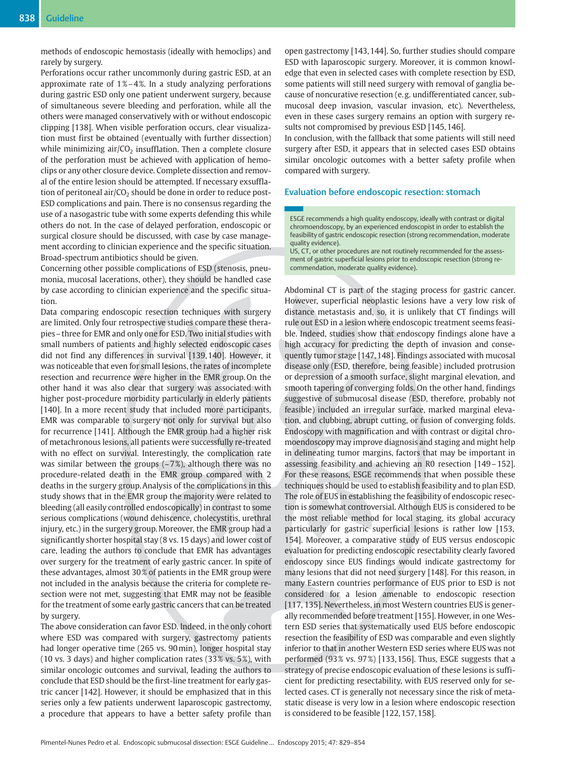methods of endoscopic hemostasis (ideally with hemoclips) and rarely by surgery.

Perforations occur rather uncommonly during gastric ESD, at an approximate rate of 1%–4%. In a study analyzing perforations during gastric ESD only one patient underwent surgery, because of simultaneous severe bleeding and perforation, while all the others were managed conservatively with or without endoscopic clipping [138]. When visible perforation occurs, clear visualization must first be obtained (eventually with further dissection) while minimizing air/$CO_2$ insufflation. Then a complete closure of the perforation must be achieved with application of hemoclips or any other closure device. Complete dissection and removal of the entire lesion should be attempted. If necessary exsufflation of peritoneal air/$CO_2$ should be done in order to reduce post-ESD complications and pain. There is no consensus regarding the use of a nasogastric tube with some experts defending this while others do not. In the case of delayed perforation, endoscopic or surgical closure should be discussed, with case by case management according to clinician experience and the specific situation. Broad-spectrum antibiotics should be given.

Concerning other possible complications of ESD (stenosis, pneumonia, mucosal lacerations, other), they should be handled case by case according to clinician experience and the specific situation.

Data comparing endoscopic resection techniques with surgery are limited. Only four retrospective studies compare these therapies – three for EMR and only one for ESD. Two initial studies with small numbers of patients and highly selected endoscopic cases did not find any differences in survival [139,140]. However, it was noticeable that even for small lesions, the rates of incomplete resection and recurrence were higher in the EMR group. On the other hand it was also clear that surgery was associated with higher post-procedure morbidity particularly in elderly patients [140]. In a more recent study that included more participants, EMR was comparable to surgery not only for survival but also for recurrence [141]. Although the EMR group had a higher risk of metachronous lesions, all patients were successfully re-treated with no effect on survival. Interestingly, the complication rate was similar between the groups (~7%), although there was no procedure-related death in the EMR group compared with 2 deaths in the surgery group. Analysis of the complications in this study shows that in the EMR group the majority were related to bleeding (all easily controlled endoscopically) in contrast to some serious complications (wound dehiscence, cholecystitis, urethral injury, etc.) in the surgery group. Moreover, the EMR group had a significantly shorter hospital stay (8 vs. 15 days) and lower cost of care, leading the authors to conclude that EMR has advantages over surgery for the treatment of early gastric cancer. In spite of these advantages, almost 30% of patients in the EMR group were not included in the analysis because the criteria for complete resection were not met, suggesting that EMR may not be feasible for the treatment of some early gastric cancers that can be treated by surgery.

The above consideration can favor ESD. Indeed, in the only cohort where ESD was compared with surgery, gastrectomy patients had longer operative time (265 vs. 90min), longer hospital stay (10 vs. 3 days) and higher complication rates (33% vs. 5%), with similar oncologic outcomes and survival, leading the authors to conclude that ESD should be the first-line treatment for early gastric cancer [142]. However, it should be emphasized that in this series only a few patients underwent laparoscopic gastrectomy, a procedure that appears to have a better safety profile than open gastrectomy [143,144]. So, further studies should compare ESD with laparoscopic surgery. Moreover, it is common knowledge that even in selected cases with complete resection by ESD, some patients will still need surgery with removal of ganglia because of noncurative resection (e.g. undifferentiated cancer, submucosal deep invasion, vascular invasion, etc). Nevertheless, even in these cases surgery remains an option with surgery results not compromised by previous ESD [145,146].

In conclusion, with the fallback that some patients will still need surgery after ESD, it appears that in selected cases ESD obtains similar oncologic outcomes with a better safety profile when compared with surgery.

## Evaluation before endoscopic resection: stomach

> ESGE recommends a high quality endoscopy, ideally with contrast or digital chromoendoscopy, by an experienced endoscopist in order to establish the feasibility of gastric endoscopic resection (strong recommendation, moderate quality evidence).
> US, CT, or other procedures are not routinely recommended for the assessment of gastric superficial lesions prior to endoscopic resection (strong recommendation, moderate quality evidence).

Abdominal CT is part of the staging process for gastric cancer. However, superficial neoplastic lesions have a very low risk of distance metastasis and, so, it is unlikely that CT findings will rule out ESD in a lesion where endoscopic treatment seems feasible. Indeed, studies show that endoscopy findings alone have a high accuracy for predicting the depth of invasion and consequently tumor stage [147,148]. Findings associated with mucosal disease only (ESD, therefore, being feasible) included protrusion or depression of a smooth surface, slight marginal elevation, and smooth tapering of converging folds. On the other hand, findings suggestive of submucosal disease (ESD, therefore, probably not feasible) included an irregular surface, marked marginal elevation, and clubbing, abrupt cutting, or fusion of converging folds. Endoscopy with magnification and with contrast or digital chromoendoscopy may improve diagnosis and staging and might help in delineating tumor margins, factors that may be important in assessing feasibility and achieving an R0 resection [149–152]. For these reasons, ESGE recommends that when possible these techniques should be used to establish feasibility and to plan ESD. The role of EUS in establishing the feasibility of endoscopic resection is somewhat controversial. Although EUS is considered to be the most reliable method for local staging, its global accuracy particularly for gastric superficial lesions is rather low [153, 154]. Moreover, a comparative study of EUS versus endoscopic evaluation for predicting endoscopic resectability clearly favored endoscopy since EUS findings would indicate gastrectomy for many lesions that did not need surgery [148]. For this reason, in many Eastern countries performance of EUS prior to ESD is not considered for a lesion amenable to endoscopic resection [117, 135]. Nevertheless, in most Western countries EUS is generally recommended before treatment [155]. However, in one Western ESD series that systematically used EUS before endoscopic resection the feasibility of ESD was comparable and even slightly inferior to that in another Western ESD series where EUS was not performed (93% vs. 97%) [133,156]. Thus, ESGE suggests that a strategy of precise endoscopic evaluation of these lesions is sufficient for predicting resectability, with EUS reserved only for selected cases. CT is generally not necessary since the risk of metastatic disease is very low in a lesion where endoscopic resection is considered to be feasible [122,157,158].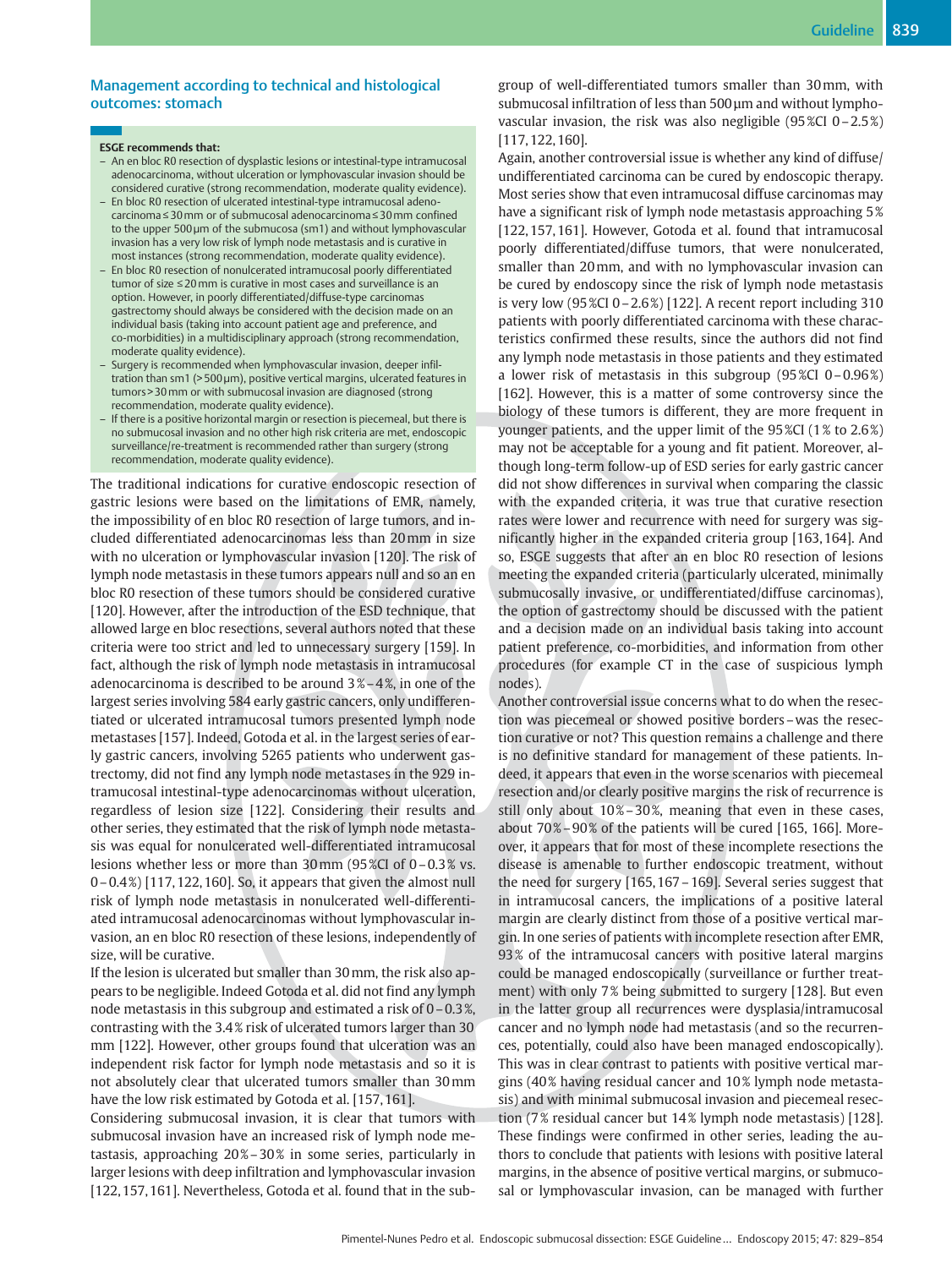## Management according to technical and histological outcomes: stomach

**ESGE recommends that:**

- An en bloc R0 resection of dysplastic lesions or intestinal-type intramucosal adenocarcinoma, without ulceration or lymphovascular invasion should be considered curative (strong recommendation, moderate quality evidence).
- En bloc R0 resection of ulcerated intestinal-type intramucosal adenocarcinoma ≤ 30 mm or of submucosal adenocarcinoma ≤ 30 mm confined to the upper 500 µm of the submucosa (sm1) and without lymphovascular invasion has a very low risk of lymph node metastasis and is curative in most instances (strong recommendation, moderate quality evidence).
- En bloc R0 resection of nonulcerated intramucosal poorly differentiated tumor of size ≤ 20 mm is curative in most cases and surveillance is an option. However, in poorly differentiated/diffuse-type carcinomas gastrectomy should always be considered with the decision made on an individual basis (taking into account patient age and preference, and co-morbidities) in a multidisciplinary approach (strong recommendation, moderate quality evidence).
- Surgery is recommended when lymphovascular invasion, deeper infiltration than sm1 (> 500 µm), positive vertical margins, ulcerated features in tumors > 30 mm or with submucosal invasion are diagnosed (strong recommendation, moderate quality evidence).
- If there is a positive horizontal margin or resection is piecemeal, but there is no submucosal invasion and no other high risk criteria are met, endoscopic surveillance/re-treatment is recommended rather than surgery (strong recommendation, moderate quality evidence).

The traditional indications for curative endoscopic resection of gastric lesions were based on the limitations of EMR, namely, the impossibility of en bloc R0 resection of large tumors, and included differentiated adenocarcinomas less than 20 mm in size with no ulceration or lymphovascular invasion [120]. The risk of lymph node metastasis in these tumors appears null and so an en bloc R0 resection of these tumors should be considered curative [120]. However, after the introduction of the ESD technique, that allowed large en bloc resections, several authors noted that these criteria were too strict and led to unnecessary surgery [159]. In fact, although the risk of lymph node metastasis in intramucosal adenocarcinoma is described to be around 3 % – 4 %, in one of the largest series involving 584 early gastric cancers, only undifferentiated or ulcerated intramucosal tumors presented lymph node metastases [157]. Indeed, Gotoda et al. in the largest series of early gastric cancers, involving 5265 patients who underwent gastrectomy, did not find any lymph node metastases in the 929 intramucosal intestinal-type adenocarcinomas without ulceration, regardless of lesion size [122]. Considering their results and other series, they estimated that the risk of lymph node metastasis was equal for nonulcerated well-differentiated intramucosal lesions whether less or more than 30 mm (95 %CI of 0 – 0.3 % vs. 0 – 0.4 %) [117, 122, 160]. So, it appears that given the almost null risk of lymph node metastasis in nonulcerated well-differentiated intramucosal adenocarcinomas without lymphovascular invasion, an en bloc R0 resection of these lesions, independently of size, will be curative.

If the lesion is ulcerated but smaller than 30 mm, the risk also appears to be negligible. Indeed Gotoda et al. did not find any lymph node metastasis in this subgroup and estimated a risk of 0 – 0.3 %, contrasting with the 3.4 % risk of ulcerated tumors larger than 30 mm [122]. However, other groups found that ulceration was an independent risk factor for lymph node metastasis and so it is not absolutely clear that ulcerated tumors smaller than 30 mm have the low risk estimated by Gotoda et al. [157, 161].

Considering submucosal invasion, it is clear that tumors with submucosal invasion have an increased risk of lymph node metastasis, approaching 20 % – 30 % in some series, particularly in larger lesions with deep infiltration and lymphovascular invasion [122, 157, 161]. Nevertheless, Gotoda et al. found that in the subgroup of well-differentiated tumors smaller than 30 mm, with submucosal infiltration of less than 500 µm and without lymphovascular invasion, the risk was also negligible (95 %CI 0 – 2.5 %) [117, 122, 160].

Again, another controversial issue is whether any kind of diffuse/undifferentiated carcinoma can be cured by endoscopic therapy. Most series show that even intramucosal diffuse carcinomas may have a significant risk of lymph node metastasis approaching 5 % [122, 157, 161]. However, Gotoda et al. found that intramucosal poorly differentiated/diffuse tumors, that were nonulcerated, smaller than 20 mm, and with no lymphovascular invasion can be cured by endoscopy since the risk of lymph node metastasis is very low (95 %CI 0 – 2.6 %) [122]. A recent report including 310 patients with poorly differentiated carcinoma with these characteristics confirmed these results, since the authors did not find any lymph node metastasis in those patients and they estimated a lower risk of metastasis in this subgroup (95 %CI 0 – 0.96 %) [162]. However, this is a matter of some controversy since the biology of these tumors is different, they are more frequent in younger patients, and the upper limit of the 95 %CI (1 % to 2.6 %) may not be acceptable for a young and fit patient. Moreover, although long-term follow-up of ESD series for early gastric cancer did not show differences in survival when comparing the classic with the expanded criteria, it was true that curative resection rates were lower and recurrence with need for surgery was significantly higher in the expanded criteria group [163, 164]. And so, ESGE suggests that after an en bloc R0 resection of lesions meeting the expanded criteria (particularly ulcerated, minimally submucosally invasive, or undifferentiated/diffuse carcinomas), the option of gastrectomy should be discussed with the patient and a decision made on an individual basis taking into account patient preference, co-morbidities, and information from other procedures (for example CT in the case of suspicious lymph nodes).

Another controversial issue concerns what to do when the resection was piecemeal or showed positive borders – was the resection curative or not? This question remains a challenge and there is no definitive standard for management of these patients. Indeed, it appears that even in the worse scenarios with piecemeal resection and/or clearly positive margins the risk of recurrence is still only about 10 % – 30 %, meaning that even in these cases, about 70 % – 90 % of the patients will be cured [165, 166]. Moreover, it appears that for most of these incomplete resections the disease is amenable to further endoscopic treatment, without the need for surgery [165, 167 – 169]. Several series suggest that in intramucosal cancers, the implications of a positive lateral margin are clearly distinct from those of a positive vertical margin. In one series of patients with incomplete resection after EMR, 93 % of the intramucosal cancers with positive lateral margins could be managed endoscopically (surveillance or further treatment) with only 7 % being submitted to surgery [128]. But even in the latter group all recurrences were dysplasia/intramucosal cancer and no lymph node had metastasis (and so the recurrences, potentially, could also have been managed endoscopically). This was in clear contrast to patients with positive vertical margins (40 % having residual cancer and 10 % lymph node metastasis) and with minimal submucosal invasion and piecemeal resection (7 % residual cancer but 14 % lymph node metastasis) [128]. These findings were confirmed in other series, leading the authors to conclude that patients with lesions with positive lateral margins, in the absence of positive vertical margins, or submucosal or lymphovascular invasion, can be managed with further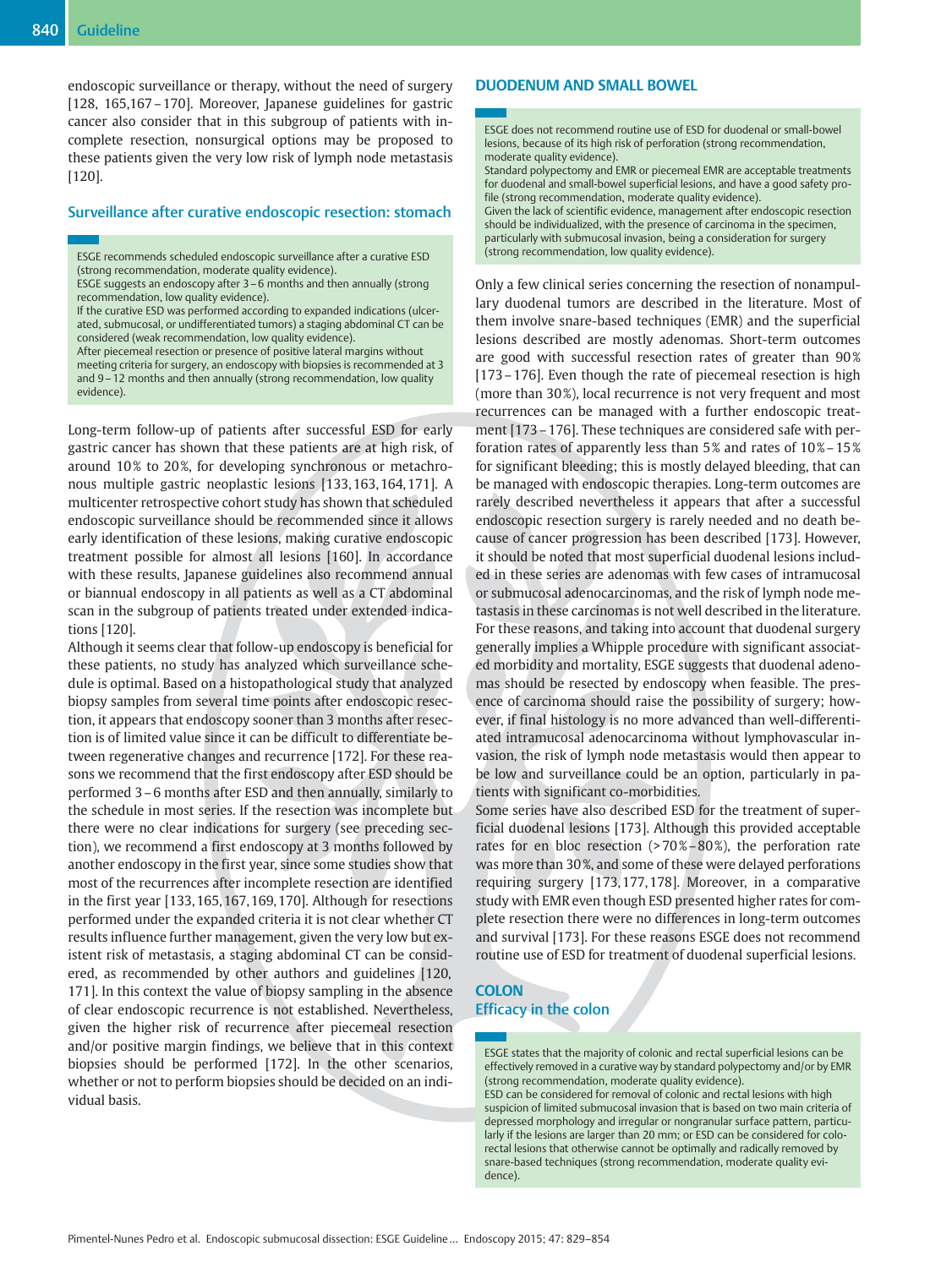endoscopic surveillance or therapy, without the need of surgery [128, 165,167–170]. Moreover, Japanese guidelines for gastric cancer also consider that in this subgroup of patients with incomplete resection, nonsurgical options may be proposed to these patients given the very low risk of lymph node metastasis [120].

### Surveillance after curative endoscopic resection: stomach

> ESGE recommends scheduled endoscopic surveillance after a curative ESD (strong recommendation, moderate quality evidence).
> ESGE suggests an endoscopy after 3–6 months and then annually (strong recommendation, low quality evidence).
> If the curative ESD was performed according to expanded indications (ulcerated, submucosal, or undifferentiated tumors) a staging abdominal CT can be considered (weak recommendation, low quality evidence).
> After piecemeal resection or presence of positive lateral margins without meeting criteria for surgery, an endoscopy with biopsies is recommended at 3 and 9–12 months and then annually (strong recommendation, low quality evidence).

Long-term follow-up of patients after successful ESD for early gastric cancer has shown that these patients are at high risk, of around 10% to 20%, for developing synchronous or metachronous multiple gastric neoplastic lesions [133,163,164,171]. A multicenter retrospective cohort study has shown that scheduled endoscopic surveillance should be recommended since it allows early identification of these lesions, making curative endoscopic treatment possible for almost all lesions [160]. In accordance with these results, Japanese guidelines also recommend annual or biannual endoscopy in all patients as well as a CT abdominal scan in the subgroup of patients treated under extended indications [120].

Although it seems clear that follow-up endoscopy is beneficial for these patients, no study has analyzed which surveillance schedule is optimal. Based on a histopathological study that analyzed biopsy samples from several time points after endoscopic resection, it appears that endoscopy sooner than 3 months after resection is of limited value since it can be difficult to differentiate between regenerative changes and recurrence [172]. For these reasons we recommend that the first endoscopy after ESD should be performed 3–6 months after ESD and then annually, similarly to the schedule in most series. If the resection was incomplete but there were no clear indications for surgery (see preceding section), we recommend a first endoscopy at 3 months followed by another endoscopy in the first year, since some studies show that most of the recurrences after incomplete resection are identified in the first year [133,165,167,169,170]. Although for resections performed under the expanded criteria it is not clear whether CT results influence further management, given the very low but existent risk of metastasis, a staging abdominal CT can be considered, as recommended by other authors and guidelines [120, 171]. In this context the value of biopsy sampling in the absence of clear endoscopic recurrence is not established. Nevertheless, given the higher risk of recurrence after piecemeal resection and/or positive margin findings, we believe that in this context biopsies should be performed [172]. In the other scenarios, whether or not to perform biopsies should be decided on an individual basis.

## DUODENUM AND SMALL BOWEL

> ESGE does not recommend routine use of ESD for duodenal or small-bowel lesions, because of its high risk of perforation (strong recommendation, moderate quality evidence).
> Standard polypectomy and EMR or piecemeal EMR are acceptable treatments for duodenal and small-bowel superficial lesions, and have a good safety profile (strong recommendation, moderate quality evidence).
> Given the lack of scientific evidence, management after endoscopic resection should be individualized, with the presence of carcinoma in the specimen, particularly with submucosal invasion, being a consideration for surgery (strong recommendation, low quality evidence).

Only a few clinical series concerning the resection of nonampullary duodenal tumors are described in the literature. Most of them involve snare-based techniques (EMR) and the superficial lesions described are mostly adenomas. Short-term outcomes are good with successful resection rates of greater than 90% [173–176]. Even though the rate of piecemeal resection is high (more than 30%), local recurrence is not very frequent and most recurrences can be managed with a further endoscopic treatment [173–176]. These techniques are considered safe with perforation rates of apparently less than 5% and rates of 10%–15% for significant bleeding; this is mostly delayed bleeding, that can be managed with endoscopic therapies. Long-term outcomes are rarely described nevertheless it appears that after a successful endoscopic resection surgery is rarely needed and no death because of cancer progression has been described [173]. However, it should be noted that most superficial duodenal lesions included in these series are adenomas with few cases of intramucosal or submucosal adenocarcinomas, and the risk of lymph node metastasis in these carcinomas is not well described in the literature. For these reasons, and taking into account that duodenal surgery generally implies a Whipple procedure with significant associated morbidity and mortality, ESGE suggests that duodenal adenomas should be resected by endoscopy when feasible. The presence of carcinoma should raise the possibility of surgery; however, if final histology is no more advanced than well-differentiated intramucosal adenocarcinoma without lymphovascular invasion, the risk of lymph node metastasis would then appear to be low and surveillance could be an option, particularly in patients with significant co-morbidities.

Some series have also described ESD for the treatment of superficial duodenal lesions [173]. Although this provided acceptable rates for en bloc resection (>70%–80%), the perforation rate was more than 30%, and some of these were delayed perforations requiring surgery [173,177,178]. Moreover, in a comparative study with EMR even though ESD presented higher rates for complete resection there were no differences in long-term outcomes and survival [173]. For these reasons ESGE does not recommend routine use of ESD for treatment of duodenal superficial lesions.

## COLON

### Efficacy in the colon

> ESGE states that the majority of colonic and rectal superficial lesions can be effectively removed in a curative way by standard polypectomy and/or by EMR (strong recommendation, moderate quality evidence).
> ESD can be considered for removal of colonic and rectal lesions with high suspicion of limited submucosal invasion that is based on two main criteria of depressed morphology and irregular or nongranular surface pattern, particularly if the lesions are larger than 20 mm; or ESD can be considered for colorectal lesions that otherwise cannot be optimally and radically removed by snare-based techniques (strong recommendation, moderate quality evidence).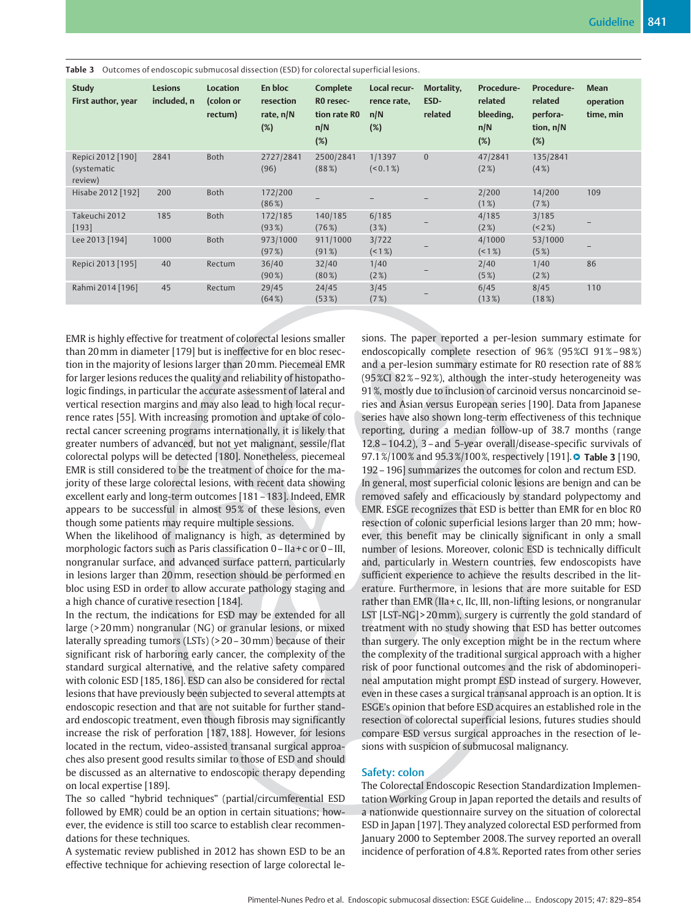**Table 3** Outcomes of endoscopic submucosal dissection (ESD) for colorectal superficial lesions.

| Study First author, year | Lesions included, n | Location (colon or rectum) | En bloc resection rate, n/N (%) | Complete R0 resection rate R0 n/N (%) | Local recurrence rate, n/N (%) | Mortality, ESD-related | Procedure-related bleeding, n/N (%) | Procedure-related perforation, n/N (%) | Mean operation time, min |
|---|---|---|---|---|---|---|---|---|---|
| Repici 2012 [190] (systematic review) | 2841 | Both | 2727/2841 (96) | 2500/2841 (88%) | 1/1397 (<0.1%) | 0 | 47/2841 (2%) | 135/2841 (4%) | |
| Hisabe 2012 [192] | 200 | Both | 172/200 (86%) | – | – | – | 2/200 (1%) | 14/200 (7%) | 109 |
| Takeuchi 2012 [193] | 185 | Both | 172/185 (93%) | 140/185 (76%) | 6/185 (3%) | – | 4/185 (2%) | 3/185 (<2%) | – |
| Lee 2013 [194] | 1000 | Both | 973/1000 (97%) | 911/1000 (91%) | 3/722 (<1%) | – | 4/1000 (<1%) | 53/1000 (5%) | – |
| Repici 2013 [195] | 40 | Rectum | 36/40 (90%) | 32/40 (80%) | 1/40 (2%) | – | 2/40 (5%) | 1/40 (2%) | 86 |
| Rahmi 2014 [196] | 45 | Rectum | 29/45 (64%) | 24/45 (53%) | 3/45 (7%) | – | 6/45 (13%) | 8/45 (18%) | 110 |

EMR is highly effective for treatment of colorectal lesions smaller than 20 mm in diameter [179] but is ineffective for en bloc resection in the majority of lesions larger than 20 mm. Piecemeal EMR for larger lesions reduces the quality and reliability of histopathologic findings, in particular the accurate assessment of lateral and vertical resection margins and may also lead to high local recurrence rates [55]. With increasing promotion and uptake of colorectal cancer screening programs internationally, it is likely that greater numbers of advanced, but not yet malignant, sessile/flat colorectal polyps will be detected [180]. Nonetheless, piecemeal EMR is still considered to be the treatment of choice for the majority of these large colorectal lesions, with recent data showing excellent early and long-term outcomes [181 – 183]. Indeed, EMR appears to be successful in almost 95% of these lesions, even though some patients may require multiple sessions.

When the likelihood of malignancy is high, as determined by morphologic factors such as Paris classification 0 – IIa + c or 0 – III, nongranular surface, and advanced surface pattern, particularly in lesions larger than 20 mm, resection should be performed en bloc using ESD in order to allow accurate pathology staging and a high chance of curative resection [184].

In the rectum, the indications for ESD may be extended for all large (> 20 mm) nongranular (NG) or granular lesions, or mixed laterally spreading tumors (LSTs) (> 20 – 30 mm) because of their significant risk of harboring early cancer, the complexity of the standard surgical alternative, and the relative safety compared with colonic ESD [185, 186]. ESD can also be considered for rectal lesions that have previously been subjected to several attempts at endoscopic resection and that are not suitable for further standard endoscopic treatment, even though fibrosis may significantly increase the risk of perforation [187, 188]. However, for lesions located in the rectum, video-assisted transanal surgical approaches also present good results similar to those of ESD and should be discussed as an alternative to endoscopic therapy depending on local expertise [189].

The so called "hybrid techniques" (partial/circumferential ESD followed by EMR) could be an option in certain situations; however, the evidence is still too scarce to establish clear recommendations for these techniques.

A systematic review published in 2012 has shown ESD to be an effective technique for achieving resection of large colorectal lesions. The paper reported a per-lesion summary estimate for endoscopically complete resection of 96% (95%CI 91% – 98%) and a per-lesion summary estimate for R0 resection rate of 88% (95%CI 82% – 92%), although the inter-study heterogeneity was 91%, mostly due to inclusion of carcinoid versus noncarcinoid series and Asian versus European series [190]. Data from Japanese series have also shown long-term effectiveness of this technique reporting, during a median follow-up of 38.7 months (range 12.8 – 104.2), 3 – and 5-year overall/disease-specific survivals of 97.1%/100% and 95.3%/100%, respectively [191]. Table 3 [190, 192 – 196] summarizes the outcomes for colon and rectum ESD.

In general, most superficial colonic lesions are benign and can be removed safely and efficaciously by standard polypectomy and EMR. ESGE recognizes that ESD is better than EMR for en bloc R0 resection of colonic superficial lesions larger than 20 mm; however, this benefit may be clinically significant in only a small number of lesions. Moreover, colonic ESD is technically difficult and, particularly in Western countries, few endoscopists have sufficient experience to achieve the results described in the literature. Furthermore, in lesions that are more suitable for ESD rather than EMR (IIa + c, IIc, III, non-lifting lesions, or nongranular LST [LST-NG] > 20 mm), surgery is currently the gold standard of treatment with no study showing that ESD has better outcomes than surgery. The only exception might be in the rectum where the complexity of the traditional surgical approach with a higher risk of poor functional outcomes and the risk of abdominoperineal amputation might prompt ESD instead of surgery. However, even in these cases a surgical transanal approach is an option. It is ESGE's opinion that before ESD acquires an established role in the resection of colorectal superficial lesions, futures studies should compare ESD versus surgical approaches in the resection of lesions with suspicion of submucosal malignancy.

## Safety: colon

The Colorectal Endoscopic Resection Standardization Implementation Working Group in Japan reported the details and results of a nationwide questionnaire survey on the situation of colorectal ESD in Japan [197]. They analyzed colorectal ESD performed from January 2000 to September 2008. The survey reported an overall incidence of perforation of 4.8%. Reported rates from other series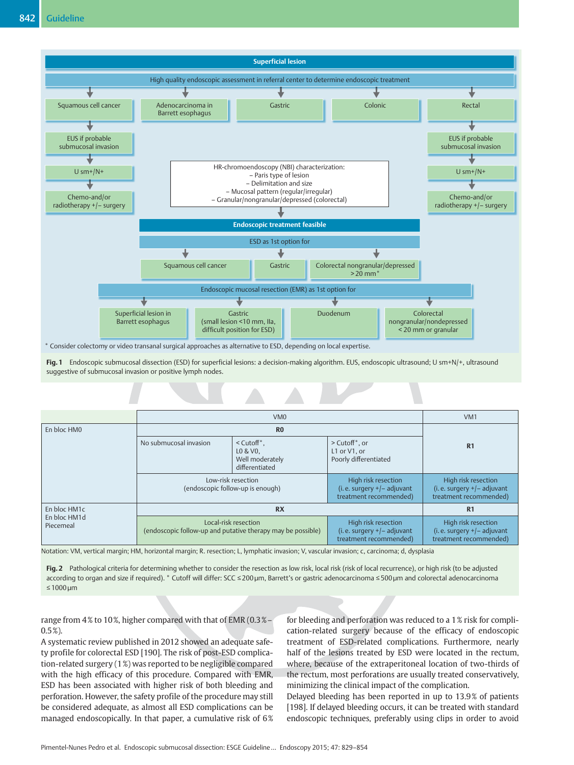Superficial lesion

High quality endoscopic assessment in referral center to determine endoscopic treatment

- Squamous cell cancer → EUS if probable submucosal invasion → U sm+/N+ → Chemo-and/or radiotherapy +/– surgery
- Adenocarcinoma in Barrett esophagus
- Gastric
- Colonic
- Rectal → EUS if probable submucosal invasion → U sm+/N+ → Chemo-and/or radiotherapy +/– surgery

HR-chromoendoscopy (NBI) characterization:
- Paris type of lesion
- Delimitation and size
- Mucosal pattern (regular/irregular)
- Granular/nongranular/depressed (colorectal)

Endoscopic treatment feasible

ESD as 1st option for
- Squamous cell cancer
- Gastric
- Colorectal nongranular/depressed > 20 mm*

Endoscopic mucosal resection (EMR) as 1st option for
- Superficial lesion in Barrett esophagus
- Gastric (small lesion <10 mm, IIa, difficult position for ESD)
- Duodenum
- Colorectal nongranular/nondepressed < 20 mm or granular

* Consider colectomy or video transanal surgical approaches as alternative to ESD, depending on local expertise.

**Fig. 1** Endoscopic submucosal dissection (ESD) for superficial lesions: a decision-making algorithm. EUS, endoscopic ultrasound; U sm+N/+, ultrasound suggestive of submucosal invasion or positive lymph nodes.

| | VM0 | | | VM1 |
|---|---|---|---|---|
| En bloc HM0 | R0 | | | R1 |
| | No submucosal invasion | < Cutoff*, L0 & V0, Well moderately differentiated | > Cutoff*, or L1 or V1, or Poorly differentiated | |
| | Low-risk resection (endoscopic follow-up is enough) | | High risk resection (i. e. surgery +/– adjuvant treatment recommended) | High risk resection (i. e. surgery +/– adjuvant treatment recommended) |
| En bloc HM1c En bloc HM1d Piecemeal | RX | | | R1 |
| | Local-risk resection (endoscopic follow-up and putative therapy may be possible) | | High risk resection (i. e. surgery +/– adjuvant treatment recommended) | High risk resection (i. e. surgery +/– adjuvant treatment recommended) |

Notation: VM, vertical margin; HM, horizontal margin; R. resection; L, lymphatic invasion; V, vascular invasion; c, carcinoma; d, dysplasia

**Fig. 2** Pathological criteria for determining whether to consider the resection as low risk, local risk (risk of local recurrence), or high risk (to be adjusted according to organ and size if required). * Cutoff will differ: SCC ≤ 200 µm, Barrett's or gastric adenocarcinoma ≤ 500 µm and colorectal adenocarcinoma ≤ 1000 µm

range from 4 % to 10 %, higher compared with that of EMR (0.3 %–0.5 %).

A systematic review published in 2012 showed an adequate safety profile for colorectal ESD [190]. The risk of post-ESD complication-related surgery (1 %) was reported to be negligible compared with the high efficacy of this procedure. Compared with EMR, ESD has been associated with higher risk of both bleeding and perforation. However, the safety profile of the procedure may still be considered adequate, as almost all ESD complications can be managed endoscopically. In that paper, a cumulative risk of 6 % for bleeding and perforation was reduced to a 1 % risk for complication-related surgery because of the efficacy of endoscopic treatment of ESD-related complications. Furthermore, nearly half of the lesions treated by ESD were located in the rectum, where, because of the extraperitoneal location of two-thirds of the rectum, most perforations are usually treated conservatively, minimizing the clinical impact of the complication.

Delayed bleeding has been reported in up to 13.9 % of patients [198]. If delayed bleeding occurs, it can be treated with standard endoscopic techniques, preferably using clips in order to avoid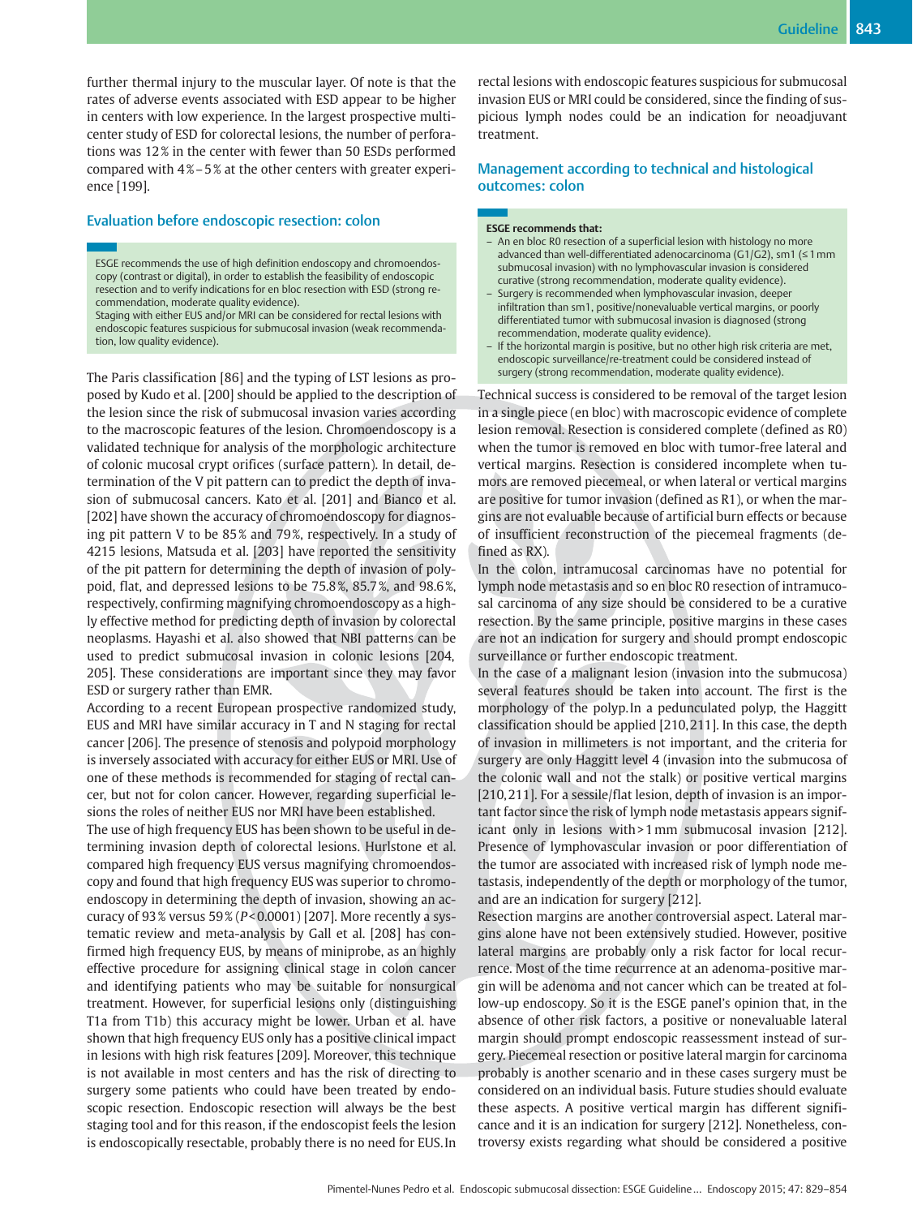further thermal injury to the muscular layer. Of note is that the rates of adverse events associated with ESD appear to be higher in centers with low experience. In the largest prospective multicenter study of ESD for colorectal lesions, the number of perforations was 12% in the center with fewer than 50 ESDs performed compared with 4%–5% at the other centers with greater experience [199].

## Evaluation before endoscopic resection: colon

> ESGE recommends the use of high definition endoscopy and chromoendoscopy (contrast or digital), in order to establish the feasibility of endoscopic resection and to verify indications for en bloc resection with ESD (strong recommendation, moderate quality evidence).
> Staging with either EUS and/or MRI can be considered for rectal lesions with endoscopic features suspicious for submucosal invasion (weak recommendation, low quality evidence).

The Paris classification [86] and the typing of LST lesions as proposed by Kudo et al. [200] should be applied to the description of the lesion since the risk of submucosal invasion varies according to the macroscopic features of the lesion. Chromoendoscopy is a validated technique for analysis of the morphologic architecture of colonic mucosal crypt orifices (surface pattern). In detail, determination of the V pit pattern can to predict the depth of invasion of submucosal cancers. Kato et al. [201] and Bianco et al. [202] have shown the accuracy of chromoendoscopy for diagnosing pit pattern V to be 85% and 79%, respectively. In a study of 4215 lesions, Matsuda et al. [203] have reported the sensitivity of the pit pattern for determining the depth of invasion of polypoid, flat, and depressed lesions to be 75.8%, 85.7%, and 98.6%, respectively, confirming magnifying chromoendoscopy as a highly effective method for predicting depth of invasion by colorectal neoplasms. Hayashi et al. also showed that NBI patterns can be used to predict submucosal invasion in colonic lesions [204, 205]. These considerations are important since they may favor ESD or surgery rather than EMR.

According to a recent European prospective randomized study, EUS and MRI have similar accuracy in T and N staging for rectal cancer [206]. The presence of stenosis and polypoid morphology is inversely associated with accuracy for either EUS or MRI. Use of one of these methods is recommended for staging of rectal cancer, but not for colon cancer. However, regarding superficial lesions the roles of neither EUS nor MRI have been established.

The use of high frequency EUS has been shown to be useful in determining invasion depth of colorectal lesions. Hurlstone et al. compared high frequency EUS versus magnifying chromoendoscopy and found that high frequency EUS was superior to chromoendoscopy in determining the depth of invasion, showing an accuracy of 93% versus 59% ($P<0.0001$) [207]. More recently a systematic review and meta-analysis by Gall et al. [208] has confirmed high frequency EUS, by means of miniprobe, as an highly effective procedure for assigning clinical stage in colon cancer and identifying patients who may be suitable for nonsurgical treatment. However, for superficial lesions only (distinguishing T1a from T1b) this accuracy might be lower. Urban et al. have shown that high frequency EUS only has a positive clinical impact in lesions with high risk features [209]. Moreover, this technique is not available in most centers and has the risk of directing to surgery some patients who could have been treated by endoscopic resection. Endoscopic resection will always be the best staging tool and for this reason, if the endoscopist feels the lesion is endoscopically resectable, probably there is no need for EUS. In rectal lesions with endoscopic features suspicious for submucosal invasion EUS or MRI could be considered, since the finding of suspicious lymph nodes could be an indication for neoadjuvant treatment.

## Management according to technical and histological outcomes: colon

> **ESGE recommends that:**
> – An en bloc R0 resection of a superficial lesion with histology no more advanced than well-differentiated adenocarcinoma (G1/G2), sm1 (≤1mm submucosal invasion) with no lymphovascular invasion is considered curative (strong recommendation, moderate quality evidence).
> – Surgery is recommended when lymphovascular invasion, deeper infiltration than sm1, positive/nonevaluable vertical margins, or poorly differentiated tumor with submucosal invasion is diagnosed (strong recommendation, moderate quality evidence).
> – If the horizontal margin is positive, but no other high risk criteria are met, endoscopic surveillance/re-treatment could be considered instead of surgery (strong recommendation, moderate quality evidence).

Technical success is considered to be removal of the target lesion in a single piece (en bloc) with macroscopic evidence of complete lesion removal. Resection is considered complete (defined as R0) when the tumor is removed en bloc with tumor-free lateral and vertical margins. Resection is considered incomplete when tumors are removed piecemeal, or when lateral or vertical margins are positive for tumor invasion (defined as R1), or when the margins are not evaluable because of artificial burn effects or because of insufficient reconstruction of the piecemeal fragments (defined as RX).

In the colon, intramucosal carcinomas have no potential for lymph node metastasis and so en bloc R0 resection of intramucosal carcinoma of any size should be considered to be a curative resection. By the same principle, positive margins in these cases are not an indication for surgery and should prompt endoscopic surveillance or further endoscopic treatment.

In the case of a malignant lesion (invasion into the submucosa) several features should be taken into account. The first is the morphology of the polyp. In a pedunculated polyp, the Haggitt classification should be applied [210, 211]. In this case, the depth of invasion in millimeters is not important, and the criteria for surgery are only Haggitt level 4 (invasion into the submucosa of the colonic wall and not the stalk) or positive vertical margins [210, 211]. For a sessile/flat lesion, depth of invasion is an important factor since the risk of lymph node metastasis appears significant only in lesions with > 1 mm submucosal invasion [212]. Presence of lymphovascular invasion or poor differentiation of the tumor are associated with increased risk of lymph node metastasis, independently of the depth or morphology of the tumor, and are an indication for surgery [212].

Resection margins are another controversial aspect. Lateral margins alone have not been extensively studied. However, positive lateral margins are probably only a risk factor for local recurrence. Most of the time recurrence at an adenoma-positive margin will be adenoma and not cancer which can be treated at follow-up endoscopy. So it is the ESGE panel's opinion that, in the absence of other risk factors, a positive or nonevaluable lateral margin should prompt endoscopic reassessment instead of surgery. Piecemeal resection or positive lateral margin for carcinoma probably is another scenario and in these cases surgery must be considered on an individual basis. Future studies should evaluate these aspects. A positive vertical margin has different significance and it is an indication for surgery [212]. Nonetheless, controversy exists regarding what should be considered a positive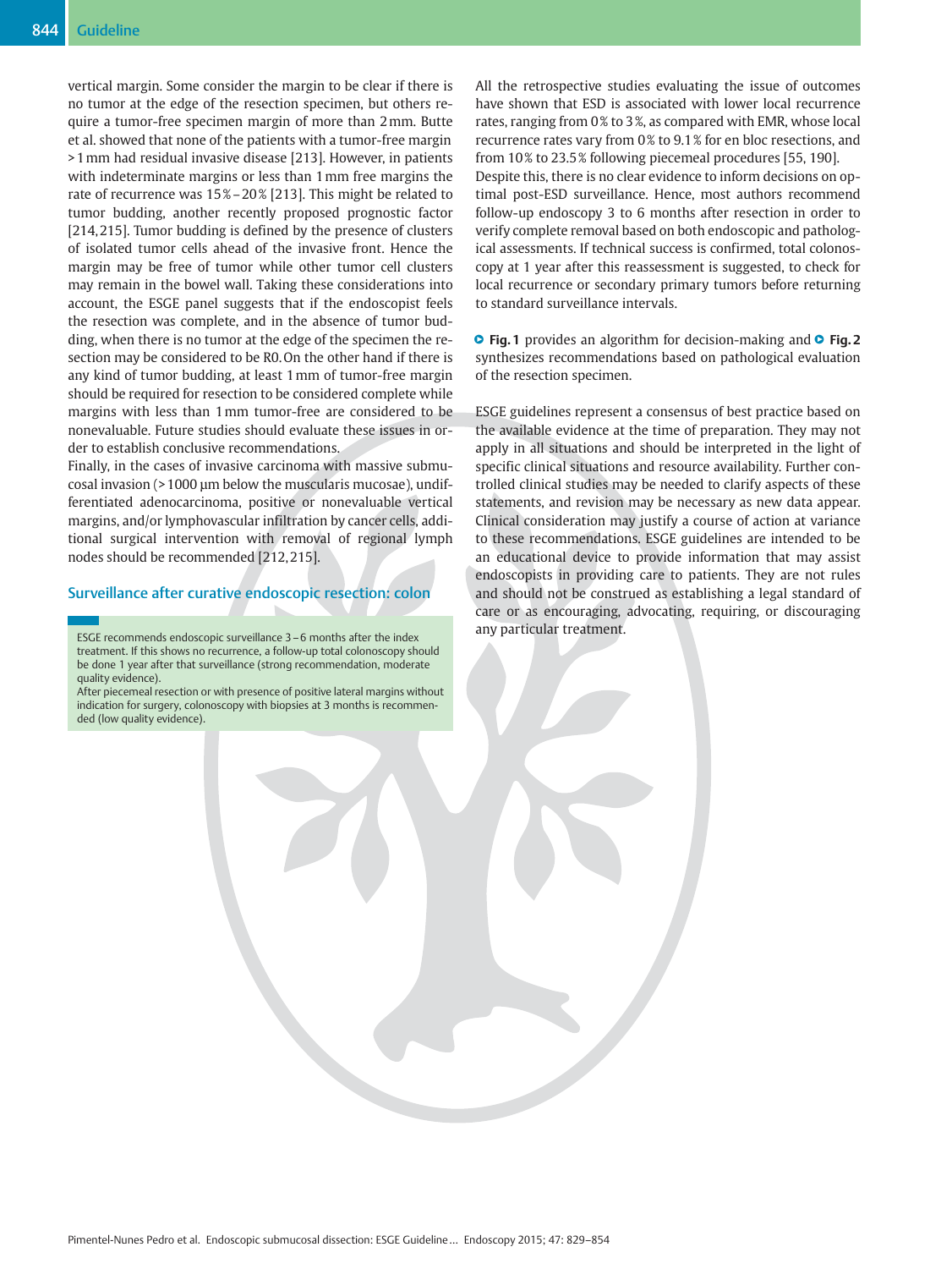vertical margin. Some consider the margin to be clear if there is no tumor at the edge of the resection specimen, but others require a tumor-free specimen margin of more than 2 mm. Butte et al. showed that none of the patients with a tumor-free margin > 1 mm had residual invasive disease [213]. However, in patients with indeterminate margins or less than 1 mm free margins the rate of recurrence was 15 % – 20 % [213]. This might be related to tumor budding, another recently proposed prognostic factor [214, 215]. Tumor budding is defined by the presence of clusters of isolated tumor cells ahead of the invasive front. Hence the margin may be free of tumor while other tumor cell clusters may remain in the bowel wall. Taking these considerations into account, the ESGE panel suggests that if the endoscopist feels the resection was complete, and in the absence of tumor budding, when there is no tumor at the edge of the specimen the resection may be considered to be R0. On the other hand if there is any kind of tumor budding, at least 1 mm of tumor-free margin should be required for resection to be considered complete while margins with less than 1 mm tumor-free are considered to be nonevaluable. Future studies should evaluate these issues in order to establish conclusive recommendations.

Finally, in the cases of invasive carcinoma with massive submucosal invasion (> 1000 µm below the muscularis mucosae), undifferentiated adenocarcinoma, positive or nonevaluable vertical margins, and/or lymphovascular infiltration by cancer cells, additional surgical intervention with removal of regional lymph nodes should be recommended [212, 215].

## Surveillance after curative endoscopic resection: colon

> ESGE recommends endoscopic surveillance 3 – 6 months after the index treatment. If this shows no recurrence, a follow-up total colonoscopy should be done 1 year after that surveillance (strong recommendation, moderate quality evidence).
> After piecemeal resection or with presence of positive lateral margins without indication for surgery, colonoscopy with biopsies at 3 months is recommended (low quality evidence).

All the retrospective studies evaluating the issue of outcomes have shown that ESD is associated with lower local recurrence rates, ranging from 0 % to 3 %, as compared with EMR, whose local recurrence rates vary from 0 % to 9.1 % for en bloc resections, and from 10 % to 23.5 % following piecemeal procedures [55, 190].

Despite this, there is no clear evidence to inform decisions on optimal post-ESD surveillance. Hence, most authors recommend follow-up endoscopy 3 to 6 months after resection in order to verify complete removal based on both endoscopic and pathological assessments. If technical success is confirmed, total colonoscopy at 1 year after this reassessment is suggested, to check for local recurrence or secondary primary tumors before returning to standard surveillance intervals.

**Fig. 1** provides an algorithm for decision-making and **Fig. 2** synthesizes recommendations based on pathological evaluation of the resection specimen.

ESGE guidelines represent a consensus of best practice based on the available evidence at the time of preparation. They may not apply in all situations and should be interpreted in the light of specific clinical situations and resource availability. Further controlled clinical studies may be needed to clarify aspects of these statements, and revision may be necessary as new data appear. Clinical consideration may justify a course of action at variance to these recommendations. ESGE guidelines are intended to be an educational device to provide information that may assist endoscopists in providing care to patients. They are not rules and should not be construed as establishing a legal standard of care or as encouraging, advocating, requiring, or discouraging any particular treatment.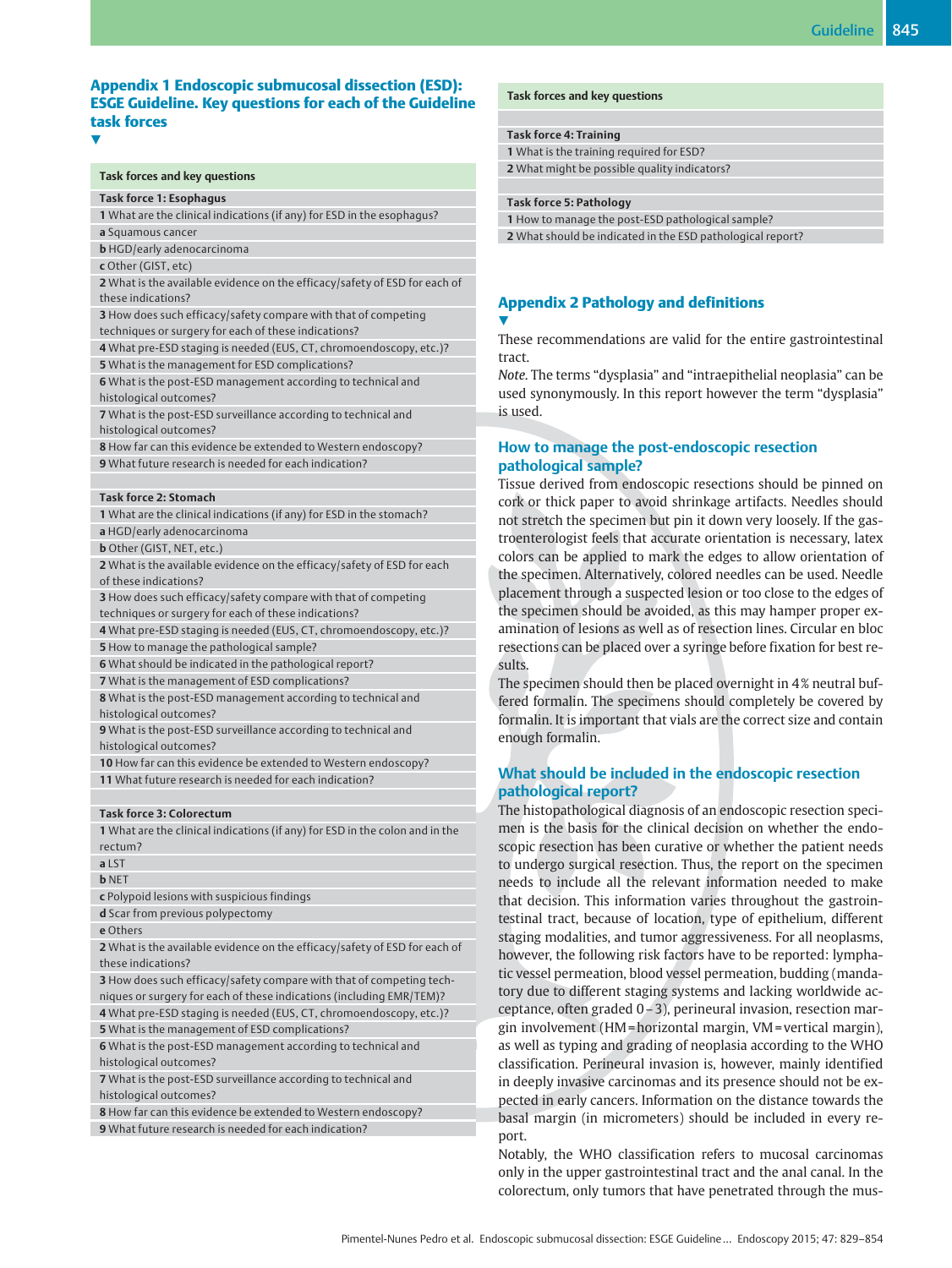## Appendix 1 Endoscopic submucosal dissection (ESD): ESGE Guideline. Key questions for each of the Guideline task forces

| Task forces and key questions |
|---|
| **Task force 1: Esophagus** |
| **1** What are the clinical indications (if any) for ESD in the esophagus? |
| **a** Squamous cancer |
| **b** HGD/early adenocarcinoma |
| **c** Other (GIST, etc) |
| **2** What is the available evidence on the efficacy/safety of ESD for each of these indications? |
| **3** How does such efficacy/safety compare with that of competing techniques or surgery for each of these indications? |
| **4** What pre-ESD staging is needed (EUS, CT, chromoendoscopy, etc.)? |
| **5** What is the management for ESD complications? |
| **6** What is the post-ESD management according to technical and histological outcomes? |
| **7** What is the post-ESD surveillance according to technical and histological outcomes? |
| **8** How far can this evidence be extended to Western endoscopy? |
| **9** What future research is needed for each indication? |
| |
| **Task force 2: Stomach** |
| **1** What are the clinical indications (if any) for ESD in the stomach? |
| **a** HGD/early adenocarcinoma |
| **b** Other (GIST, NET, etc.) |
| **2** What is the available evidence on the efficacy/safety of ESD for each of these indications? |
| **3** How does such efficacy/safety compare with that of competing techniques or surgery for each of these indications? |
| **4** What pre-ESD staging is needed (EUS, CT, chromoendoscopy, etc.)? |
| **5** How to manage the pathological sample? |
| **6** What should be indicated in the pathological report? |
| **7** What is the management of ESD complications? |
| **8** What is the post-ESD management according to technical and histological outcomes? |
| **9** What is the post-ESD surveillance according to technical and histological outcomes? |
| **10** How far can this evidence be extended to Western endoscopy? |
| **11** What future research is needed for each indication? |
| |
| **Task force 3: Colorectum** |
| **1** What are the clinical indications (if any) for ESD in the colon and in the rectum? |
| **a** LST |
| **b** NET |
| **c** Polypoid lesions with suspicious findings |
| **d** Scar from previous polypectomy |
| **e** Others |
| **2** What is the available evidence on the efficacy/safety of ESD for each of these indications? |
| **3** How does such efficacy/safety compare with that of competing techniques or surgery for each of these indications (including EMR/TEM)? |
| **4** What pre-ESD staging is needed (EUS, CT, chromoendoscopy, etc.)? |
| **5** What is the management of ESD complications? |
| **6** What is the post-ESD management according to technical and histological outcomes? |
| **7** What is the post-ESD surveillance according to technical and histological outcomes? |
| **8** How far can this evidence be extended to Western endoscopy? |
| **9** What future research is needed for each indication? |
| |
| **Task force 4: Training** |
| **1** What is the training required for ESD? |
| **2** What might be possible quality indicators? |
| |
| **Task force 5: Pathology** |
| **1** How to manage the post-ESD pathological sample? |
| **2** What should be indicated in the ESD pathological report? |

## Appendix 2 Pathology and definitions

These recommendations are valid for the entire gastrointestinal tract.

*Note.* The terms “dysplasia” and “intraepithelial neoplasia” can be used synonymously. In this report however the term “dysplasia” is used.

### How to manage the post-endoscopic resection pathological sample?

Tissue derived from endoscopic resections should be pinned on cork or thick paper to avoid shrinkage artifacts. Needles should not stretch the specimen but pin it down very loosely. If the gastroenterologist feels that accurate orientation is necessary, latex colors can be applied to mark the edges to allow orientation of the specimen. Alternatively, colored needles can be used. Needle placement through a suspected lesion or too close to the edges of the specimen should be avoided, as this may hamper proper examination of lesions as well as of resection lines. Circular en bloc resections can be placed over a syringe before fixation for best results.

The specimen should then be placed overnight in 4 % neutral buffered formalin. The specimens should completely be covered by formalin. It is important that vials are the correct size and contain enough formalin.

### What should be included in the endoscopic resection pathological report?

The histopathological diagnosis of an endoscopic resection specimen is the basis for the clinical decision on whether the endoscopic resection has been curative or whether the patient needs to undergo surgical resection. Thus, the report on the specimen needs to include all the relevant information needed to make that decision. This information varies throughout the gastrointestinal tract, because of location, type of epithelium, different staging modalities, and tumor aggressiveness. For all neoplasms, however, the following risk factors have to be reported: lymphatic vessel permeation, blood vessel permeation, budding (mandatory due to different staging systems and lacking worldwide acceptance, often graded 0 – 3), perineural invasion, resection margin involvement (HM = horizontal margin, VM = vertical margin), as well as typing and grading of neoplasia according to the WHO classification. Perineural invasion is, however, mainly identified in deeply invasive carcinomas and its presence should not be expected in early cancers. Information on the distance towards the basal margin (in micrometers) should be included in every report.

Notably, the WHO classification refers to mucosal carcinomas only in the upper gastrointestinal tract and the anal canal. In the colorectum, only tumors that have penetrated through the mus-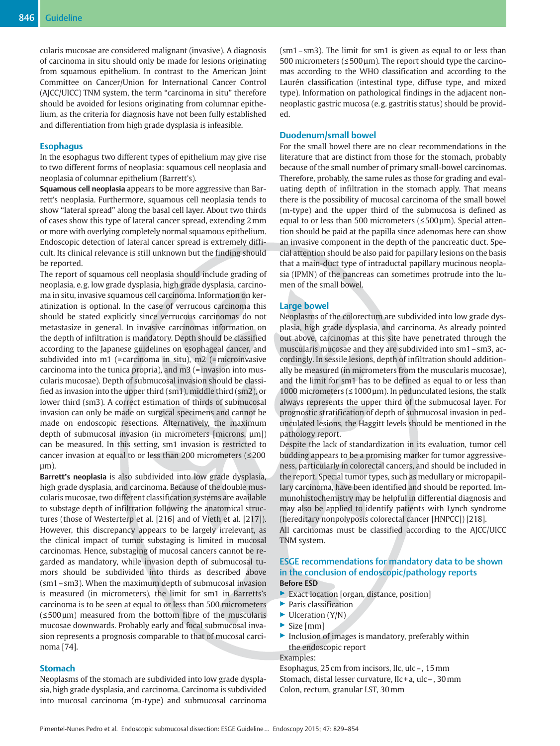cularis mucosae are considered malignant (invasive). A diagnosis of carcinoma in situ should only be made for lesions originating from squamous epithelium. In contrast to the American Joint Committee on Cancer/Union for International Cancer Control (AJCC/UICC) TNM system, the term "carcinoma in situ" therefore should be avoided for lesions originating from columnar epithelium, as the criteria for diagnosis have not been fully established and differentiation from high grade dysplasia is infeasible.

### Esophagus

In the esophagus two different types of epithelium may give rise to two different forms of neoplasia: squamous cell neoplasia and neoplasia of columnar epithelium (Barrett's).

**Squamous cell neoplasia** appears to be more aggressive than Barrett's neoplasia. Furthermore, squamous cell neoplasia tends to show "lateral spread" along the basal cell layer. About two thirds of cases show this type of lateral cancer spread, extending 2 mm or more with overlying completely normal squamous epithelium. Endoscopic detection of lateral cancer spread is extremely difficult. Its clinical relevance is still unknown but the finding should be reported.

The report of squamous cell neoplasia should include grading of neoplasia, e.g. low grade dysplasia, high grade dysplasia, carcinoma in situ, invasive squamous cell carcinoma. Information on keratinization is optional. In the case of verrucous carcinoma this should be stated explicitly since verrucous carcinomas do not metastasize in general. In invasive carcinomas information on the depth of infiltration is mandatory. Depth should be classified according to the Japanese guidelines on esophageal cancer, and subdivided into m1 (=carcinoma in situ), m2 (=microinvasive carcinoma into the tunica propria), and m3 (=invasion into muscularis mucosae). Depth of submucosal invasion should be classified as invasion into the upper third (sm1), middle third (sm2), or lower third (sm3). A correct estimation of thirds of submucosal invasion can only be made on surgical specimens and cannot be made on endoscopic resections. Alternatively, the maximum depth of submucosal invasion (in micrometers [microns, µm]) can be measured. In this setting, sm1 invasion is restricted to cancer invasion at equal to or less than 200 micrometers (≤200 µm).

**Barrett's neoplasia** is also subdivided into low grade dysplasia, high grade dysplasia, and carcinoma. Because of the double muscularis mucosae, two different classification systems are available to substage depth of infiltration following the anatomical structures (those of Westerterp et al. [216] and of Vieth et al. [217]). However, this discrepancy appears to be largely irrelevant, as the clinical impact of tumor substaging is limited in mucosal carcinomas. Hence, substaging of mucosal cancers cannot be regarded as mandatory, while invasion depth of submucosal tumors should be subdivided into thirds as described above (sm1–sm3). When the maximum depth of submucosal invasion is measured (in micrometers), the limit for sm1 in Barretts's carcinoma is to be seen at equal to or less than 500 micrometers (≤500 µm) measured from the bottom fibre of the muscularis mucosae downwards. Probably early and focal submucosal invasion represents a prognosis comparable to that of mucosal carcinoma [74].

### Stomach

Neoplasms of the stomach are subdivided into low grade dysplasia, high grade dysplasia, and carcinoma. Carcinoma is subdivided into mucosal carcinoma (m-type) and submucosal carcinoma (sm1–sm3). The limit for sm1 is given as equal to or less than 500 micrometers (≤500 µm). The report should type the carcinomas according to the WHO classification and according to the Laurén classification (intestinal type, diffuse type, and mixed type). Information on pathological findings in the adjacent non-neoplastic gastric mucosa (e.g. gastritis status) should be provided.

### Duodenum/small bowel

For the small bowel there are no clear recommendations in the literature that are distinct from those for the stomach, probably because of the small number of primary small-bowel carcinomas. Therefore, probably, the same rules as those for grading and evaluating depth of infiltration in the stomach apply. That means there is the possibility of mucosal carcinoma of the small bowel (m-type) and the upper third of the submucosa is defined as equal to or less than 500 micrometers (≤500 µm). Special attention should be paid at the papilla since adenomas here can show an invasive component in the depth of the pancreatic duct. Special attention should be also paid for papillary lesions on the basis that a main-duct type of intraductal papillary mucinous neoplasia (IPMN) of the pancreas can sometimes protrude into the lumen of the small bowel.

### Large bowel

Neoplasms of the colorectum are subdivided into low grade dysplasia, high grade dysplasia, and carcinoma. As already pointed out above, carcinomas at this site have penetrated through the muscularis mucosae and they are subdivided into sm1–sm3, accordingly. In sessile lesions, depth of infiltration should additionally be measured (in micrometers from the muscularis mucosae), and the limit for sm1 has to be defined as equal to or less than 1000 micrometers (≤1000 µm). In pedunculated lesions, the stalk always represents the upper third of the submucosal layer. For prognostic stratification of depth of submucosal invasion in pedunculated lesions, the Haggitt levels should be mentioned in the pathology report.

Despite the lack of standardization in its evaluation, tumor cell budding appears to be a promising marker for tumor aggressiveness, particularly in colorectal cancers, and should be included in the report. Special tumor types, such as medullary or micropapillary carcinoma, have been identified and should be reported. Immunohistochemistry may be helpful in differential diagnosis and may also be applied to identify patients with Lynch syndrome (hereditary nonpolyposis colorectal cancer [HNPCC]) [218].

All carcinomas must be classified according to the AJCC/UICC TNM system.

### ESGE recommendations for mandatory data to be shown in the conclusion of endoscopic/pathology reports

**Before ESD**

- Exact location [organ, distance, position]
- Paris classification
- Ulceration (Y/N)
- Size [mm]
- Inclusion of images is mandatory, preferably within the endoscopic report

Examples:
Esophagus, 25 cm from incisors, IIc, ulc–, 15 mm
Stomach, distal lesser curvature, IIc+a, ulc–, 30 mm
Colon, rectum, granular LST, 30 mm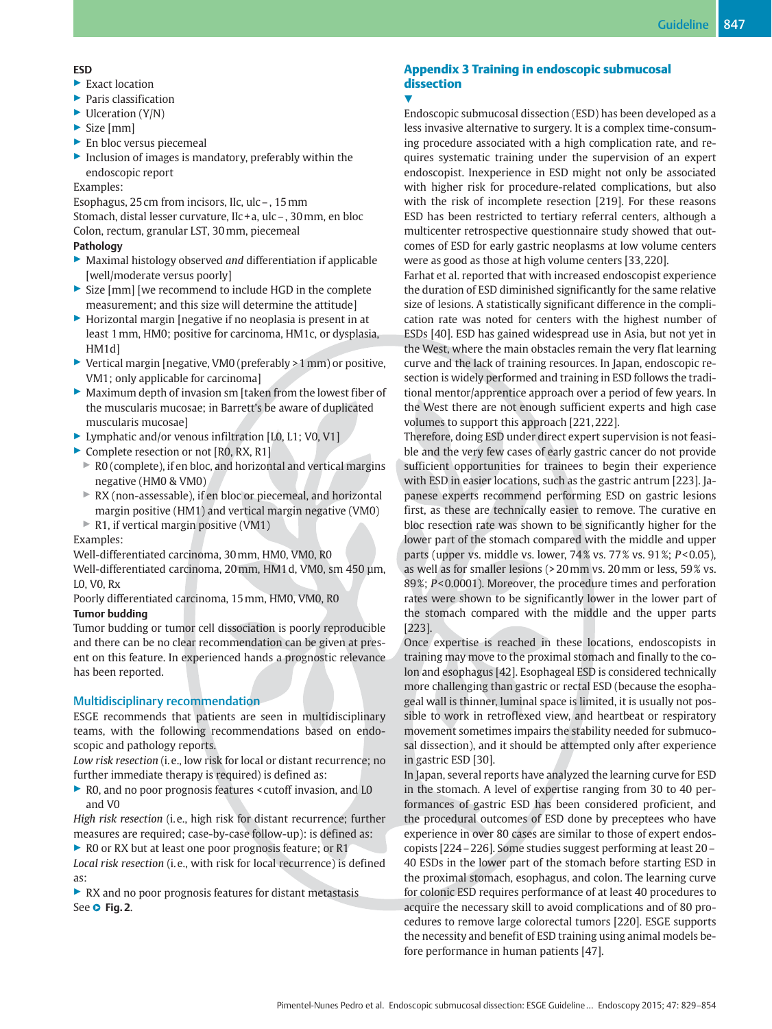**ESD**

- Exact location
- Paris classification
- Ulceration (Y/N)
- Size [mm]
- En bloc versus piecemeal
- Inclusion of images is mandatory, preferably within the endoscopic report

Examples:
Esophagus, 25 cm from incisors, IIc, ulc –, 15 mm
Stomach, distal lesser curvature, IIc + a, ulc –, 30 mm, en bloc
Colon, rectum, granular LST, 30 mm, piecemeal

**Pathology**

- Maximal histology observed *and* differentiation if applicable [well/moderate versus poorly]
- Size [mm] [we recommend to include HGD in the complete measurement; and this size will determine the attitude]
- Horizontal margin [negative if no neoplasia is present in at least 1 mm, HM0; positive for carcinoma, HM1c, or dysplasia, HM1d]
- Vertical margin [negative, VM0 (preferably > 1 mm) or positive, VM1; only applicable for carcinoma]
- Maximum depth of invasion sm [taken from the lowest fiber of the muscularis mucosae; in Barrett's be aware of duplicated muscularis mucosae]
- Lymphatic and/or venous infiltration [L0, L1; V0, V1]
- Complete resection or not [R0, RX, R1]
  - R0 (complete), if en bloc, and horizontal and vertical margins negative (HM0 & VM0)
  - RX (non-assessable), if en bloc or piecemeal, and horizontal margin positive (HM1) and vertical margin negative (VM0)
  - R1, if vertical margin positive (VM1)

Examples:
Well-differentiated carcinoma, 30 mm, HM0, VM0, R0
Well-differentiated carcinoma, 20 mm, HM1 d, VM0, sm 450 µm, L0, V0, Rx
Poorly differentiated carcinoma, 15 mm, HM0, VM0, R0

**Tumor budding**

Tumor budding or tumor cell dissociation is poorly reproducible and there can be no clear recommendation can be given at present on this feature. In experienced hands a prognostic relevance has been reported.

### Multidisciplinary recommendation

ESGE recommends that patients are seen in multidisciplinary teams, with the following recommendations based on endoscopic and pathology reports.

*Low risk resection* (i.e., low risk for local or distant recurrence; no further immediate therapy is required) is defined as:

- R0, and no poor prognosis features < cutoff invasion, and L0 and V0

*High risk resection* (i.e., high risk for distant recurrence; further measures are required; case-by-case follow-up): is defined as:

- R0 or RX but at least one poor prognosis feature; or R1

*Local risk resection* (i.e., with risk for local recurrence) is defined as:

- RX and no poor prognosis features for distant metastasis

See **Fig. 2**.

## Appendix 3 Training in endoscopic submucosal dissection

Endoscopic submucosal dissection (ESD) has been developed as a less invasive alternative to surgery. It is a complex time-consuming procedure associated with a high complication rate, and requires systematic training under the supervision of an expert endoscopist. Inexperience in ESD might not only be associated with higher risk for procedure-related complications, but also with the risk of incomplete resection [219]. For these reasons ESD has been restricted to tertiary referral centers, although a multicenter retrospective questionnaire study showed that outcomes of ESD for early gastric neoplasms at low volume centers were as good as those at high volume centers [33,220].

Farhat et al. reported that with increased endoscopist experience the duration of ESD diminished significantly for the same relative size of lesions. A statistically significant difference in the complication rate was noted for centers with the highest number of ESDs [40]. ESD has gained widespread use in Asia, but not yet in the West, where the main obstacles remain the very flat learning curve and the lack of training resources. In Japan, endoscopic resection is widely performed and training in ESD follows the traditional mentor/apprentice approach over a period of few years. In the West there are not enough sufficient experts and high case volumes to support this approach [221,222].

Therefore, doing ESD under direct expert supervision is not feasible and the very few cases of early gastric cancer do not provide sufficient opportunities for trainees to begin their experience with ESD in easier locations, such as the gastric antrum [223]. Japanese experts recommend performing ESD on gastric lesions first, as these are technically easier to remove. The curative en bloc resection rate was shown to be significantly higher for the lower part of the stomach compared with the middle and upper parts (upper vs. middle vs. lower, 74 % vs. 77 % vs. 91 %; $P < 0.05$), as well as for smaller lesions (> 20 mm vs. 20 mm or less, 59 % vs. 89 %; $P < 0.0001$). Moreover, the procedure times and perforation rates were shown to be significantly lower in the lower part of the stomach compared with the middle and the upper parts [223].

Once expertise is reached in these locations, endoscopists in training may move to the proximal stomach and finally to the colon and esophagus [42]. Esophageal ESD is considered technically more challenging than gastric or rectal ESD (because the esophageal wall is thinner, luminal space is limited, it is usually not possible to work in retroflexed view, and heartbeat or respiratory movement sometimes impairs the stability needed for submucosal dissection), and it should be attempted only after experience in gastric ESD [30].

In Japan, several reports have analyzed the learning curve for ESD in the stomach. A level of expertise ranging from 30 to 40 performances of gastric ESD has been considered proficient, and the procedural outcomes of ESD done by preceptees who have experience in over 80 cases are similar to those of expert endoscopists [224–226]. Some studies suggest performing at least 20–40 ESDs in the lower part of the stomach before starting ESD in the proximal stomach, esophagus, and colon. The learning curve for colonic ESD requires performance of at least 40 procedures to acquire the necessary skill to avoid complications and of 80 procedures to remove large colorectal tumors [220]. ESGE supports the necessity and benefit of ESD training using animal models before performance in human patients [47].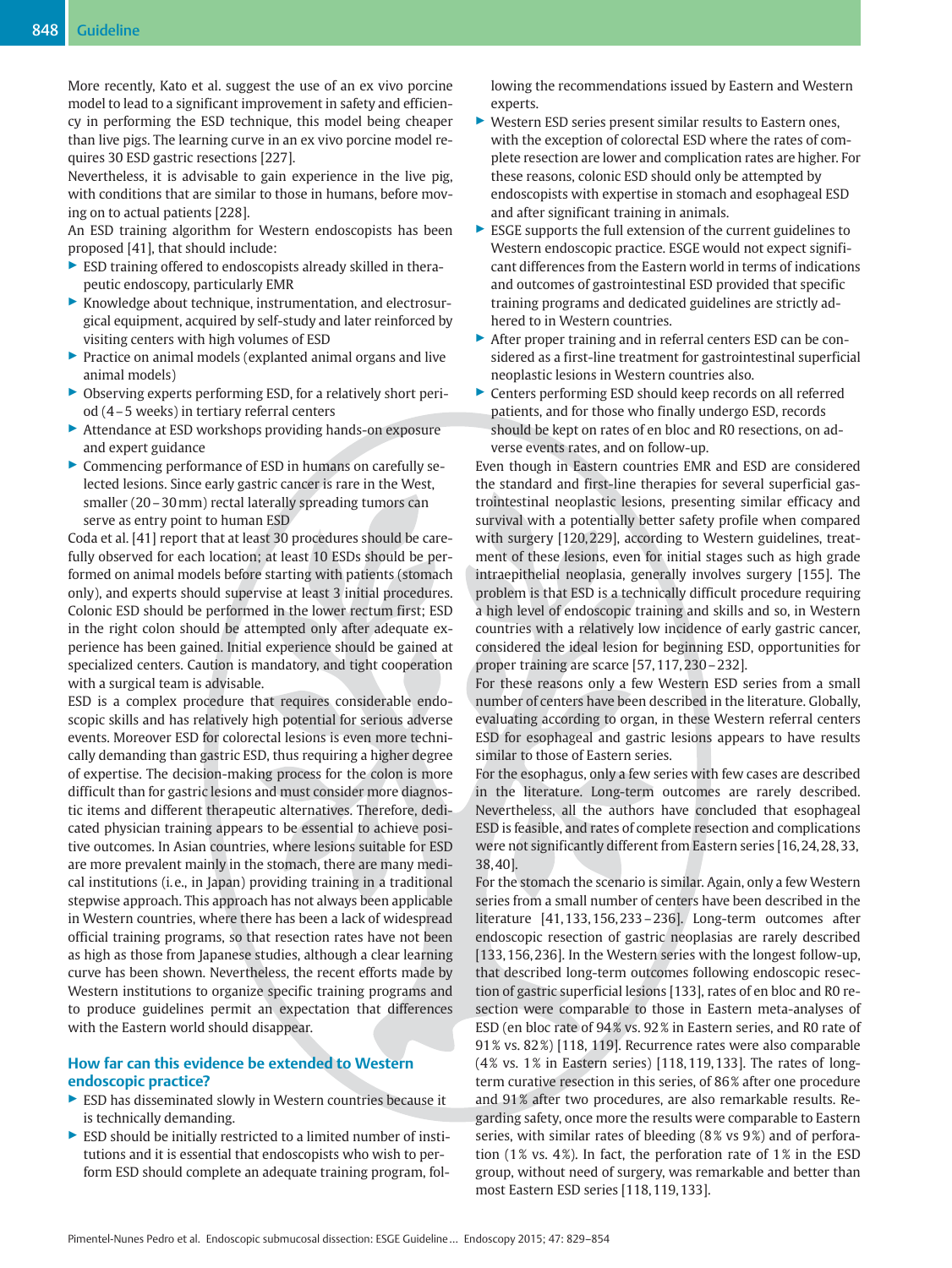More recently, Kato et al. suggest the use of an ex vivo porcine model to lead to a significant improvement in safety and efficiency in performing the ESD technique, this model being cheaper than live pigs. The learning curve in an ex vivo porcine model requires 30 ESD gastric resections [227].

Nevertheless, it is advisable to gain experience in the live pig, with conditions that are similar to those in humans, before moving on to actual patients [228].

An ESD training algorithm for Western endoscopists has been proposed [41], that should include:

- ESD training offered to endoscopists already skilled in therapeutic endoscopy, particularly EMR
- Knowledge about technique, instrumentation, and electrosurgical equipment, acquired by self-study and later reinforced by visiting centers with high volumes of ESD
- Practice on animal models (explanted animal organs and live animal models)
- Observing experts performing ESD, for a relatively short period (4–5 weeks) in tertiary referral centers
- Attendance at ESD workshops providing hands-on exposure and expert guidance
- Commencing performance of ESD in humans on carefully selected lesions. Since early gastric cancer is rare in the West, smaller (20–30 mm) rectal laterally spreading tumors can serve as entry point to human ESD

Coda et al. [41] report that at least 30 procedures should be carefully observed for each location; at least 10 ESDs should be performed on animal models before starting with patients (stomach only), and experts should supervise at least 3 initial procedures. Colonic ESD should be performed in the lower rectum first; ESD in the right colon should be attempted only after adequate experience has been gained. Initial experience should be gained at specialized centers. Caution is mandatory, and tight cooperation with a surgical team is advisable.

ESD is a complex procedure that requires considerable endoscopic skills and has relatively high potential for serious adverse events. Moreover ESD for colorectal lesions is even more technically demanding than gastric ESD, thus requiring a higher degree of expertise. The decision-making process for the colon is more difficult than for gastric lesions and must consider more diagnostic items and different therapeutic alternatives. Therefore, dedicated physician training appears to be essential to achieve positive outcomes. In Asian countries, where lesions suitable for ESD are more prevalent mainly in the stomach, there are many medical institutions (i.e., in Japan) providing training in a traditional stepwise approach. This approach has not always been applicable in Western countries, where there has been a lack of widespread official training programs, so that resection rates have not been as high as those from Japanese studies, although a clear learning curve has been shown. Nevertheless, the recent efforts made by Western institutions to organize specific training programs and to produce guidelines permit an expectation that differences with the Eastern world should disappear.

## How far can this evidence be extended to Western endoscopic practice?

- ESD has disseminated slowly in Western countries because it is technically demanding.
- ESD should be initially restricted to a limited number of institutions and it is essential that endoscopists who wish to perform ESD should complete an adequate training program, following the recommendations issued by Eastern and Western experts.
- Western ESD series present similar results to Eastern ones, with the exception of colorectal ESD where the rates of complete resection are lower and complication rates are higher. For these reasons, colonic ESD should only be attempted by endoscopists with expertise in stomach and esophageal ESD and after significant training in animals.
- ESGE supports the full extension of the current guidelines to Western endoscopic practice. ESGE would not expect significant differences from the Eastern world in terms of indications and outcomes of gastrointestinal ESD provided that specific training programs and dedicated guidelines are strictly adhered to in Western countries.
- After proper training and in referral centers ESD can be considered as a first-line treatment for gastrointestinal superficial neoplastic lesions in Western countries also.
- Centers performing ESD should keep records on all referred patients, and for those who finally undergo ESD, records should be kept on rates of en bloc and R0 resections, on adverse events rates, and on follow-up.

Even though in Eastern countries EMR and ESD are considered the standard and first-line therapies for several superficial gastrointestinal neoplastic lesions, presenting similar efficacy and survival with a potentially better safety profile when compared with surgery [120,229], according to Western guidelines, treatment of these lesions, even for initial stages such as high grade intraepithelial neoplasia, generally involves surgery [155]. The problem is that ESD is a technically difficult procedure requiring a high level of endoscopic training and skills and so, in Western countries with a relatively low incidence of early gastric cancer, considered the ideal lesion for beginning ESD, opportunities for proper training are scarce [57,117,230–232].

For these reasons only a few Western ESD series from a small number of centers have been described in the literature. Globally, evaluating according to organ, in these Western referral centers ESD for esophageal and gastric lesions appears to have results similar to those of Eastern series.

For the esophagus, only a few series with few cases are described in the literature. Long-term outcomes are rarely described. Nevertheless, all the authors have concluded that esophageal ESD is feasible, and rates of complete resection and complications were not significantly different from Eastern series [16,24,28,33,38,40].

For the stomach the scenario is similar. Again, only a few Western series from a small number of centers have been described in the literature [41,133,156,233–236]. Long-term outcomes after endoscopic resection of gastric neoplasias are rarely described [133,156,236]. In the Western series with the longest follow-up, that described long-term outcomes following endoscopic resection of gastric superficial lesions [133], rates of en bloc and R0 resection were comparable to those in Eastern meta-analyses of ESD (en bloc rate of 94% vs. 92% in Eastern series, and R0 rate of 91% vs. 82%) [118, 119]. Recurrence rates were also comparable (4% vs. 1% in Eastern series) [118,119,133]. The rates of long-term curative resection in this series, of 86% after one procedure and 91% after two procedures, are also remarkable results. Regarding safety, once more the results were comparable to Eastern series, with similar rates of bleeding (8% vs 9%) and of perforation (1% vs. 4%). In fact, the perforation rate of 1% in the ESD group, without need of surgery, was remarkable and better than most Eastern ESD series [118,119,133].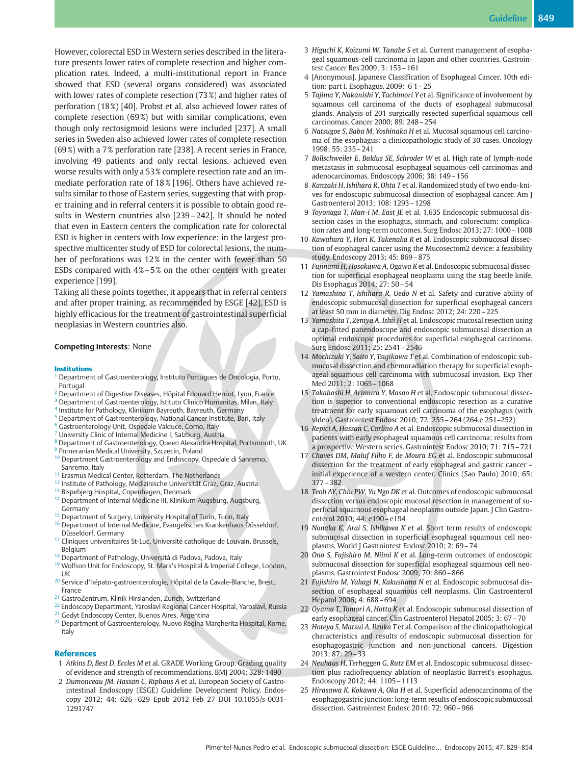However, colorectal ESD in Western series described in the literature presents lower rates of complete resection and higher complication rates. Indeed, a multi-institutional report in France showed that ESD (several organs considered) was associated with lower rates of complete resection (73 %) and higher rates of perforation (18 %) [40]. Probst et al. also achieved lower rates of complete resection (69 %) but with similar complications, even though only rectosigmoid lesions were included [237]. A small series in Sweden also achieved lower rates of complete resection (69 %) with a 7 % perforation rate [238]. A recent series in France, involving 49 patients and only rectal lesions, achieved even worse results with only a 53 % complete resection rate and an immediate perforation rate of 18 % [196]. Others have achieved results similar to those of Eastern series, suggesting that with proper training and in referral centers it is possible to obtain good results in Western countries also [239 – 242]. It should be noted that even in Eastern centers the complication rate for colorectal ESD is higher in centers with low experience: in the largest prospective multicenter study of ESD for colorectal lesions, the number of perforations was 12 % in the center with fewer than 50 ESDs compared with 4 % – 5 % on the other centers with greater experience [199].

Taking all these points together, it appears that in referral centers and after proper training, as recommended by ESGE [42], ESD is highly efficacious for the treatment of gastrointestinal superficial neoplasias in Western countries also.

**Competing interests**: None

### Institutions

[1] Department of Gastroenterology, Instituto Portugues de Oncologia, Porto, Portugal
[2] Department of Digestive Diseases, Hôpital Edouard Herriot, Lyon, France
[3] Department of Gastroenterology, Istituto Clinico Humanitas, Milan, Italy
[4] Institute for Pathology, Klinikum Bayreuth, Bayreuth, Germany
[5] Department of Gastroenterology, National Cancer Institute, Bari, Italy
[6] Gastroenterology Unit, Ospedale Valduce, Como, Italy
[7] University Clinic of Internal Medicine I, Salzburg, Austria
[8] Department of Gastroenterology, Queen Alexandra Hospital, Portsmouth, UK
[9] Pomeranian Medical University, Szczecin, Poland
[10] Department Gastroenterology and Endoscopy, Ospedale di Sanremo, Sanremo, Italy
[11] Erasmus Medical Center, Rotterdam, The Netherlands
[12] Institute of Pathology, Medizinische Universität Graz, Graz, Austria
[13] Bispebjerg Hospital, Copenhagen, Denmark
[14] Department of Internal Medicine III, Klinikum Augsburg, Augsburg, Germany
[15] Department of Surgery, University Hospital of Turin, Turin, Italy
[16] Department of Internal Medicine, Evangelisches Krankenhaus Düsseldorf, Düsseldorf, Germany
[17] Cliniques universitaires St-Luc, Université catholique de Louvain, Brussels, Belgium
[18] Department of Pathology, Università di Padova, Padova, Italy
[19] Wolfson Unit for Endoscopy, St. Mark's Hospital & Imperial College, London, UK
[20] Service d'hépato-gastroenterologie, Hôpital de la Cavale-Blanche, Brest, France
[21] GastroZentrum, Klinik Hirslanden, Zurich, Switzerland
[22] Endoscopy Department, Yaroslavl Regional Cancer Hospital, Yaroslavl, Russia
[23] Gedyt Endoscopy Center, Buenos Aires, Argentina
[24] Department of Gastroenterology, Nuovo Regina Margherita Hospital, Rome, Italy

### References

1. *Atkins D, Best D, Eccles M* et al. GRADE Working Group. Grading quality of evidence and strength of recommendations. BMJ 2004; 328: 1490
2. *Dumonceau JM, Hassan C, Riphaus A* et al. European Society of Gastrointestinal Endoscopy (ESGE) Guideline Development Policy. Endoscopy 2012; 44: 626 – 629 Epub 2012 Feb 27 DOI 10.1055/s-0031-1291747
3. *Higuchi K, Koizumi W, Tanabe S* et al. Current management of esophageal squamous-cell carcinoma in Japan and other countries. Gastrointest Cancer Res 2009; 3: 153 – 161
4. [Anonymous]. Japanese Classification of Esophageal Cancer, 10th edition: part I. Esophagus. 2009: 6 1 – 25
5. *Tajima Y, Nakanishi Y, Tachimori Y* et al. Significance of involvement by squamous cell carcinoma of the ducts of esophageal submucosal glands. Analysis of 201 surgically resected superficial squamous cell carcinomas. Cancer 2000; 89: 248 – 254
6. *Natsugoe S, Baba M, Yoshinaka H* et al. Mucosal squamous cell carcinoma of the esophagus: a clinicopathologic study of 30 cases. Oncology 1998; 55: 235 – 241
7. *Bollschweiler E, Baldus SE, Schroder W* et al. High rate of lymph-node metastasis in submucosal esophageal squamous-cell carcinomas and adenocarcinomas. Endoscopy 2006; 38: 149 – 156
8. *Kanzaki H, Ishihara R, Ohta T* et al. Randomized study of two endo-knives for endoscopic submucosal dissection of esophageal cancer. Am J Gastroenterol 2013; 108: 1293 – 1298
9. *Toyonaga T, Man-i M, East JE* et al. 1,635 Endoscopic submucosal dissection cases in the esophagus, stomach, and colorectum: complication rates and long-term outcomes. Surg Endosc 2013; 27: 1000 – 1008
10. *Kawahara Y, Hori K, Takenaka R* et al. Endoscopic submucosal dissection of esophageal cancer using the Mucosectom2 device: a feasibility study. Endoscopy 2013; 45: 869 – 875
11. *Fujinami H, Hosokawa A, Ogawa K* et al. Endoscopic submucosal dissection for superficial esophageal neoplasms using the stag beetle knife. Dis Esophagus 2014; 27: 50 – 54
12. *Yamashina T, Ishihara R, Uedo N* et al. Safety and curative ability of endoscopic submucosal dissection for superficial esophageal cancers at least 50 mm in diameter. Dig Endosc 2012; 24: 220 – 225
13. *Yamashita T, Zeniya A, Ishii H* et al. Endoscopic mucosal resection using a cap-fitted panendoscope and endoscopic submucosal dissection as optimal endoscopic procedures for superficial esophageal carcinoma. Surg Endosc 2011; 25: 2541 – 2546
14. *Mochizuki Y, Saito Y, Tsujikawa T* et al. Combination of endoscopic submucosal dissection and chemoradiation therapy for superficial esophageal squamous cell carcinoma with submucosal invasion. Exp Ther Med 2011; 2: 1065 – 1068
15. *Takahashi H, Arimura Y, Masao H* et al. Endoscopic submucosal dissection is superior to conventional endoscopic resection as a curative treatment for early squamous cell carcinoma of the esophagus (with video). Gastrointest Endosc 2010; 72: 255 – 264 (264.e 251–252)
16. *Repici A, Hassan C, Carlino A* et al. Endoscopic submucosal dissection in patients with early esophageal squamous cell carcinoma: results from a prospective Western series. Gastrointest Endosc 2010; 71: 715 – 721
17. *Chaves DM, Maluf Filho F, de Moura EG* et al. Endoscopic submucosal dissection for the treatment of early esophageal and gastric cancer – initial experience of a western center. Clinics (Sao Paulo) 2010; 65: 377 – 382
18. *Teoh AY, Chiu PW, Yu Ngo DK* et al. Outcomes of endoscopic submucosal dissection versus endoscopic mucosal resection in management of superficial squamous esophageal neoplasms outside Japan. J Clin Gastroenterol 2010; 44: e190 – e194
19. *Nonaka K, Arai S, Ishikawa K* et al. Short term results of endoscopic submucosal dissection in superficial esophageal squamous cell neoplasms. World J Gastrointest Endosc 2010; 2: 69 – 74
20. *Ono S, Fujishiro M, Niimi K* et al. Long-term outcomes of endoscopic submucosal dissection for superficial esophageal squamous cell neoplasms. Gastrointest Endosc 2009; 70: 860 – 866
21. *Fujishiro M, Yahagi N, Kakushima N* et al. Endoscopic submucosal dissection of esophageal squamous cell neoplasms. Clin Gastroenterol Hepatol 2006; 4: 688 – 694
22. *Oyama T, Tomori A, Hotta K* et al. Endoscopic submucosal dissection of early esophageal cancer. Clin Gastroenterol Hepatol 2005; 3: 67 – 70
23. *Hoteya S, Matsui A, Iizuka T* et al. Comparison of the clinicopathological characteristics and results of endoscopic submucosal dissection for esophagogastric junction and non-junctional cancers. Digestion 2013; 87: 29 – 33
24. *Neuhaus H, Terheggen G, Rutz EM* et al. Endoscopic submucosal dissection plus radiofrequency ablation of neoplastic Barrett's esophagus. Endoscopy 2012; 44: 1105 – 1113
25. *Hirasawa K, Kokawa A, Oka H* et al. Superficial adenocarcinoma of the esophagogastric junction: long-term results of endoscopic submucosal dissection. Gastrointest Endosc 2010; 72: 960 – 966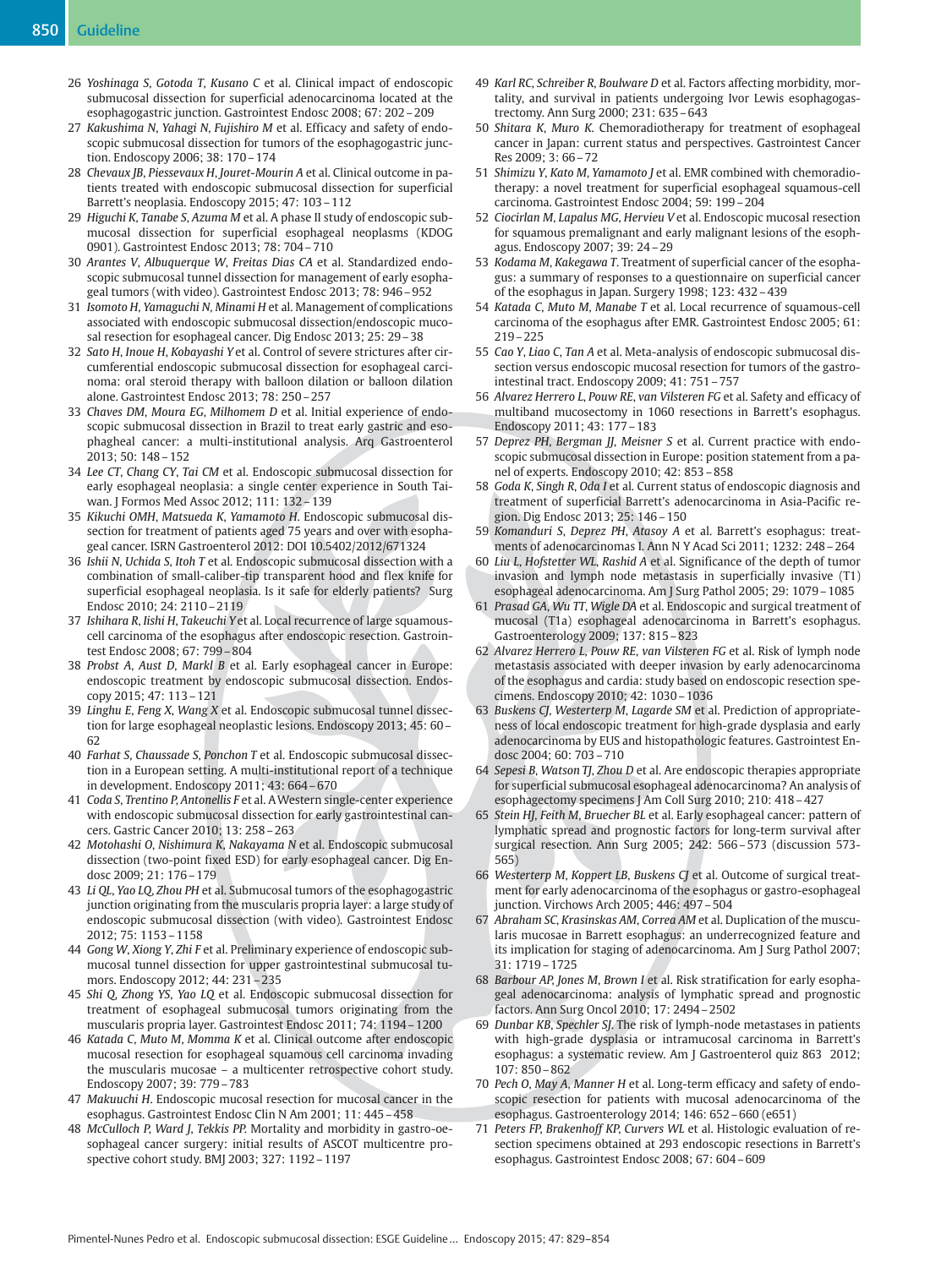26 *Yoshinaga S, Gotoda T, Kusano C* et al. Clinical impact of endoscopic submucosal dissection for superficial adenocarcinoma located at the esophagogastric junction. Gastrointest Endosc 2008; 67: 202 – 209

27 *Kakushima N, Yahagi N, Fujishiro M* et al. Efficacy and safety of endoscopic submucosal dissection for tumors of the esophagogastric junction. Endoscopy 2006; 38: 170 – 174

28 *Chevaux JB, Piessevaux H, Jouret-Mourin A* et al. Clinical outcome in patients treated with endoscopic submucosal dissection for superficial Barrett's neoplasia. Endoscopy 2015; 47: 103 – 112

29 *Higuchi K, Tanabe S, Azuma M* et al. A phase II study of endoscopic submucosal dissection for superficial esophageal neoplasms (KDOG 0901). Gastrointest Endosc 2013; 78: 704 – 710

30 *Arantes V, Albuquerque W, Freitas Dias CA* et al. Standardized endoscopic submucosal tunnel dissection for management of early esophageal tumors (with video). Gastrointest Endosc 2013; 78: 946 – 952

31 *Isomoto H, Yamaguchi N, Minami H* et al. Management of complications associated with endoscopic submucosal dissection/endoscopic mucosal resection for esophageal cancer. Dig Endosc 2013; 25: 29 – 38

32 *Sato H, Inoue H, Kobayashi Y* et al. Control of severe strictures after circumferential endoscopic submucosal dissection for esophageal carcinoma: oral steroid therapy with balloon dilation or balloon dilation alone. Gastrointest Endosc 2013; 78: 250 – 257

33 *Chaves DM, Moura EG, Milhomem D* et al. Initial experience of endoscopic submucosal dissection in Brazil to treat early gastric and esophagheal cancer: a multi-institutional analysis. Arq Gastroenterol 2013; 50: 148 – 152

34 *Lee CT, Chang CY, Tai CM* et al. Endoscopic submucosal dissection for early esophageal neoplasia: a single center experience in South Taiwan. J Formos Med Assoc 2012; 111: 132 – 139

35 *Kikuchi OMH, Matsueda K, Yamamoto H.* Endoscopic submucosal dissection for treatment of patients aged 75 years and over with esophageal cancer. ISRN Gastroenterol 2012: DOI 10.5402/2012/671324

36 *Ishii N, Uchida S, Itoh T* et al. Endoscopic submucosal dissection with a combination of small-caliber-tip transparent hood and flex knife for superficial esophageal neoplasia. Is it safe for elderly patients? Surg Endosc 2010; 24: 2110 – 2119

37 *Ishihara R, Iishi H, Takeuchi Y* et al. Local recurrence of large squamous-cell carcinoma of the esophagus after endoscopic resection. Gastrointest Endosc 2008; 67: 799 – 804

38 *Probst A, Aust D, Markl B* et al. Early esophageal cancer in Europe: endoscopic treatment by endoscopic submucosal dissection. Endoscopy 2015; 47: 113 – 121

39 *Linghu E, Feng X, Wang X* et al. Endoscopic submucosal tunnel dissection for large esophageal neoplastic lesions. Endoscopy 2013; 45: 60 – 62

40 *Farhat S, Chaussade S, Ponchon T* et al. Endoscopic submucosal dissection in a European setting. A multi-institutional report of a technique in development. Endoscopy 2011; 43: 664 – 670

41 *Coda S, Trentino P, Antonellis F* et al. A Western single-center experience with endoscopic submucosal dissection for early gastrointestinal cancers. Gastric Cancer 2010; 13: 258 – 263

42 *Motohashi O, Nishimura K, Nakayama N* et al. Endoscopic submucosal dissection (two-point fixed ESD) for early esophageal cancer. Dig Endosc 2009; 21: 176 – 179

43 *Li QL, Yao LQ, Zhou PH* et al. Submucosal tumors of the esophagogastric junction originating from the muscularis propria layer: a large study of endoscopic submucosal dissection (with video). Gastrointest Endosc 2012; 75: 1153 – 1158

44 *Gong W, Xiong Y, Zhi F* et al. Preliminary experience of endoscopic submucosal tunnel dissection for upper gastrointestinal submucosal tumors. Endoscopy 2012; 44: 231 – 235

45 *Shi Q, Zhong YS, Yao LQ* et al. Endoscopic submucosal dissection for treatment of esophageal submucosal tumors originating from the muscularis propria layer. Gastrointest Endosc 2011; 74: 1194 – 1200

46 *Katada C, Muto M, Momma K* et al. Clinical outcome after endoscopic mucosal resection for esophageal squamous cell carcinoma invading the muscularis mucosae – a multicenter retrospective cohort study. Endoscopy 2007; 39: 779 – 783

47 *Makuuchi H.* Endoscopic mucosal resection for mucosal cancer in the esophagus. Gastrointest Endosc Clin N Am 2001; 11: 445 – 458

48 *McCulloch P, Ward J, Tekkis PP.* Mortality and morbidity in gastro-oesophageal cancer surgery: initial results of ASCOT multicentre prospective cohort study. BMJ 2003; 327: 1192 – 1197

49 *Karl RC, Schreiber R, Boulware D* et al. Factors affecting morbidity, mortality, and survival in patients undergoing Ivor Lewis esophagogastrectomy. Ann Surg 2000; 231: 635 – 643

50 *Shitara K, Muro K.* Chemoradiotherapy for treatment of esophageal cancer in Japan: current status and perspectives. Gastrointest Cancer Res 2009; 3: 66 – 72

51 *Shimizu Y, Kato M, Yamamoto J* et al. EMR combined with chemoradiotherapy: a novel treatment for superficial esophageal squamous-cell carcinoma. Gastrointest Endosc 2004; 59: 199 – 204

52 *Ciocirlan M, Lapalus MG, Hervieu V* et al. Endoscopic mucosal resection for squamous premalignant and early malignant lesions of the esophagus. Endoscopy 2007; 39: 24 – 29

53 *Kodama M, Kakegawa T.* Treatment of superficial cancer of the esophagus: a summary of responses to a questionnaire on superficial cancer of the esophagus in Japan. Surgery 1998; 123: 432 – 439

54 *Katada C, Muto M, Manabe T* et al. Local recurrence of squamous-cell carcinoma of the esophagus after EMR. Gastrointest Endosc 2005; 61: 219 – 225

55 *Cao Y, Liao C, Tan A* et al. Meta-analysis of endoscopic submucosal dissection versus endoscopic mucosal resection for tumors of the gastrointestinal tract. Endoscopy 2009; 41: 751 – 757

56 *Alvarez Herrero L, Pouw RE, van Vilsteren FG* et al. Safety and efficacy of multiband mucosectomy in 1060 resections in Barrett's esophagus. Endoscopy 2011; 43: 177 – 183

57 *Deprez PH, Bergman JJ, Meisner S* et al. Current practice with endoscopic submucosal dissection in Europe: position statement from a panel of experts. Endoscopy 2010; 42: 853 – 858

58 *Goda K, Singh R, Oda I* et al. Current status of endoscopic diagnosis and treatment of superficial Barrett's adenocarcinoma in Asia-Pacific region. Dig Endosc 2013; 25: 146 – 150

59 *Komanduri S, Deprez PH, Atasoy A* et al. Barrett's esophagus: treatments of adenocarcinomas I. Ann N Y Acad Sci 2011; 1232: 248 – 264

60 *Liu L, Hofstetter WL, Rashid A* et al. Significance of the depth of tumor invasion and lymph node metastasis in superficially invasive (T1) esophageal adenocarcinoma. Am J Surg Pathol 2005; 29: 1079 – 1085

61 *Prasad GA, Wu TT, Wigle DA* et al. Endoscopic and surgical treatment of mucosal (T1a) esophageal adenocarcinoma in Barrett's esophagus. Gastroenterology 2009; 137: 815 – 823

62 *Alvarez Herrero L, Pouw RE, van Vilsteren FG* et al. Risk of lymph node metastasis associated with deeper invasion by early adenocarcinoma of the esophagus and cardia: study based on endoscopic resection specimens. Endoscopy 2010; 42: 1030 – 1036

63 *Buskens CJ, Westerterp M, Lagarde SM* et al. Prediction of appropriateness of local endoscopic treatment for high-grade dysplasia and early adenocarcinoma by EUS and histopathologic features. Gastrointest Endosc 2004; 60: 703 – 710

64 *Sepesi B, Watson TJ, Zhou D* et al. Are endoscopic therapies appropriate for superficial submucosal esophageal adenocarcinoma? An analysis of esophagectomy specimens J Am Coll Surg 2010; 210: 418 – 427

65 *Stein HJ, Feith M, Bruecher BL* et al. Early esophageal cancer: pattern of lymphatic spread and prognostic factors for long-term survival after surgical resection. Ann Surg 2005; 242: 566 – 573 (discussion 573-565)

66 *Westerterp M, Koppert LB, Buskens CJ* et al. Outcome of surgical treatment for early adenocarcinoma of the esophagus or gastro-esophageal junction. Virchows Arch 2005; 446: 497 – 504

67 *Abraham SC, Krasinskas AM, Correa AM* et al. Duplication of the muscularis mucosae in Barrett esophagus: an underrecognized feature and its implication for staging of adenocarcinoma. Am J Surg Pathol 2007; 31: 1719 – 1725

68 *Barbour AP, Jones M, Brown I* et al. Risk stratification for early esophageal adenocarcinoma: analysis of lymphatic spread and prognostic factors. Ann Surg Oncol 2010; 17: 2494 – 2502

69 *Dunbar KB, Spechler SJ.* The risk of lymph-node metastases in patients with high-grade dysplasia or intramucosal carcinoma in Barrett's esophagus: a systematic review. Am J Gastroenterol quiz 863 2012; 107: 850 – 862

70 *Pech O, May A, Manner H* et al. Long-term efficacy and safety of endoscopic resection for patients with mucosal adenocarcinoma of the esophagus. Gastroenterology 2014; 146: 652 – 660 (e651)

71 *Peters FP, Brakenhoff KP, Curvers WL* et al. Histologic evaluation of resection specimens obtained at 293 endoscopic resections in Barrett's esophagus. Gastrointest Endosc 2008; 67: 604 – 609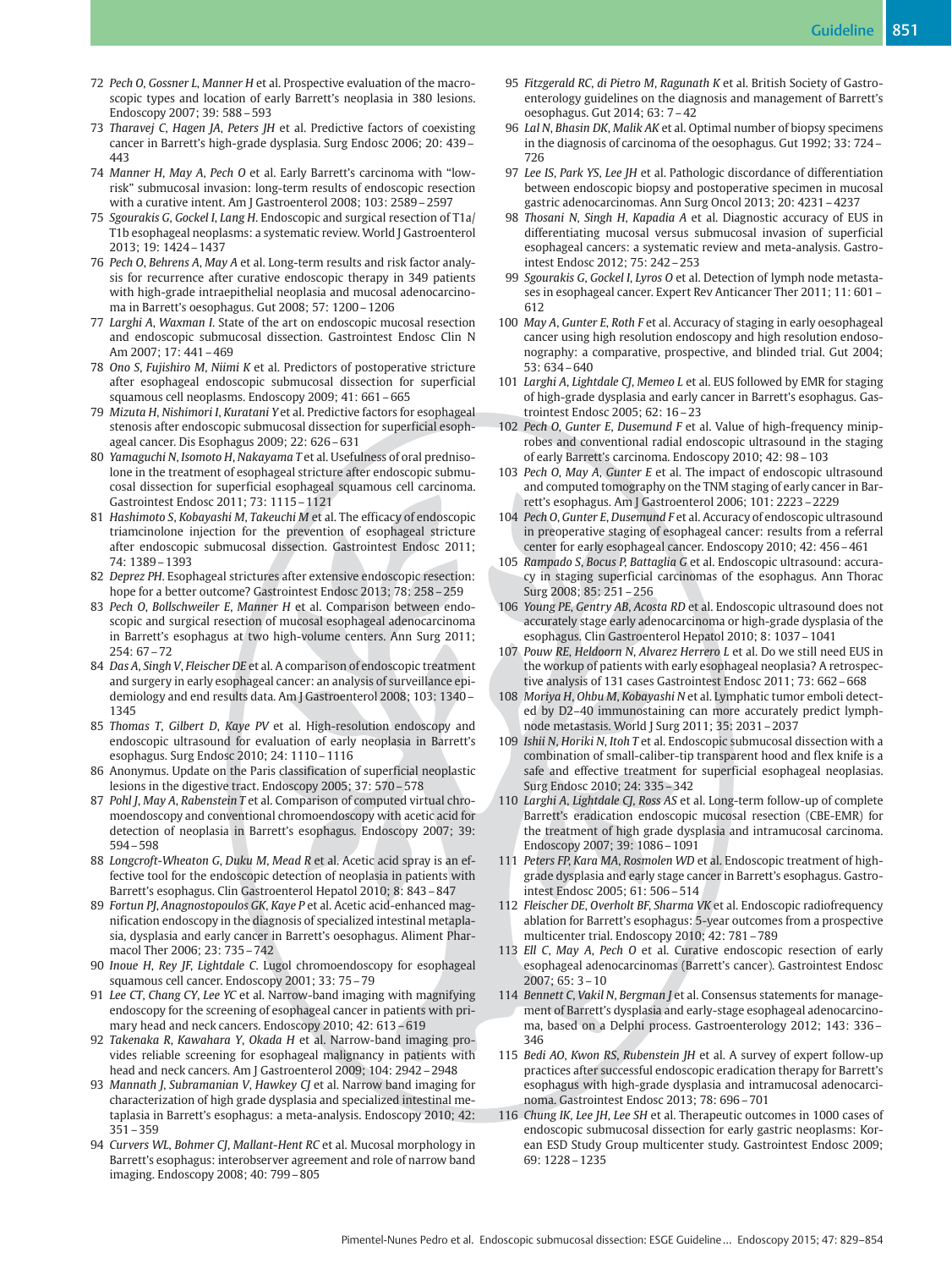72 *Pech O, Gossner L, Manner H* et al. Prospective evaluation of the macroscopic types and location of early Barrett's neoplasia in 380 lesions. Endoscopy 2007; 39: 588 – 593

73 *Tharavej C, Hagen JA, Peters JH* et al. Predictive factors of coexisting cancer in Barrett's high-grade dysplasia. Surg Endosc 2006; 20: 439 – 443

74 *Manner H, May A, Pech O* et al. Early Barrett's carcinoma with "low-risk" submucosal invasion: long-term results of endoscopic resection with a curative intent. Am J Gastroenterol 2008; 103: 2589 – 2597

75 *Sgourakis G, Gockel I, Lang H.* Endoscopic and surgical resection of T1a/T1b esophageal neoplasms: a systematic review. World J Gastroenterol 2013; 19: 1424 – 1437

76 *Pech O, Behrens A, May A* et al. Long-term results and risk factor analysis for recurrence after curative endoscopic therapy in 349 patients with high-grade intraepithelial neoplasia and mucosal adenocarcinoma in Barrett's oesophagus. Gut 2008; 57: 1200 – 1206

77 *Larghi A, Waxman I.* State of the art on endoscopic mucosal resection and endoscopic submucosal dissection. Gastrointest Endosc Clin N Am 2007; 17: 441 – 469

78 *Ono S, Fujishiro M, Niimi K* et al. Predictors of postoperative stricture after esophageal endoscopic submucosal dissection for superficial squamous cell neoplasms. Endoscopy 2009; 41: 661 – 665

79 *Mizuta H, Nishimori I, Kuratani Y* et al. Predictive factors for esophageal stenosis after endoscopic submucosal dissection for superficial esophageal cancer. Dis Esophagus 2009; 22: 626 – 631

80 *Yamaguchi N, Isomoto H, Nakayama T* et al. Usefulness of oral prednisolone in the treatment of esophageal stricture after endoscopic submucosal dissection for superficial esophageal squamous cell carcinoma. Gastrointest Endosc 2011; 73: 1115 – 1121

81 *Hashimoto S, Kobayashi M, Takeuchi M* et al. The efficacy of endoscopic triamcinolone injection for the prevention of esophageal stricture after endoscopic submucosal dissection. Gastrointest Endosc 2011; 74: 1389 – 1393

82 *Deprez PH.* Esophageal strictures after extensive endoscopic resection: hope for a better outcome? Gastrointest Endosc 2013; 78: 258 – 259

83 *Pech O, Bollschweiler E, Manner H* et al. Comparison between endoscopic and surgical resection of mucosal esophageal adenocarcinoma in Barrett's esophagus at two high-volume centers. Ann Surg 2011; 254: 67 – 72

84 *Das A, Singh V, Fleischer DE* et al. A comparison of endoscopic treatment and surgery in early esophageal cancer: an analysis of surveillance epidemiology and end results data. Am J Gastroenterol 2008; 103: 1340 – 1345

85 *Thomas T, Gilbert D, Kaye PV* et al. High-resolution endoscopy and endoscopic ultrasound for evaluation of early neoplasia in Barrett's esophagus. Surg Endosc 2010; 24: 1110 – 1116

86 Anonymus. Update on the Paris classification of superficial neoplastic lesions in the digestive tract. Endoscopy 2005; 37: 570 – 578

87 *Pohl J, May A, Rabenstein T* et al. Comparison of computed virtual chromoendoscopy and conventional chromoendoscopy with acetic acid for detection of neoplasia in Barrett's esophagus. Endoscopy 2007; 39: 594 – 598

88 *Longcroft-Wheaton G, Duku M, Mead R* et al. Acetic acid spray is an effective tool for the endoscopic detection of neoplasia in patients with Barrett's esophagus. Clin Gastroenterol Hepatol 2010; 8: 843 – 847

89 *Fortun PJ, Anagnostopoulos GK, Kaye P* et al. Acetic acid-enhanced magnification endoscopy in the diagnosis of specialized intestinal metaplasia, dysplasia and early cancer in Barrett's oesophagus. Aliment Pharmacol Ther 2006; 23: 735 – 742

90 *Inoue H, Rey JF, Lightdale C.* Lugol chromoendoscopy for esophageal squamous cell cancer. Endoscopy 2001; 33: 75 – 79

91 *Lee CT, Chang CY, Lee YC* et al. Narrow-band imaging with magnifying endoscopy for the screening of esophageal cancer in patients with primary head and neck cancers. Endoscopy 2010; 42: 613 – 619

92 *Takenaka R, Kawahara Y, Okada H* et al. Narrow-band imaging provides reliable screening for esophageal malignancy in patients with head and neck cancers. Am J Gastroenterol 2009; 104: 2942 – 2948

93 *Mannath J, Subramanian V, Hawkey CJ* et al. Narrow band imaging for characterization of high grade dysplasia and specialized intestinal metaplasia in Barrett's esophagus: a meta-analysis. Endoscopy 2010; 42: 351 – 359

94 *Curvers WL, Bohmer CJ, Mallant-Hent RC* et al. Mucosal morphology in Barrett's esophagus: interobserver agreement and role of narrow band imaging. Endoscopy 2008; 40: 799 – 805

95 *Fitzgerald RC, di Pietro M, Ragunath K* et al. British Society of Gastroenterology guidelines on the diagnosis and management of Barrett's oesophagus. Gut 2014; 63: 7 – 42

96 *Lal N, Bhasin DK, Malik AK* et al. Optimal number of biopsy specimens in the diagnosis of carcinoma of the oesophagus. Gut 1992; 33: 724 – 726

97 *Lee IS, Park YS, Lee JH* et al. Pathologic discordance of differentiation between endoscopic biopsy and postoperative specimen in mucosal gastric adenocarcinomas. Ann Surg Oncol 2013; 20: 4231 – 4237

98 *Thosani N, Singh H, Kapadia A* et al. Diagnostic accuracy of EUS in differentiating mucosal versus submucosal invasion of superficial esophageal cancers: a systematic review and meta-analysis. Gastrointest Endosc 2012; 75: 242 – 253

99 *Sgourakis G, Gockel I, Lyros O* et al. Detection of lymph node metastases in esophageal cancer. Expert Rev Anticancer Ther 2011; 11: 601 – 612

100 *May A, Gunter E, Roth F* et al. Accuracy of staging in early oesophageal cancer using high resolution endoscopy and high resolution endosonography: a comparative, prospective, and blinded trial. Gut 2004; 53: 634 – 640

101 *Larghi A, Lightdale CJ, Memeo L* et al. EUS followed by EMR for staging of high-grade dysplasia and early cancer in Barrett's esophagus. Gastrointest Endosc 2005; 62: 16 – 23

102 *Pech O, Gunter E, Dusemund F* et al. Value of high-frequency miniprobes and conventional radial endoscopic ultrasound in the staging of early Barrett's carcinoma. Endoscopy 2010; 42: 98 – 103

103 *Pech O, May A, Gunter E* et al. The impact of endoscopic ultrasound and computed tomography on the TNM staging of early cancer in Barrett's esophagus. Am J Gastroenterol 2006; 101: 2223 – 2229

104 *Pech O, Gunter E, Dusemund F* et al. Accuracy of endoscopic ultrasound in preoperative staging of esophageal cancer: results from a referral center for early esophageal cancer. Endoscopy 2010; 42: 456 – 461

105 *Rampado S, Bocus P, Battaglia G* et al. Endoscopic ultrasound: accuracy in staging superficial carcinomas of the esophagus. Ann Thorac Surg 2008; 85: 251 – 256

106 *Young PE, Gentry AB, Acosta RD* et al. Endoscopic ultrasound does not accurately stage early adenocarcinoma or high-grade dysplasia of the esophagus. Clin Gastroenterol Hepatol 2010; 8: 1037 – 1041

107 *Pouw RE, Heldoorn N, Alvarez Herrero L* et al. Do we still need EUS in the workup of patients with early esophageal neoplasia? A retrospective analysis of 131 cases Gastrointest Endosc 2011; 73: 662 – 668

108 *Moriya H, Ohbu M, Kobayashi N* et al. Lymphatic tumor emboli detected by D2–40 immunostaining can more accurately predict lymph-node metastasis. World J Surg 2011; 35: 2031 – 2037

109 *Ishii N, Horiki N, Itoh T* et al. Endoscopic submucosal dissection with a combination of small-caliber-tip transparent hood and flex knife is a safe and effective treatment for superficial esophageal neoplasias. Surg Endosc 2010; 24: 335 – 342

110 *Larghi A, Lightdale CJ, Ross AS* et al. Long-term follow-up of complete Barrett's eradication endoscopic mucosal resection (CBE-EMR) for the treatment of high grade dysplasia and intramucosal carcinoma. Endoscopy 2007; 39: 1086 – 1091

111 *Peters FP, Kara MA, Rosmolen WD* et al. Endoscopic treatment of high-grade dysplasia and early stage cancer in Barrett's esophagus. Gastrointest Endosc 2005; 61: 506 – 514

112 *Fleischer DE, Overholt BF, Sharma VK* et al. Endoscopic radiofrequency ablation for Barrett's esophagus: 5-year outcomes from a prospective multicenter trial. Endoscopy 2010; 42: 781 – 789

113 *Ell C, May A, Pech O* et al. Curative endoscopic resection of early esophageal adenocarcinomas (Barrett's cancer). Gastrointest Endosc 2007; 65: 3 – 10

114 *Bennett C, Vakil N, Bergman J* et al. Consensus statements for management of Barrett's dysplasia and early-stage esophageal adenocarcinoma, based on a Delphi process. Gastroenterology 2012; 143: 336 – 346

115 *Bedi AO, Kwon RS, Rubenstein JH* et al. A survey of expert follow-up practices after successful endoscopic eradication therapy for Barrett's esophagus with high-grade dysplasia and intramucosal adenocarcinoma. Gastrointest Endosc 2013; 78: 696 – 701

116 *Chung IK, Lee JH, Lee SH* et al. Therapeutic outcomes in 1000 cases of endoscopic submucosal dissection for early gastric neoplasms: Korean ESD Study Group multicenter study. Gastrointest Endosc 2009; 69: 1228 – 1235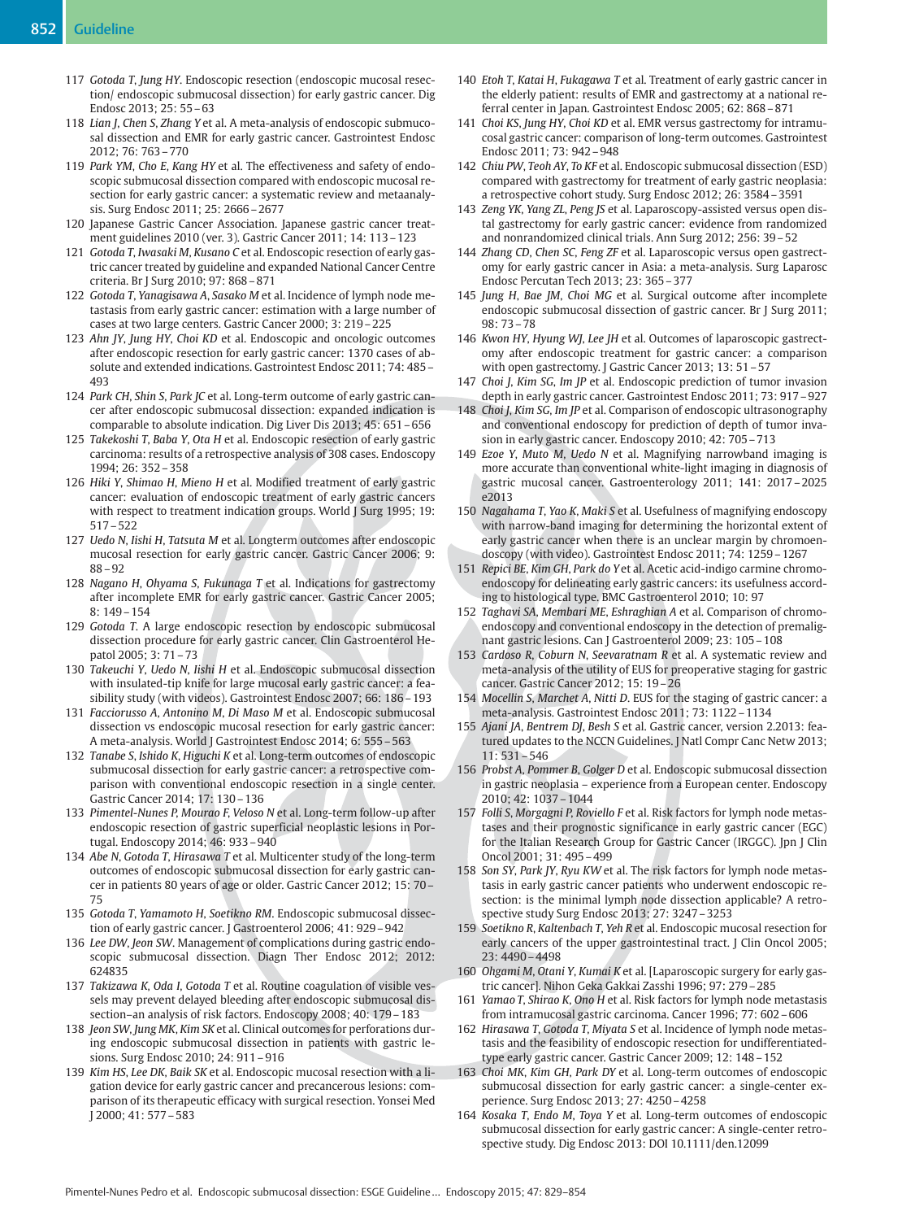117 *Gotoda T, Jung HY*. Endoscopic resection (endoscopic mucosal resection/ endoscopic submucosal dissection) for early gastric cancer. Dig Endosc 2013; 25: 55–63

118 *Lian J, Chen S, Zhang Y* et al. A meta-analysis of endoscopic submucosal dissection and EMR for early gastric cancer. Gastrointest Endosc 2012; 76: 763–770

119 *Park YM, Cho E, Kang HY* et al. The effectiveness and safety of endoscopic submucosal dissection compared with endoscopic mucosal resection for early gastric cancer: a systematic review and metaanalysis. Surg Endosc 2011; 25: 2666–2677

120 Japanese Gastric Cancer Association. Japanese gastric cancer treatment guidelines 2010 (ver. 3). Gastric Cancer 2011; 14: 113–123

121 *Gotoda T, Iwasaki M, Kusano C* et al. Endoscopic resection of early gastric cancer treated by guideline and expanded National Cancer Centre criteria. Br J Surg 2010; 97: 868–871

122 *Gotoda T, Yanagisawa A, Sasako M* et al. Incidence of lymph node metastasis from early gastric cancer: estimation with a large number of cases at two large centers. Gastric Cancer 2000; 3: 219–225

123 *Ahn JY, Jung HY, Choi KD* et al. Endoscopic and oncologic outcomes after endoscopic resection for early gastric cancer: 1370 cases of absolute and extended indications. Gastrointest Endosc 2011; 74: 485–493

124 *Park CH, Shin S, Park JC* et al. Long-term outcome of early gastric cancer after endoscopic submucosal dissection: expanded indication is comparable to absolute indication. Dig Liver Dis 2013; 45: 651–656

125 *Takekoshi T, Baba Y, Ota H* et al. Endoscopic resection of early gastric carcinoma: results of a retrospective analysis of 308 cases. Endoscopy 1994; 26: 352–358

126 *Hiki Y, Shimao H, Mieno H* et al. Modified treatment of early gastric cancer: evaluation of endoscopic treatment of early gastric cancers with respect to treatment indication groups. World J Surg 1995; 19: 517–522

127 *Uedo N, Iishi H, Tatsuta M* et al. Longterm outcomes after endoscopic mucosal resection for early gastric cancer. Gastric Cancer 2006; 9: 88–92

128 *Nagano H, Ohyama S, Fukunaga T* et al. Indications for gastrectomy after incomplete EMR for early gastric cancer. Gastric Cancer 2005; 8: 149–154

129 *Gotoda T*. A large endoscopic resection by endoscopic submucosal dissection procedure for early gastric cancer. Clin Gastroenterol Hepatol 2005; 3: 71–73

130 *Takeuchi Y, Uedo N, Iishi H* et al. Endoscopic submucosal dissection with insulated-tip knife for large mucosal early gastric cancer: a feasibility study (with videos). Gastrointest Endosc 2007; 66: 186–193

131 *Facciorusso A, Antonino M, Di Maso M* et al. Endoscopic submucosal dissection vs endoscopic mucosal resection for early gastric cancer: A meta-analysis. World J Gastrointest Endosc 2014; 6: 555–563

132 *Tanabe S, Ishido K, Higuchi K* et al. Long-term outcomes of endoscopic submucosal dissection for early gastric cancer: a retrospective comparison with conventional endoscopic resection in a single center. Gastric Cancer 2014; 17: 130–136

133 *Pimentel-Nunes P, Mourao F, Veloso N* et al. Long-term follow-up after endoscopic resection of gastric superficial neoplastic lesions in Portugal. Endoscopy 2014; 46: 933–940

134 *Abe N, Gotoda T, Hirasawa T* et al. Multicenter study of the long-term outcomes of endoscopic submucosal dissection for early gastric cancer in patients 80 years of age or older. Gastric Cancer 2012; 15: 70–75

135 *Gotoda T, Yamamoto H, Soetikno RM*. Endoscopic submucosal dissection of early gastric cancer. J Gastroenterol 2006; 41: 929–942

136 *Lee DW, Jeon SW*. Management of complications during gastric endoscopic submucosal dissection. Diagn Ther Endosc 2012; 2012: 624835

137 *Takizawa K, Oda I, Gotoda T* et al. Routine coagulation of visible vessels may prevent delayed bleeding after endoscopic submucosal dissection–an analysis of risk factors. Endoscopy 2008; 40: 179–183

138 *Jeon SW, Jung MK, Kim SK* et al. Clinical outcomes for perforations during endoscopic submucosal dissection in patients with gastric lesions. Surg Endosc 2010; 24: 911–916

139 *Kim HS, Lee DK, Baik SK* et al. Endoscopic mucosal resection with a ligation device for early gastric cancer and precancerous lesions: comparison of its therapeutic efficacy with surgical resection. Yonsei Med J 2000; 41: 577–583

140 *Etoh T, Katai H, Fukagawa T* et al. Treatment of early gastric cancer in the elderly patient: results of EMR and gastrectomy at a national referral center in Japan. Gastrointest Endosc 2005; 62: 868–871

141 *Choi KS, Jung HY, Choi KD* et al. EMR versus gastrectomy for intramucosal gastric cancer: comparison of long-term outcomes. Gastrointest Endosc 2011; 73: 942–948

142 *Chiu PW, Teoh AY, To KF* et al. Endoscopic submucosal dissection (ESD) compared with gastrectomy for treatment of early gastric neoplasia: a retrospective cohort study. Surg Endosc 2012; 26: 3584–3591

143 *Zeng YK, Yang ZL, Peng JS* et al. Laparoscopy-assisted versus open distal gastrectomy for early gastric cancer: evidence from randomized and nonrandomized clinical trials. Ann Surg 2012; 256: 39–52

144 *Zhang CD, Chen SC, Feng ZF* et al. Laparoscopic versus open gastrectomy for early gastric cancer in Asia: a meta-analysis. Surg Laparosc Endosc Percutan Tech 2013; 23: 365–377

145 *Jung H, Bae JM, Choi MG* et al. Surgical outcome after incomplete endoscopic submucosal dissection of gastric cancer. Br J Surg 2011; 98: 73–78

146 *Kwon HY, Hyung WJ, Lee JH* et al. Outcomes of laparoscopic gastrectomy after endoscopic treatment for gastric cancer: a comparison with open gastrectomy. J Gastric Cancer 2013; 13: 51–57

147 *Choi J, Kim SG, Im JP* et al. Endoscopic prediction of tumor invasion depth in early gastric cancer. Gastrointest Endosc 2011; 73: 917–927

148 *Choi J, Kim SG, Im JP* et al. Comparison of endoscopic ultrasonography and conventional endoscopy for prediction of depth of tumor invasion in early gastric cancer. Endoscopy 2010; 42: 705–713

149 *Ezoe Y, Muto M, Uedo N* et al. Magnifying narrowband imaging is more accurate than conventional white-light imaging in diagnosis of gastric mucosal cancer. Gastroenterology 2011; 141: 2017–2025 e2013

150 *Nagahama T, Yao K, Maki S* et al. Usefulness of magnifying endoscopy with narrow-band imaging for determining the horizontal extent of early gastric cancer when there is an unclear margin by chromoendoscopy (with video). Gastrointest Endosc 2011; 74: 1259–1267

151 *Repici BE, Kim GH, Park do Y* et al. Acetic acid-indigo carmine chromoendoscopy for delineating early gastric cancers: its usefulness according to histological type. BMC Gastroenterol 2010; 10: 97

152 *Taghavi SA, Membari ME, Eshraghian A* et al. Comparison of chromoendoscopy and conventional endoscopy in the detection of premalignant gastric lesions. Can J Gastroenterol 2009; 23: 105–108

153 *Cardoso R, Coburn N, Seevaratnam R* et al. A systematic review and meta-analysis of the utility of EUS for preoperative staging for gastric cancer. Gastric Cancer 2012; 15: 19–26

154 *Mocellin S, Marchet A, Nitti D*. EUS for the staging of gastric cancer: a meta-analysis. Gastrointest Endosc 2011; 73: 1122–1134

155 *Ajani JA, Bentrem DJ, Besh S* et al. Gastric cancer, version 2.2013: featured updates to the NCCN Guidelines. J Natl Compr Canc Netw 2013; 11: 531–546

156 *Probst A, Pommer B, Golger D* et al. Endoscopic submucosal dissection in gastric neoplasia – experience from a European center. Endoscopy 2010; 42: 1037–1044

157 *Folli S, Morgagni P, Roviello F* et al. Risk factors for lymph node metastases and their prognostic significance in early gastric cancer (EGC) for the Italian Research Group for Gastric Cancer (IRGGC). Jpn J Clin Oncol 2001; 31: 495–499

158 *Son SY, Park JY, Ryu KW* et al. The risk factors for lymph node metastasis in early gastric cancer patients who underwent endoscopic resection: is the minimal lymph node dissection applicable? A retrospective study Surg Endosc 2013; 27: 3247–3253

159 *Soetikno R, Kaltenbach T, Yeh R* et al. Endoscopic mucosal resection for early cancers of the upper gastrointestinal tract. J Clin Oncol 2005; 23: 4490–4498

160 *Ohgami M, Otani Y, Kumai K* et al. [Laparoscopic surgery for early gastric cancer]. Nihon Geka Gakkai Zasshi 1996; 97: 279–285

161 *Yamao T, Shirao K, Ono H* et al. Risk factors for lymph node metastasis from intramucosal gastric carcinoma. Cancer 1996; 77: 602–606

162 *Hirasawa T, Gotoda T, Miyata S* et al. Incidence of lymph node metastasis and the feasibility of endoscopic resection for undifferentiated-type early gastric cancer. Gastric Cancer 2009; 12: 148–152

163 *Choi MK, Kim GH, Park DY* et al. Long-term outcomes of endoscopic submucosal dissection for early gastric cancer: a single-center experience. Surg Endosc 2013; 27: 4250–4258

164 *Kosaka T, Endo M, Toya Y* et al. Long-term outcomes of endoscopic submucosal dissection for early gastric cancer: A single-center retrospective study. Dig Endosc 2013: DOI 10.1111/den.12099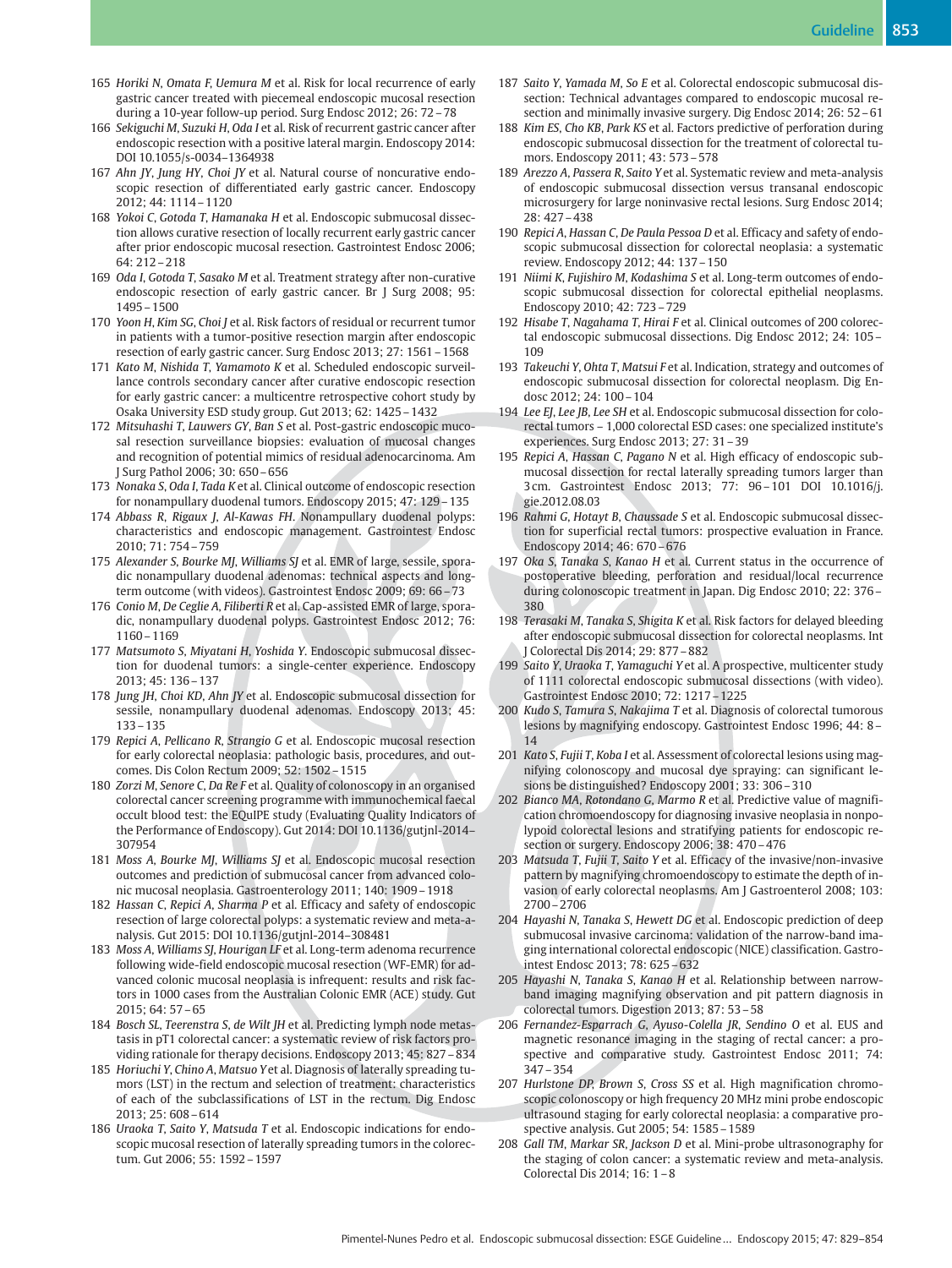165 *Horiki N, Omata F, Uemura M* et al. Risk for local recurrence of early gastric cancer treated with piecemeal endoscopic mucosal resection during a 10-year follow-up period. Surg Endosc 2012; 26: 72 – 78

166 *Sekiguchi M, Suzuki H, Oda I* et al. Risk of recurrent gastric cancer after endoscopic resection with a positive lateral margin. Endoscopy 2014: DOI 10.1055/s-0034–1364938

167 *Ahn JY, Jung HY, Choi JY* et al. Natural course of noncurative endoscopic resection of differentiated early gastric cancer. Endoscopy 2012; 44: 1114 – 1120

168 *Yokoi C, Gotoda T, Hamanaka H* et al. Endoscopic submucosal dissection allows curative resection of locally recurrent early gastric cancer after prior endoscopic mucosal resection. Gastrointest Endosc 2006; 64: 212 – 218

169 *Oda I, Gotoda T, Sasako M* et al. Treatment strategy after non-curative endoscopic resection of early gastric cancer. Br J Surg 2008; 95: 1495 – 1500

170 *Yoon H, Kim SG, Choi J* et al. Risk factors of residual or recurrent tumor in patients with a tumor-positive resection margin after endoscopic resection of early gastric cancer. Surg Endosc 2013; 27: 1561 – 1568

171 *Kato M, Nishida T, Yamamoto K* et al. Scheduled endoscopic surveillance controls secondary cancer after curative endoscopic resection for early gastric cancer: a multicentre retrospective cohort study by Osaka University ESD study group. Gut 2013; 62: 1425 – 1432

172 *Mitsuhashi T, Lauwers GY, Ban S* et al. Post-gastric endoscopic mucosal resection surveillance biopsies: evaluation of mucosal changes and recognition of potential mimics of residual adenocarcinoma. Am J Surg Pathol 2006; 30: 650 – 656

173 *Nonaka S, Oda I, Tada K* et al. Clinical outcome of endoscopic resection for nonampullary duodenal tumors. Endoscopy 2015; 47: 129 – 135

174 *Abbass R, Rigaux J, Al-Kawas FH*. Nonampullary duodenal polyps: characteristics and endoscopic management. Gastrointest Endosc 2010; 71: 754 – 759

175 *Alexander S, Bourke MJ, Williams SJ* et al. EMR of large, sessile, sporadic nonampullary duodenal adenomas: technical aspects and long-term outcome (with videos). Gastrointest Endosc 2009; 69: 66 – 73

176 *Conio M, De Ceglie A, Filiberti R* et al. Cap-assisted EMR of large, sporadic, nonampullary duodenal polyps. Gastrointest Endosc 2012; 76: 1160 – 1169

177 *Matsumoto S, Miyatani H, Yoshida Y*. Endoscopic submucosal dissection for duodenal tumors: a single-center experience. Endoscopy 2013; 45: 136 – 137

178 *Jung JH, Choi KD, Ahn JY* et al. Endoscopic submucosal dissection for sessile, nonampullary duodenal adenomas. Endoscopy 2013; 45: 133 – 135

179 *Repici A, Pellicano R, Strangio G* et al. Endoscopic mucosal resection for early colorectal neoplasia: pathologic basis, procedures, and outcomes. Dis Colon Rectum 2009; 52: 1502 – 1515

180 *Zorzi M, Senore C, Da Re F* et al. Quality of colonoscopy in an organised colorectal cancer screening programme with immunochemical faecal occult blood test: the EQuIPE study (Evaluating Quality Indicators of the Performance of Endoscopy). Gut 2014: DOI 10.1136/gutjnl-2014–307954

181 *Moss A, Bourke MJ, Williams SJ* et al. Endoscopic mucosal resection outcomes and prediction of submucosal cancer from advanced colonic mucosal neoplasia. Gastroenterology 2011; 140: 1909 – 1918

182 *Hassan C, Repici A, Sharma P* et al. Efficacy and safety of endoscopic resection of large colorectal polyps: a systematic review and meta-analysis. Gut 2015: DOI 10.1136/gutjnl-2014–308481

183 *Moss A, Williams SJ, Hourigan LF* et al. Long-term adenoma recurrence following wide-field endoscopic mucosal resection (WF-EMR) for advanced colonic mucosal neoplasia is infrequent: results and risk factors in 1000 cases from the Australian Colonic EMR (ACE) study. Gut 2015; 64: 57 – 65

184 *Bosch SL, Teerenstra S, de Wilt JH* et al. Predicting lymph node metastasis in pT1 colorectal cancer: a systematic review of risk factors providing rationale for therapy decisions. Endoscopy 2013; 45: 827 – 834

185 *Horiuchi Y, Chino A, Matsuo Y* et al. Diagnosis of laterally spreading tumors (LST) in the rectum and selection of treatment: characteristics of each of the subclassifications of LST in the rectum. Dig Endosc 2013; 25: 608 – 614

186 *Uraoka T, Saito Y, Matsuda T* et al. Endoscopic indications for endoscopic mucosal resection of laterally spreading tumors in the colorectum. Gut 2006; 55: 1592 – 1597

187 *Saito Y, Yamada M, So E* et al. Colorectal endoscopic submucosal dissection: Technical advantages compared to endoscopic mucosal resection and minimally invasive surgery. Dig Endosc 2014; 26: 52 – 61

188 *Kim ES, Cho KB, Park KS* et al. Factors predictive of perforation during endoscopic submucosal dissection for the treatment of colorectal tumors. Endoscopy 2011; 43: 573 – 578

189 *Arezzo A, Passera R, Saito Y* et al. Systematic review and meta-analysis of endoscopic submucosal dissection versus transanal endoscopic microsurgery for large noninvasive rectal lesions. Surg Endosc 2014; 28: 427 – 438

190 *Repici A, Hassan C, De Paula Pessoa D* et al. Efficacy and safety of endoscopic submucosal dissection for colorectal neoplasia: a systematic review. Endoscopy 2012; 44: 137 – 150

191 *Niimi K, Fujishiro M, Kodashima S* et al. Long-term outcomes of endoscopic submucosal dissection for colorectal epithelial neoplasms. Endoscopy 2010; 42: 723 – 729

192 *Hisabe T, Nagahama T, Hirai F* et al. Clinical outcomes of 200 colorectal endoscopic submucosal dissections. Dig Endosc 2012; 24: 105 – 109

193 *Takeuchi Y, Ohta T, Matsui F* et al. Indication, strategy and outcomes of endoscopic submucosal dissection for colorectal neoplasm. Dig Endosc 2012; 24: 100 – 104

194 *Lee EJ, Lee JB, Lee SH* et al. Endoscopic submucosal dissection for colorectal tumors – 1,000 colorectal ESD cases: one specialized institute's experiences. Surg Endosc 2013; 27: 31 – 39

195 *Repici A, Hassan C, Pagano N* et al. High efficacy of endoscopic submucosal dissection for rectal laterally spreading tumors larger than 3 cm. Gastrointest Endosc 2013; 77: 96 – 101 DOI 10.1016/j.gie.2012.08.03

196 *Rahmi G, Hotayt B, Chaussade S* et al. Endoscopic submucosal dissection for superficial rectal tumors: prospective evaluation in France. Endoscopy 2014; 46: 670 – 676

197 *Oka S, Tanaka S, Kanao H* et al. Current status in the occurrence of postoperative bleeding, perforation and residual/local recurrence during colonoscopic treatment in Japan. Dig Endosc 2010; 22: 376 – 380

198 *Terasaki M, Tanaka S, Shigita K* et al. Risk factors for delayed bleeding after endoscopic submucosal dissection for colorectal neoplasms. Int J Colorectal Dis 2014; 29: 877 – 882

199 *Saito Y, Uraoka T, Yamaguchi Y* et al. A prospective, multicenter study of 1111 colorectal endoscopic submucosal dissections (with video). Gastrointest Endosc 2010; 72: 1217 – 1225

200 *Kudo S, Tamura S, Nakajima T* et al. Diagnosis of colorectal tumorous lesions by magnifying endoscopy. Gastrointest Endosc 1996; 44: 8 – 14

201 *Kato S, Fujii T, Koba I* et al. Assessment of colorectal lesions using magnifying colonoscopy and mucosal dye spraying: can significant lesions be distinguished? Endoscopy 2001; 33: 306 – 310

202 *Bianco MA, Rotondano G, Marmo R* et al. Predictive value of magnification chromoendoscopy for diagnosing invasive neoplasia in nonpolypoid colorectal lesions and stratifying patients for endoscopic resection or surgery. Endoscopy 2006; 38: 470 – 476

203 *Matsuda T, Fujii T, Saito Y* et al. Efficacy of the invasive/non-invasive pattern by magnifying chromoendoscopy to estimate the depth of invasion of early colorectal neoplasms. Am J Gastroenterol 2008; 103: 2700 – 2706

204 *Hayashi N, Tanaka S, Hewett DG* et al. Endoscopic prediction of deep submucosal invasive carcinoma: validation of the narrow-band imaging international colorectal endoscopic (NICE) classification. Gastrointest Endosc 2013; 78: 625 – 632

205 *Hayashi N, Tanaka S, Kanao H* et al. Relationship between narrow-band imaging magnifying observation and pit pattern diagnosis in colorectal tumors. Digestion 2013; 87: 53 – 58

206 *Fernandez-Esparrach G, Ayuso-Colella JR, Sendino O* et al. EUS and magnetic resonance imaging in the staging of rectal cancer: a prospective and comparative study. Gastrointest Endosc 2011; 74: 347 – 354

207 *Hurlstone DP, Brown S, Cross SS* et al. High magnification chromoscopic colonoscopy or high frequency 20 MHz mini probe endoscopic ultrasound staging for early colorectal neoplasia: a comparative prospective analysis. Gut 2005; 54: 1585 – 1589

208 *Gall TM, Markar SR, Jackson D* et al. Mini-probe ultrasonography for the staging of colon cancer: a systematic review and meta-analysis. Colorectal Dis 2014; 16: 1 – 8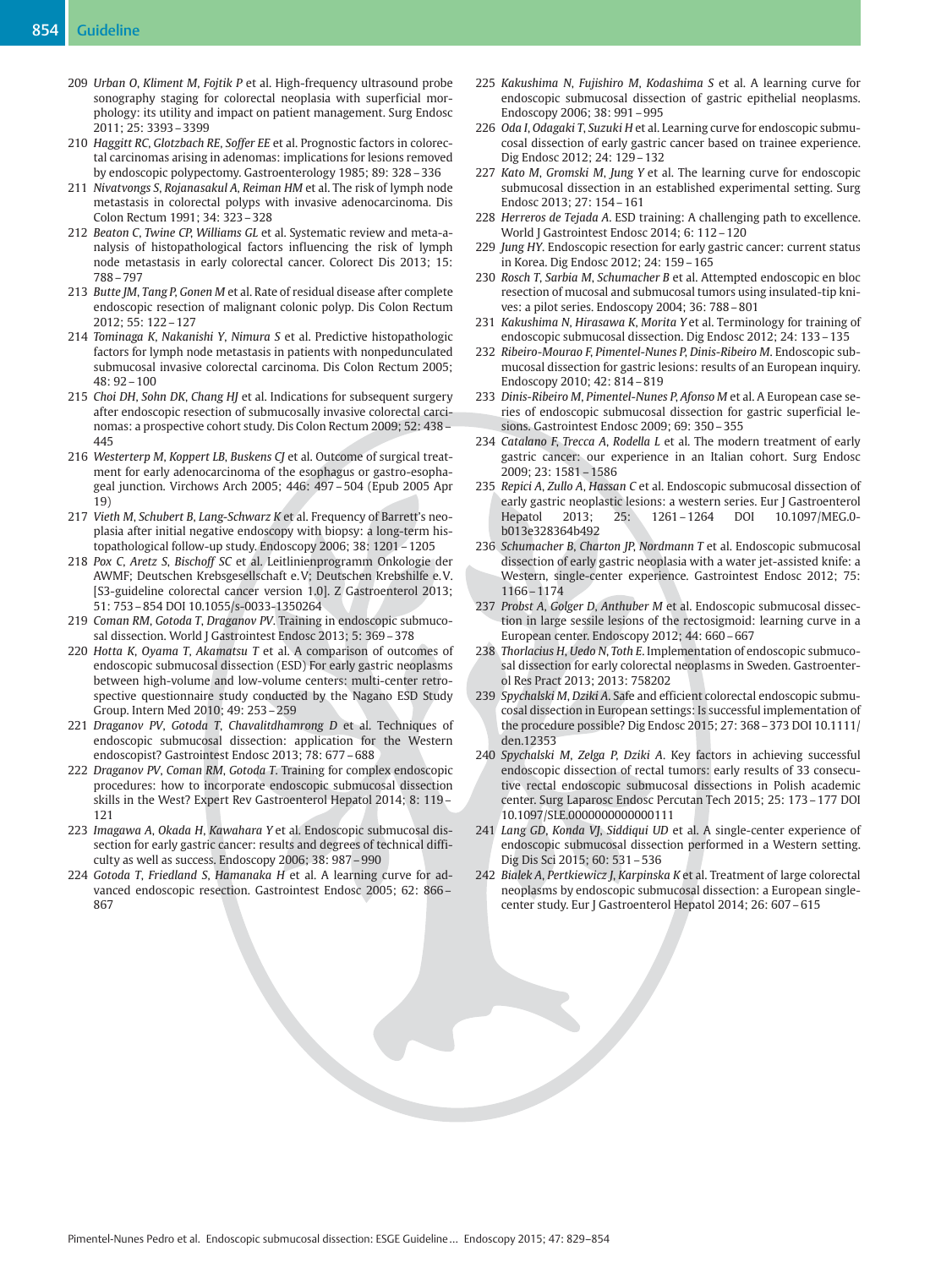209 *Urban O, Kliment M, Fojtik P* et al. High-frequency ultrasound probe sonography staging for colorectal neoplasia with superficial morphology: its utility and impact on patient management. Surg Endosc 2011; 25: 3393 – 3399

210 *Haggitt RC, Glotzbach RE, Soffer EE* et al. Prognostic factors in colorectal carcinomas arising in adenomas: implications for lesions removed by endoscopic polypectomy. Gastroenterology 1985; 89: 328 – 336

211 *Nivatvongs S, Rojanasakul A, Reiman HM* et al. The risk of lymph node metastasis in colorectal polyps with invasive adenocarcinoma. Dis Colon Rectum 1991; 34: 323 – 328

212 *Beaton C, Twine CP, Williams GL* et al. Systematic review and meta-analysis of histopathological factors influencing the risk of lymph node metastasis in early colorectal cancer. Colorect Dis 2013; 15: 788 – 797

213 *Butte JM, Tang P, Gonen M* et al. Rate of residual disease after complete endoscopic resection of malignant colonic polyp. Dis Colon Rectum 2012; 55: 122 – 127

214 *Tominaga K, Nakanishi Y, Nimura S* et al. Predictive histopathologic factors for lymph node metastasis in patients with nonpedunculated submucosal invasive colorectal carcinoma. Dis Colon Rectum 2005; 48: 92 – 100

215 *Choi DH, Sohn DK, Chang HJ* et al. Indications for subsequent surgery after endoscopic resection of submucosally invasive colorectal carcinomas: a prospective cohort study. Dis Colon Rectum 2009; 52: 438 – 445

216 *Westerterp M, Koppert LB, Buskens CJ* et al. Outcome of surgical treatment for early adenocarcinoma of the esophagus or gastro-esophageal junction. Virchows Arch 2005; 446: 497 – 504 (Epub 2005 Apr 19)

217 *Vieth M, Schubert B, Lang-Schwarz K* et al. Frequency of Barrett's neoplasia after initial negative endoscopy with biopsy: a long-term histopathological follow-up study. Endoscopy 2006; 38: 1201 – 1205

218 *Pox C, Aretz S, Bischoff SC* et al. Leitlinienprogramm Onkologie der AWMF; Deutschen Krebsgesellschaft e.V; Deutschen Krebshilfe e.V. [S3-guideline colorectal cancer version 1.0]. Z Gastroenterol 2013; 51: 753 – 854 DOI 10.1055/s-0033-1350264

219 *Coman RM, Gotoda T, Draganov PV*. Training in endoscopic submucosal dissection. World J Gastrointest Endosc 2013; 5: 369 – 378

220 *Hotta K, Oyama T, Akamatsu T* et al. A comparison of outcomes of endoscopic submucosal dissection (ESD) For early gastric neoplasms between high-volume and low-volume centers: multi-center retrospective questionnaire study conducted by the Nagano ESD Study Group. Intern Med 2010; 49: 253 – 259

221 *Draganov PV, Gotoda T, Chavalitdhamrong D* et al. Techniques of endoscopic submucosal dissection: application for the Western endoscopist? Gastrointest Endosc 2013; 78: 677 – 688

222 *Draganov PV, Coman RM, Gotoda T*. Training for complex endoscopic procedures: how to incorporate endoscopic submucosal dissection skills in the West? Expert Rev Gastroenterol Hepatol 2014; 8: 119 – 121

223 *Imagawa A, Okada H, Kawahara Y* et al. Endoscopic submucosal dissection for early gastric cancer: results and degrees of technical difficulty as well as success. Endoscopy 2006; 38: 987 – 990

224 *Gotoda T, Friedland S, Hamanaka H* et al. A learning curve for advanced endoscopic resection. Gastrointest Endosc 2005; 62: 866 – 867

225 *Kakushima N, Fujishiro M, Kodashima S* et al. A learning curve for endoscopic submucosal dissection of gastric epithelial neoplasms. Endoscopy 2006; 38: 991 – 995

226 *Oda I, Odagaki T, Suzuki H* et al. Learning curve for endoscopic submucosal dissection of early gastric cancer based on trainee experience. Dig Endosc 2012; 24: 129 – 132

227 *Kato M, Gromski M, Jung Y* et al. The learning curve for endoscopic submucosal dissection in an established experimental setting. Surg Endosc 2013; 27: 154 – 161

228 *Herreros de Tejada A*. ESD training: A challenging path to excellence. World J Gastrointest Endosc 2014; 6: 112 – 120

229 *Jung HY*. Endoscopic resection for early gastric cancer: current status in Korea. Dig Endosc 2012; 24: 159 – 165

230 *Rosch T, Sarbia M, Schumacher B* et al. Attempted endoscopic en bloc resection of mucosal and submucosal tumors using insulated-tip knives: a pilot series. Endoscopy 2004; 36: 788 – 801

231 *Kakushima N, Hirasawa K, Morita Y* et al. Terminology for training of endoscopic submucosal dissection. Dig Endosc 2012; 24: 133 – 135

232 *Ribeiro-Mourao F, Pimentel-Nunes P, Dinis-Ribeiro M*. Endoscopic submucosal dissection for gastric lesions: results of an European inquiry. Endoscopy 2010; 42: 814 – 819

233 *Dinis-Ribeiro M, Pimentel-Nunes P, Afonso M* et al. A European case series of endoscopic submucosal dissection for gastric superficial lesions. Gastrointest Endosc 2009; 69: 350 – 355

234 *Catalano F, Trecca A, Rodella L* et al. The modern treatment of early gastric cancer: our experience in an Italian cohort. Surg Endosc 2009; 23: 1581 – 1586

235 *Repici A, Zullo A, Hassan C* et al. Endoscopic submucosal dissection of early gastric neoplastic lesions: a western series. Eur J Gastroenterol Hepatol 2013; 25: 1261 – 1264 DOI 10.1097/MEG.0b013e328364b492

236 *Schumacher B, Charton JP, Nordmann T* et al. Endoscopic submucosal dissection of early gastric neoplasia with a water jet-assisted knife: a Western, single-center experience. Gastrointest Endosc 2012; 75: 1166 – 1174

237 *Probst A, Golger D, Anthuber M* et al. Endoscopic submucosal dissection in large sessile lesions of the rectosigmoid: learning curve in a European center. Endoscopy 2012; 44: 660 – 667

238 *Thorlacius H, Uedo N, Toth E*. Implementation of endoscopic submucosal dissection for early colorectal neoplasms in Sweden. Gastroenterol Res Pract 2013; 2013: 758202

239 *Spychalski M, Dziki A*. Safe and efficient colorectal endoscopic submucosal dissection in European settings: Is successful implementation of the procedure possible? Dig Endosc 2015; 27: 368 – 373 DOI 10.1111/den.12353

240 *Spychalski M, Zelga P, Dziki A*. Key factors in achieving successful endoscopic dissection of rectal tumors: early results of 33 consecutive rectal endoscopic submucosal dissections in Polish academic center. Surg Laparosc Endosc Percutan Tech 2015; 25: 173 – 177 DOI 10.1097/SLE.0000000000000111

241 *Lang GD, Konda VJ, Siddiqui UD* et al. A single-center experience of endoscopic submucosal dissection performed in a Western setting. Dig Dis Sci 2015; 60: 531 – 536

242 *Bialek A, Pertkiewicz J, Karpinska K* et al. Treatment of large colorectal neoplasms by endoscopic submucosal dissection: a European single-center study. Eur J Gastroenterol Hepatol 2014; 26: 607 – 615